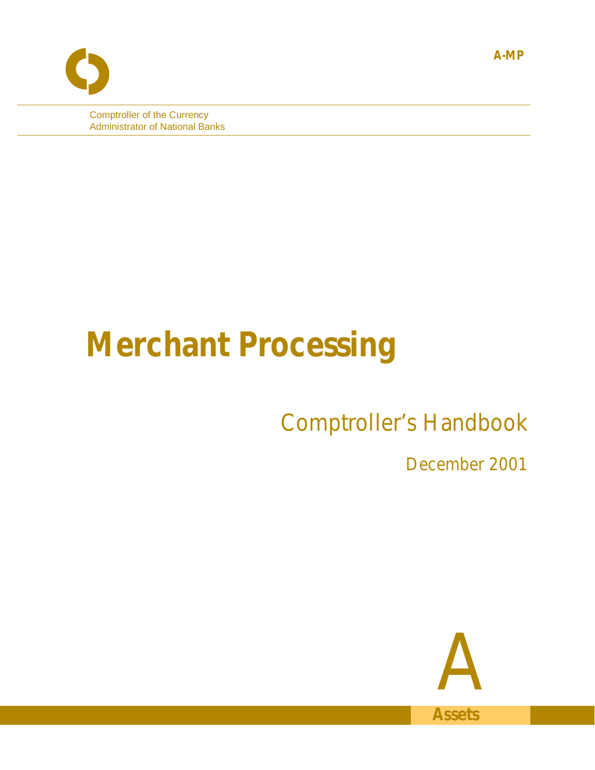A-MP

Comptroller of the Currency
Administrator of National Banks

# Merchant Processing

Comptroller's Handbook

December 2001

A

Assets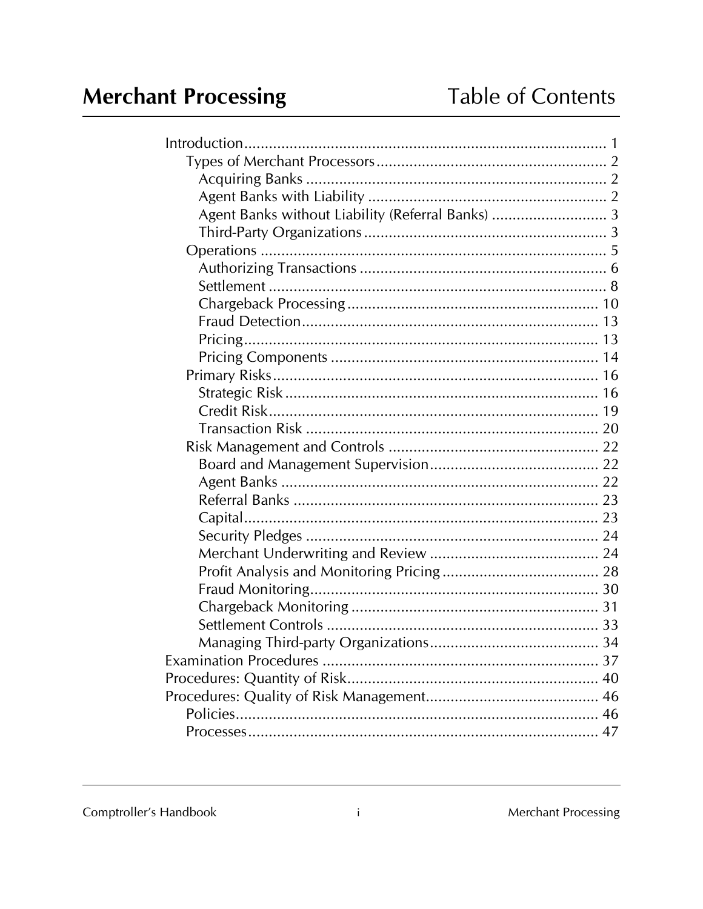# Merchant Processing — Table of Contents

- Introduction ........ 1
  - Types of Merchant Processors ........ 2
    - Acquiring Banks ........ 2
    - Agent Banks with Liability ........ 2
    - Agent Banks without Liability (Referral Banks) ........ 3
    - Third-Party Organizations ........ 3
  - Operations ........ 5
    - Authorizing Transactions ........ 6
    - Settlement ........ 8
    - Chargeback Processing ........ 10
    - Fraud Detection ........ 13
    - Pricing ........ 13
    - Pricing Components ........ 14
  - Primary Risks ........ 16
    - Strategic Risk ........ 16
    - Credit Risk ........ 19
    - Transaction Risk ........ 20
  - Risk Management and Controls ........ 22
    - Board and Management Supervision ........ 22
    - Agent Banks ........ 22
    - Referral Banks ........ 23
    - Capital ........ 23
    - Security Pledges ........ 24
    - Merchant Underwriting and Review ........ 24
    - Profit Analysis and Monitoring Pricing ........ 28
    - Fraud Monitoring ........ 30
    - Chargeback Monitoring ........ 31
    - Settlement Controls ........ 33
    - Managing Third-party Organizations ........ 34
- Examination Procedures ........ 37
- Procedures: Quantity of Risk ........ 40
- Procedures: Quality of Risk Management ........ 46
  - Policies ........ 46
  - Processes ........ 47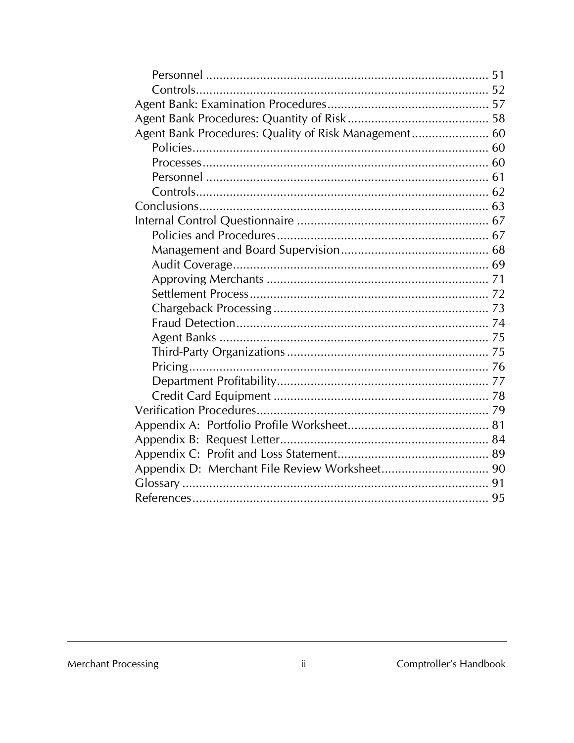- Personnel ..................................................................................... 51
- Controls....................................................................................... 52

Agent Bank: Examination Procedures.............................................. 57

Agent Bank Procedures: Quantity of Risk......................................... 58

Agent Bank Procedures: Quality of Risk Management...................... 60

- Policies......................................................................................... 60
- Processes..................................................................................... 60
- Personnel ..................................................................................... 61
- Controls....................................................................................... 62

Conclusions....................................................................................... 63

Internal Control Questionnaire .......................................................... 67

- Policies and Procedures................................................................ 67
- Management and Board Supervision............................................ 68
- Audit Coverage............................................................................ 69
- Approving Merchants .................................................................. 71
- Settlement Process....................................................................... 72
- Chargeback Processing ................................................................ 73
- Fraud Detection........................................................................... 74
- Agent Banks ................................................................................ 75
- Third-Party Organizations ............................................................ 75
- Pricing......................................................................................... 76
- Department Profitability............................................................... 77
- Credit Card Equipment ................................................................ 78

Verification Procedures..................................................................... 79

Appendix A: Portfolio Profile Worksheet.......................................... 81

Appendix B: Request Letter.............................................................. 84

Appendix C: Profit and Loss Statement............................................. 89

Appendix D: Merchant File Review Worksheet................................ 90

Glossary ........................................................................................... 91

References......................................................................................... 95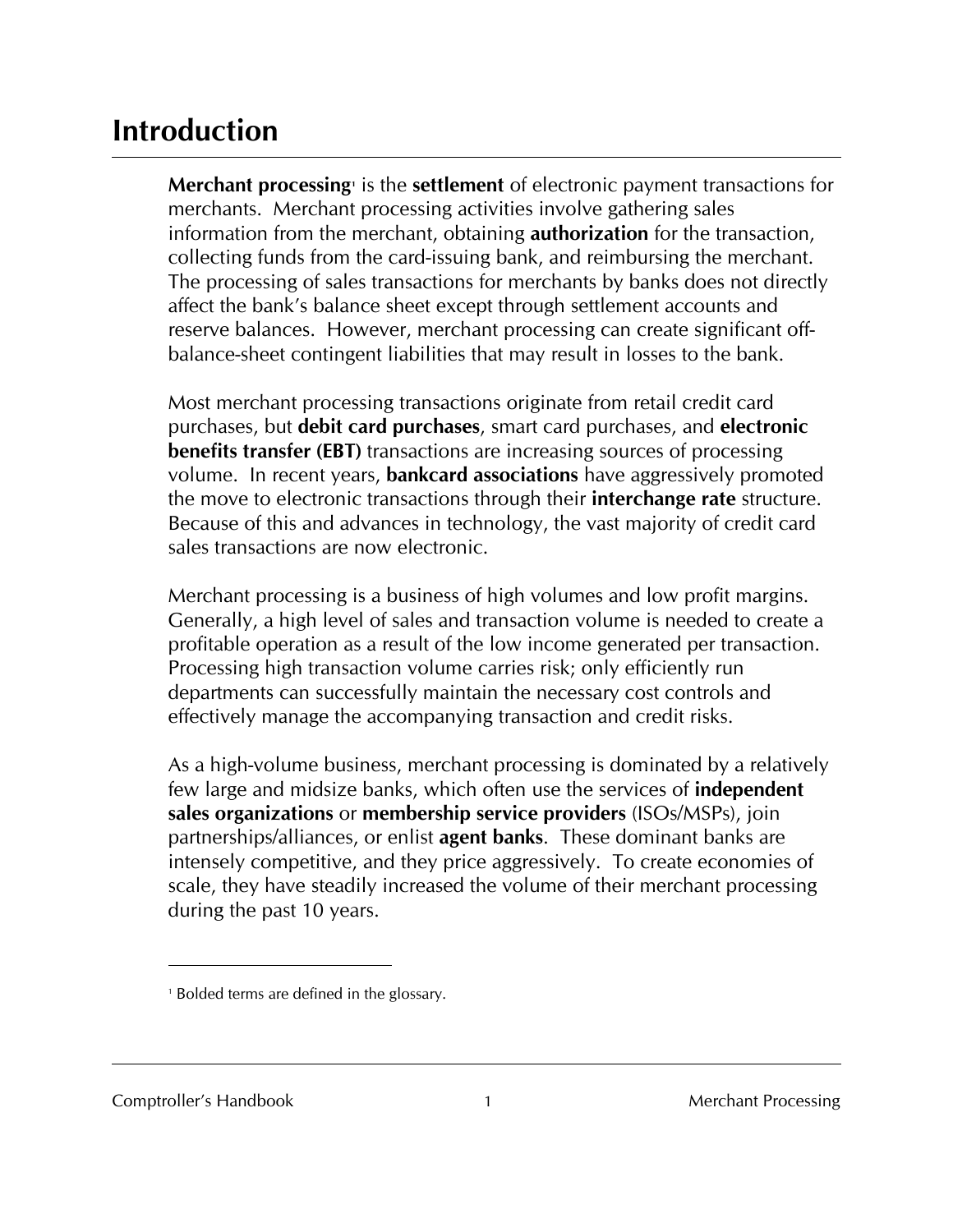# Introduction

**Merchant processing**[1] is the **settlement** of electronic payment transactions for merchants. Merchant processing activities involve gathering sales information from the merchant, obtaining **authorization** for the transaction, collecting funds from the card-issuing bank, and reimbursing the merchant. The processing of sales transactions for merchants by banks does not directly affect the bank's balance sheet except through settlement accounts and reserve balances. However, merchant processing can create significant off-balance-sheet contingent liabilities that may result in losses to the bank.

Most merchant processing transactions originate from retail credit card purchases, but **debit card purchases**, smart card purchases, and **electronic benefits transfer (EBT)** transactions are increasing sources of processing volume. In recent years, **bankcard associations** have aggressively promoted the move to electronic transactions through their **interchange rate** structure. Because of this and advances in technology, the vast majority of credit card sales transactions are now electronic.

Merchant processing is a business of high volumes and low profit margins. Generally, a high level of sales and transaction volume is needed to create a profitable operation as a result of the low income generated per transaction. Processing high transaction volume carries risk; only efficiently run departments can successfully maintain the necessary cost controls and effectively manage the accompanying transaction and credit risks.

As a high-volume business, merchant processing is dominated by a relatively few large and midsize banks, which often use the services of **independent sales organizations** or **membership service providers** (ISOs/MSPs), join partnerships/alliances, or enlist **agent banks**. These dominant banks are intensely competitive, and they price aggressively. To create economies of scale, they have steadily increased the volume of their merchant processing during the past 10 years.

---

[1] Bolded terms are defined in the glossary.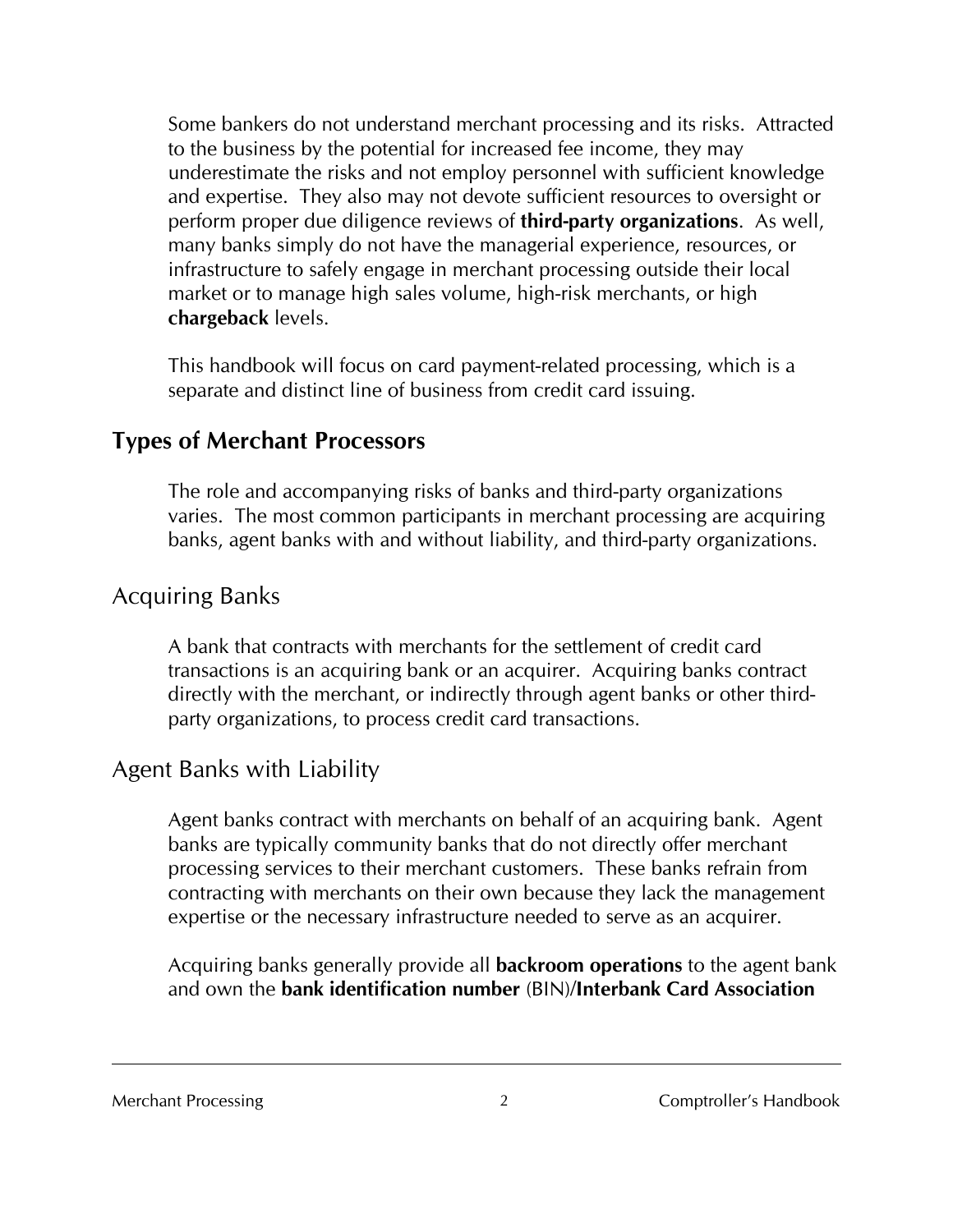Some bankers do not understand merchant processing and its risks. Attracted to the business by the potential for increased fee income, they may underestimate the risks and not employ personnel with sufficient knowledge and expertise. They also may not devote sufficient resources to oversight or perform proper due diligence reviews of **third-party organizations**. As well, many banks simply do not have the managerial experience, resources, or infrastructure to safely engage in merchant processing outside their local market or to manage high sales volume, high-risk merchants, or high **chargeback** levels.

This handbook will focus on card payment-related processing, which is a separate and distinct line of business from credit card issuing.

## Types of Merchant Processors

The role and accompanying risks of banks and third-party organizations varies. The most common participants in merchant processing are acquiring banks, agent banks with and without liability, and third-party organizations.

### Acquiring Banks

A bank that contracts with merchants for the settlement of credit card transactions is an acquiring bank or an acquirer. Acquiring banks contract directly with the merchant, or indirectly through agent banks or other third-party organizations, to process credit card transactions.

### Agent Banks with Liability

Agent banks contract with merchants on behalf of an acquiring bank. Agent banks are typically community banks that do not directly offer merchant processing services to their merchant customers. These banks refrain from contracting with merchants on their own because they lack the management expertise or the necessary infrastructure needed to serve as an acquirer.

Acquiring banks generally provide all **backroom operations** to the agent bank and own the **bank identification number** (BIN)/**Interbank Card Association**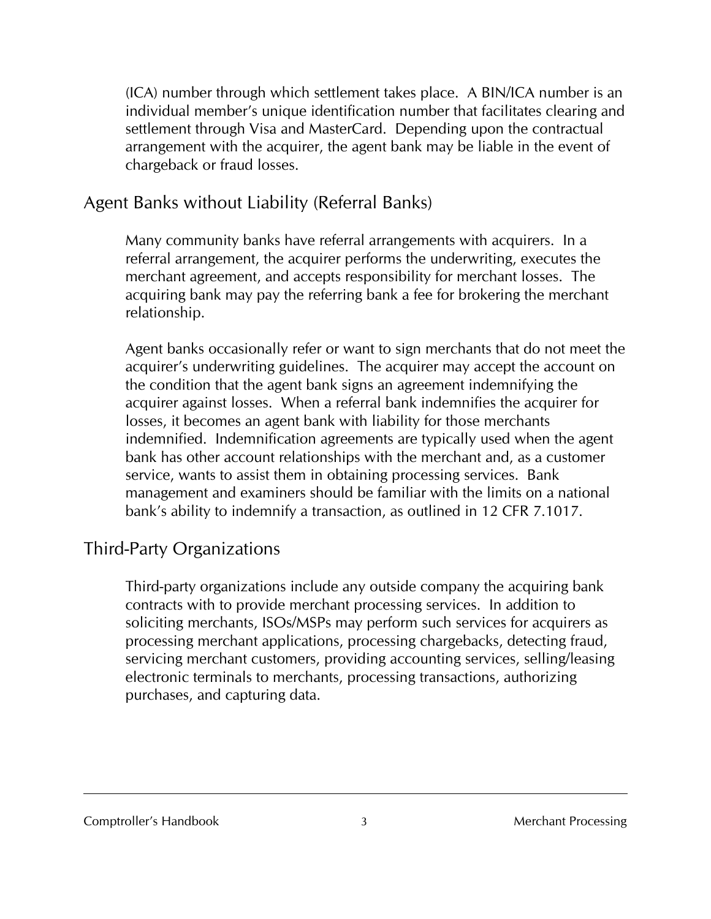(ICA) number through which settlement takes place. A BIN/ICA number is an individual member's unique identification number that facilitates clearing and settlement through Visa and MasterCard. Depending upon the contractual arrangement with the acquirer, the agent bank may be liable in the event of chargeback or fraud losses.

## Agent Banks without Liability (Referral Banks)

Many community banks have referral arrangements with acquirers. In a referral arrangement, the acquirer performs the underwriting, executes the merchant agreement, and accepts responsibility for merchant losses. The acquiring bank may pay the referring bank a fee for brokering the merchant relationship.

Agent banks occasionally refer or want to sign merchants that do not meet the acquirer's underwriting guidelines. The acquirer may accept the account on the condition that the agent bank signs an agreement indemnifying the acquirer against losses. When a referral bank indemnifies the acquirer for losses, it becomes an agent bank with liability for those merchants indemnified. Indemnification agreements are typically used when the agent bank has other account relationships with the merchant and, as a customer service, wants to assist them in obtaining processing services. Bank management and examiners should be familiar with the limits on a national bank's ability to indemnify a transaction, as outlined in 12 CFR 7.1017.

## Third-Party Organizations

Third-party organizations include any outside company the acquiring bank contracts with to provide merchant processing services. In addition to soliciting merchants, ISOs/MSPs may perform such services for acquirers as processing merchant applications, processing chargebacks, detecting fraud, servicing merchant customers, providing accounting services, selling/leasing electronic terminals to merchants, processing transactions, authorizing purchases, and capturing data.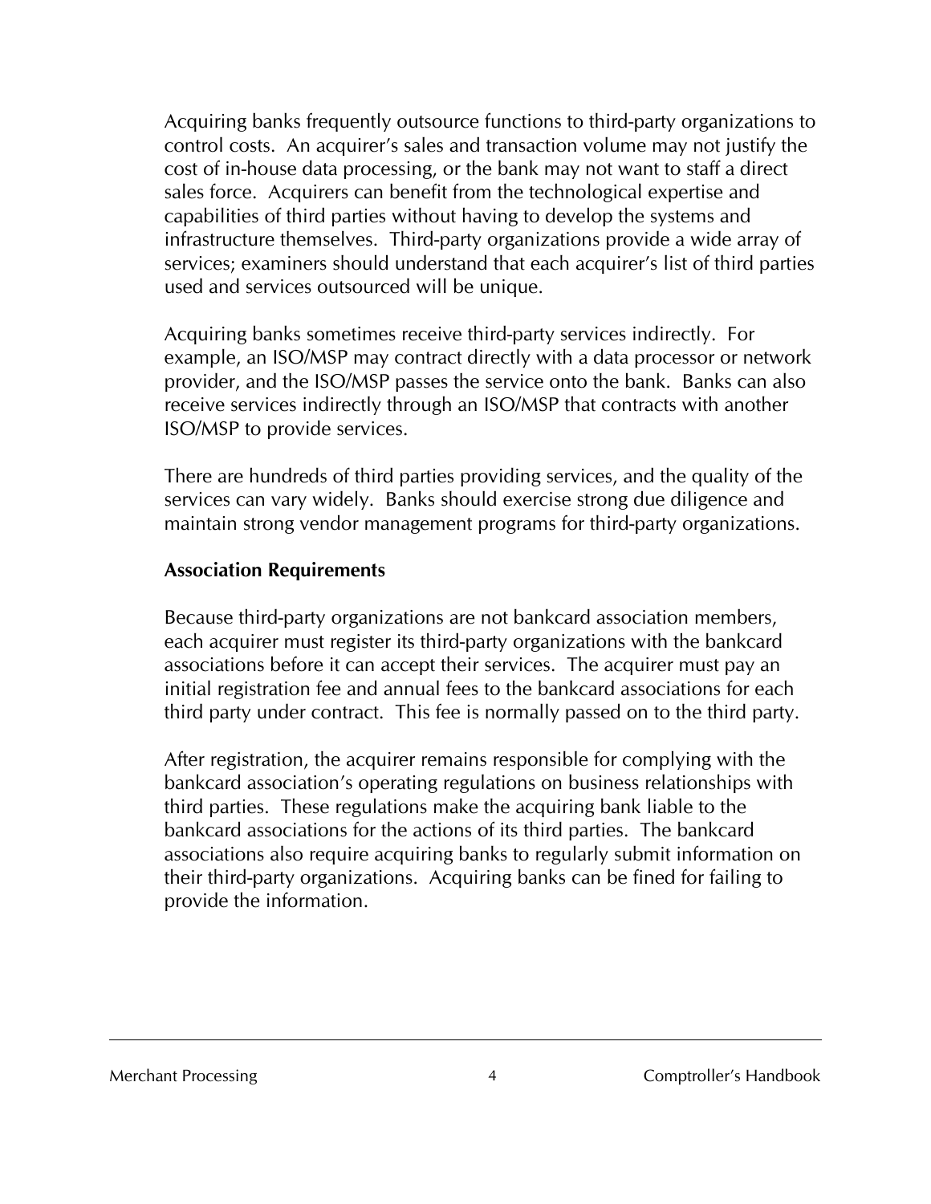Acquiring banks frequently outsource functions to third-party organizations to control costs. An acquirer's sales and transaction volume may not justify the cost of in-house data processing, or the bank may not want to staff a direct sales force. Acquirers can benefit from the technological expertise and capabilities of third parties without having to develop the systems and infrastructure themselves. Third-party organizations provide a wide array of services; examiners should understand that each acquirer's list of third parties used and services outsourced will be unique.

Acquiring banks sometimes receive third-party services indirectly. For example, an ISO/MSP may contract directly with a data processor or network provider, and the ISO/MSP passes the service onto the bank. Banks can also receive services indirectly through an ISO/MSP that contracts with another ISO/MSP to provide services.

There are hundreds of third parties providing services, and the quality of the services can vary widely. Banks should exercise strong due diligence and maintain strong vendor management programs for third-party organizations.

**Association Requirements**

Because third-party organizations are not bankcard association members, each acquirer must register its third-party organizations with the bankcard associations before it can accept their services. The acquirer must pay an initial registration fee and annual fees to the bankcard associations for each third party under contract. This fee is normally passed on to the third party.

After registration, the acquirer remains responsible for complying with the bankcard association's operating regulations on business relationships with third parties. These regulations make the acquiring bank liable to the bankcard associations for the actions of its third parties. The bankcard associations also require acquiring banks to regularly submit information on their third-party organizations. Acquiring banks can be fined for failing to provide the information.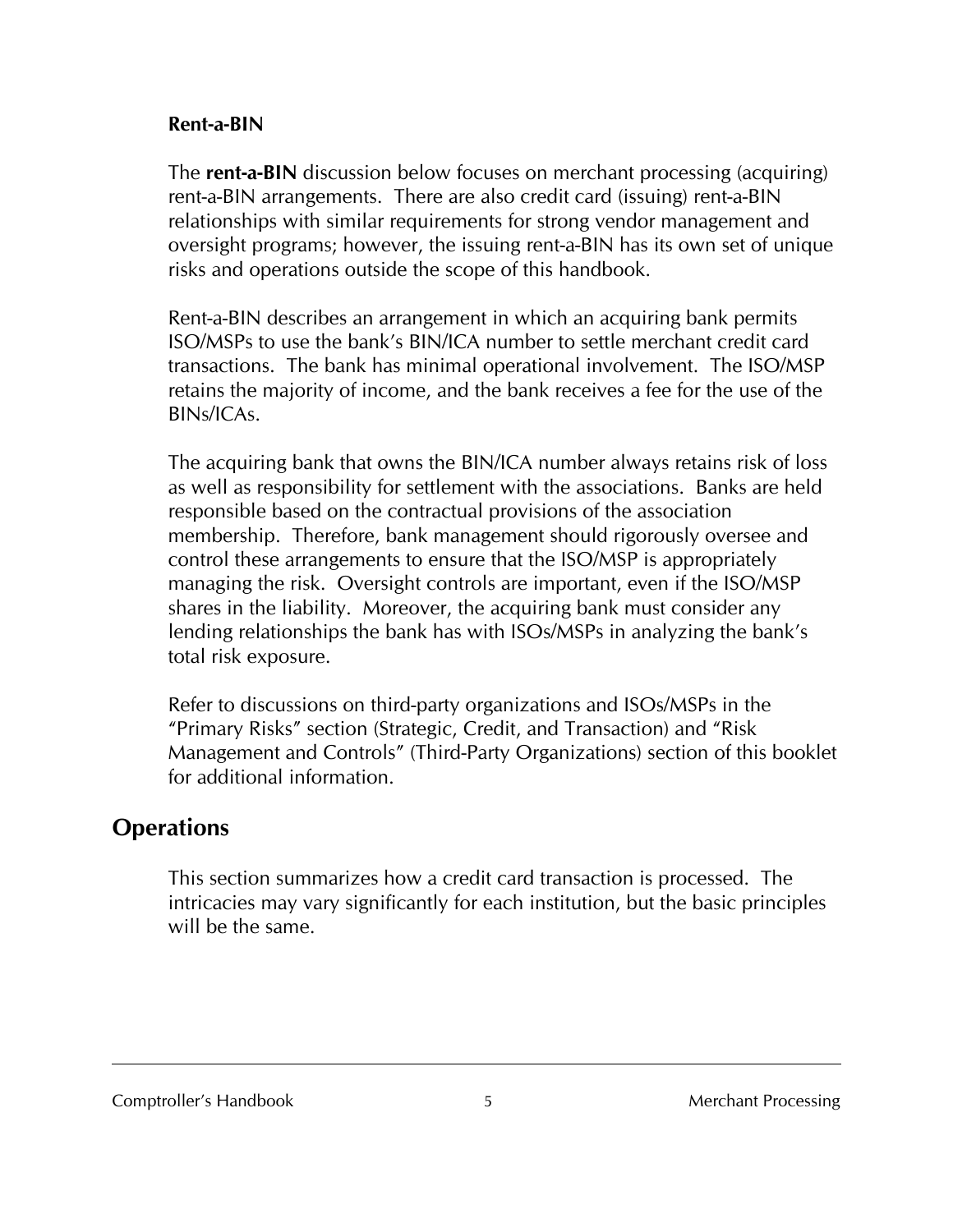### Rent-a-BIN

The **rent-a-BIN** discussion below focuses on merchant processing (acquiring) rent-a-BIN arrangements. There are also credit card (issuing) rent-a-BIN relationships with similar requirements for strong vendor management and oversight programs; however, the issuing rent-a-BIN has its own set of unique risks and operations outside the scope of this handbook.

Rent-a-BIN describes an arrangement in which an acquiring bank permits ISO/MSPs to use the bank's BIN/ICA number to settle merchant credit card transactions. The bank has minimal operational involvement. The ISO/MSP retains the majority of income, and the bank receives a fee for the use of the BINs/ICAs.

The acquiring bank that owns the BIN/ICA number always retains risk of loss as well as responsibility for settlement with the associations. Banks are held responsible based on the contractual provisions of the association membership. Therefore, bank management should rigorously oversee and control these arrangements to ensure that the ISO/MSP is appropriately managing the risk. Oversight controls are important, even if the ISO/MSP shares in the liability. Moreover, the acquiring bank must consider any lending relationships the bank has with ISOs/MSPs in analyzing the bank's total risk exposure.

Refer to discussions on third-party organizations and ISOs/MSPs in the "Primary Risks" section (Strategic, Credit, and Transaction) and "Risk Management and Controls" (Third-Party Organizations) section of this booklet for additional information.

## Operations

This section summarizes how a credit card transaction is processed. The intricacies may vary significantly for each institution, but the basic principles will be the same.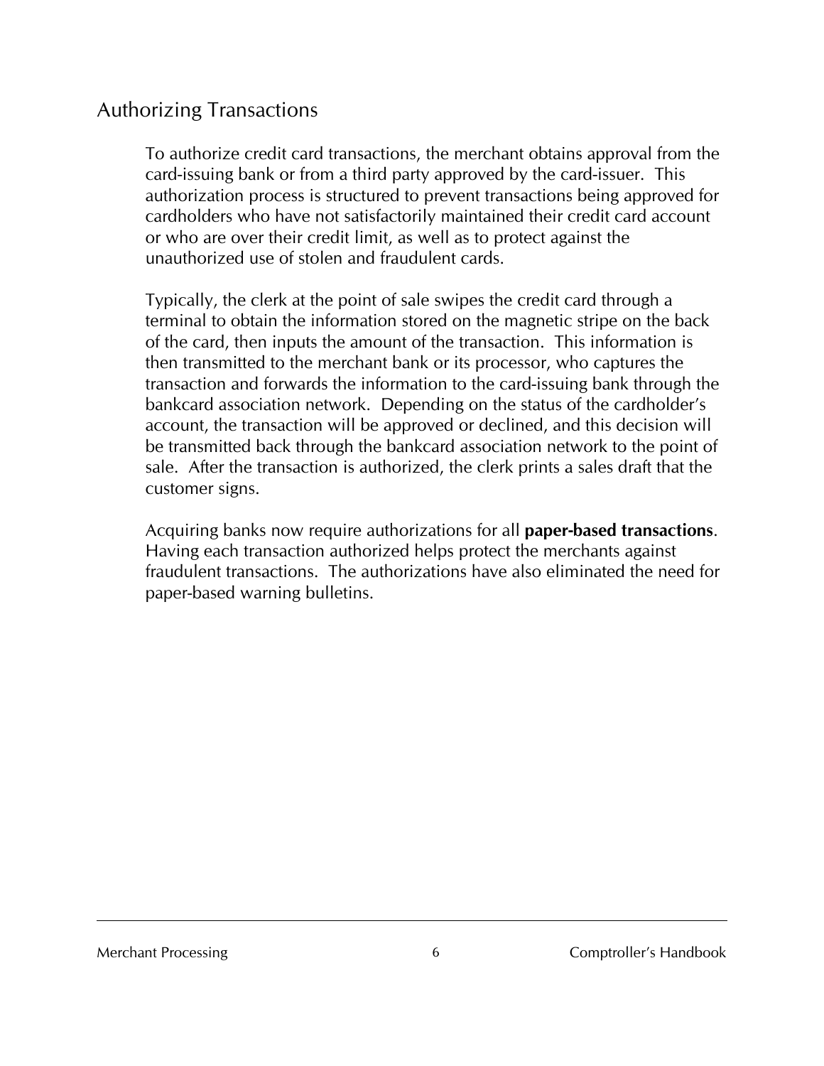## Authorizing Transactions

To authorize credit card transactions, the merchant obtains approval from the card-issuing bank or from a third party approved by the card-issuer. This authorization process is structured to prevent transactions being approved for cardholders who have not satisfactorily maintained their credit card account or who are over their credit limit, as well as to protect against the unauthorized use of stolen and fraudulent cards.

Typically, the clerk at the point of sale swipes the credit card through a terminal to obtain the information stored on the magnetic stripe on the back of the card, then inputs the amount of the transaction. This information is then transmitted to the merchant bank or its processor, who captures the transaction and forwards the information to the card-issuing bank through the bankcard association network. Depending on the status of the cardholder's account, the transaction will be approved or declined, and this decision will be transmitted back through the bankcard association network to the point of sale. After the transaction is authorized, the clerk prints a sales draft that the customer signs.

Acquiring banks now require authorizations for all **paper-based transactions**. Having each transaction authorized helps protect the merchants against fraudulent transactions. The authorizations have also eliminated the need for paper-based warning bulletins.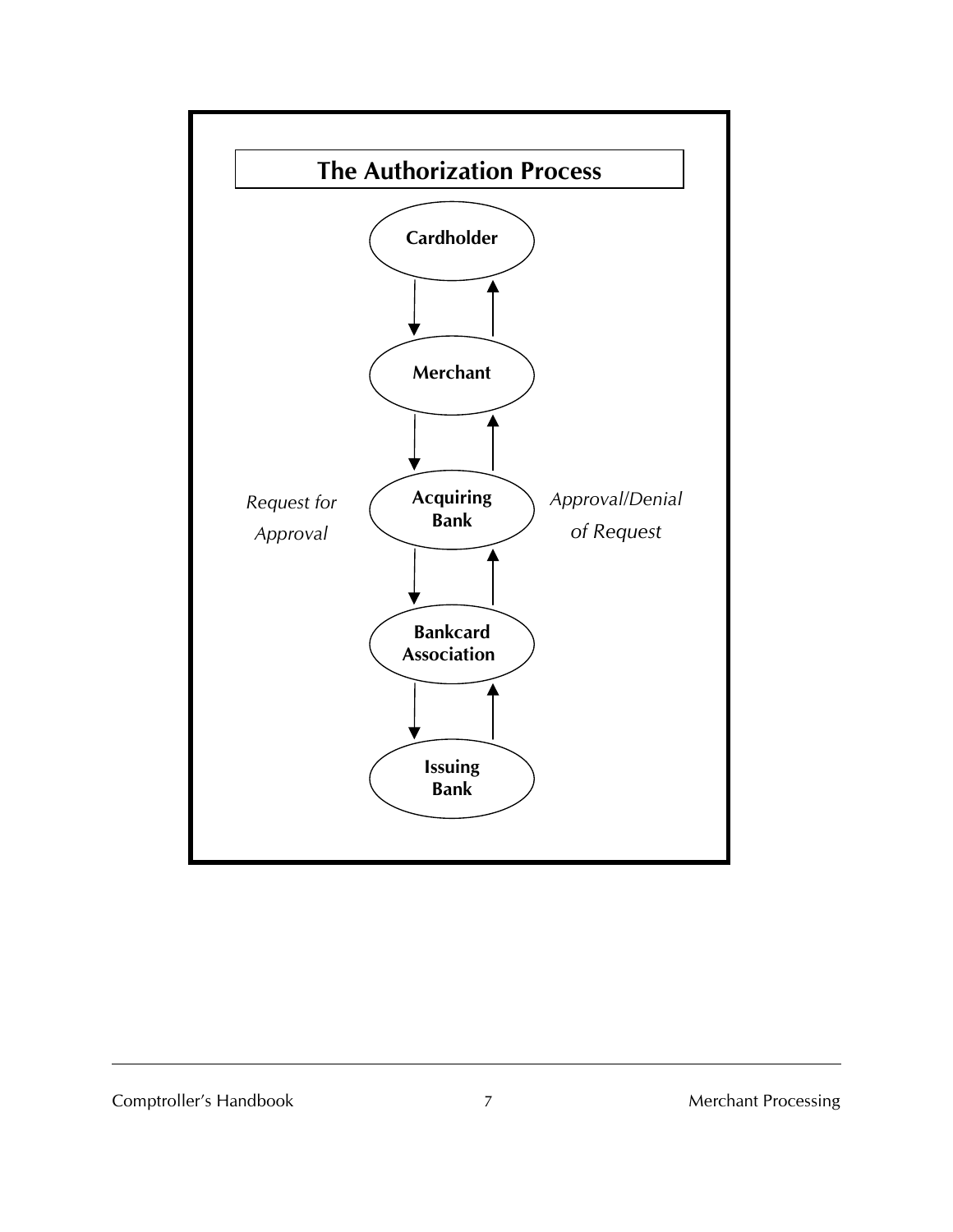**The Authorization Process**

Cardholder

Merchant

*Request for Approval*

Acquiring Bank

*Approval/Denial of Request*

Bankcard Association

Issuing Bank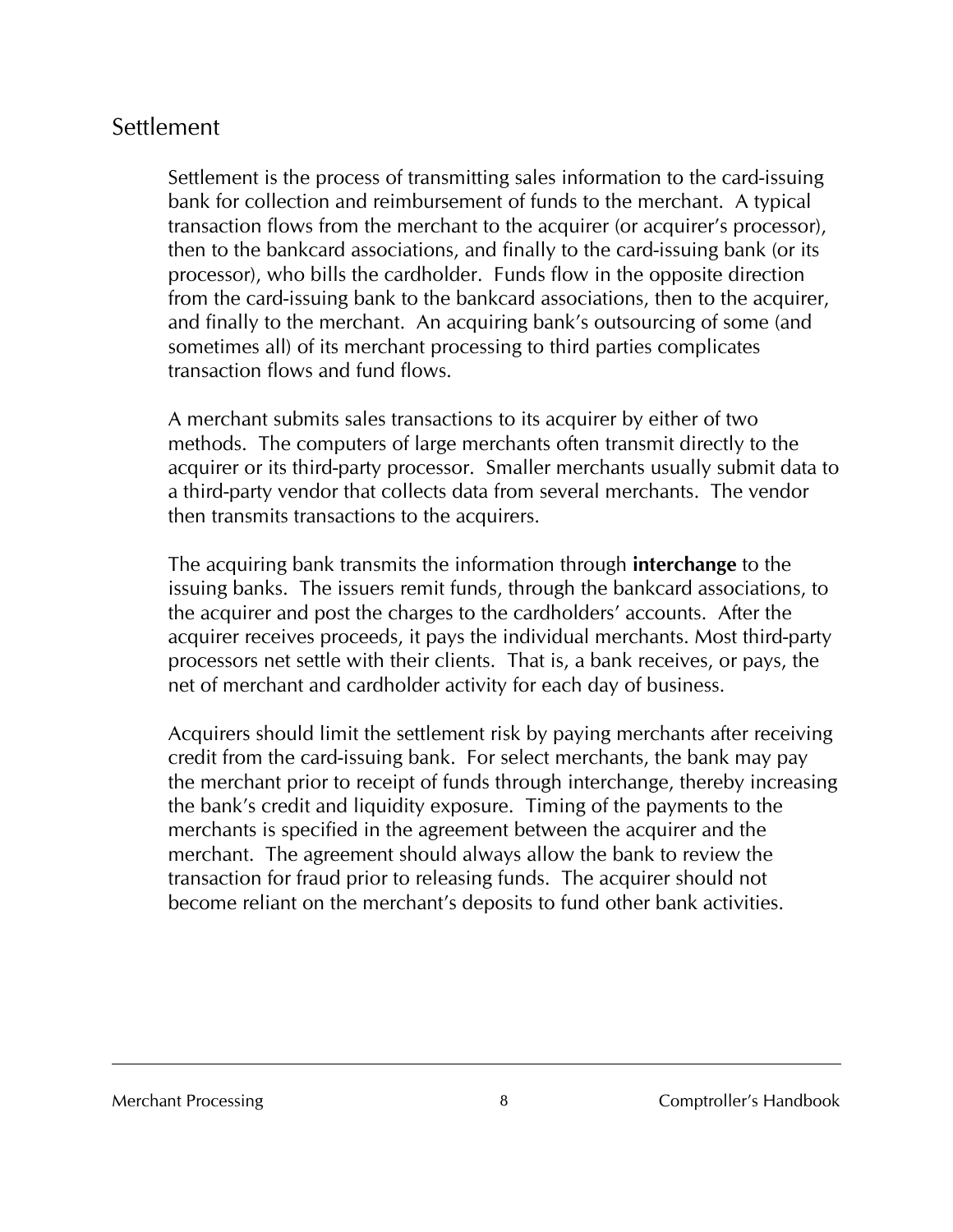## Settlement

Settlement is the process of transmitting sales information to the card-issuing bank for collection and reimbursement of funds to the merchant. A typical transaction flows from the merchant to the acquirer (or acquirer's processor), then to the bankcard associations, and finally to the card-issuing bank (or its processor), who bills the cardholder. Funds flow in the opposite direction from the card-issuing bank to the bankcard associations, then to the acquirer, and finally to the merchant. An acquiring bank's outsourcing of some (and sometimes all) of its merchant processing to third parties complicates transaction flows and fund flows.

A merchant submits sales transactions to its acquirer by either of two methods. The computers of large merchants often transmit directly to the acquirer or its third-party processor. Smaller merchants usually submit data to a third-party vendor that collects data from several merchants. The vendor then transmits transactions to the acquirers.

The acquiring bank transmits the information through **interchange** to the issuing banks. The issuers remit funds, through the bankcard associations, to the acquirer and post the charges to the cardholders' accounts. After the acquirer receives proceeds, it pays the individual merchants. Most third-party processors net settle with their clients. That is, a bank receives, or pays, the net of merchant and cardholder activity for each day of business.

Acquirers should limit the settlement risk by paying merchants after receiving credit from the card-issuing bank. For select merchants, the bank may pay the merchant prior to receipt of funds through interchange, thereby increasing the bank's credit and liquidity exposure. Timing of the payments to the merchants is specified in the agreement between the acquirer and the merchant. The agreement should always allow the bank to review the transaction for fraud prior to releasing funds. The acquirer should not become reliant on the merchant's deposits to fund other bank activities.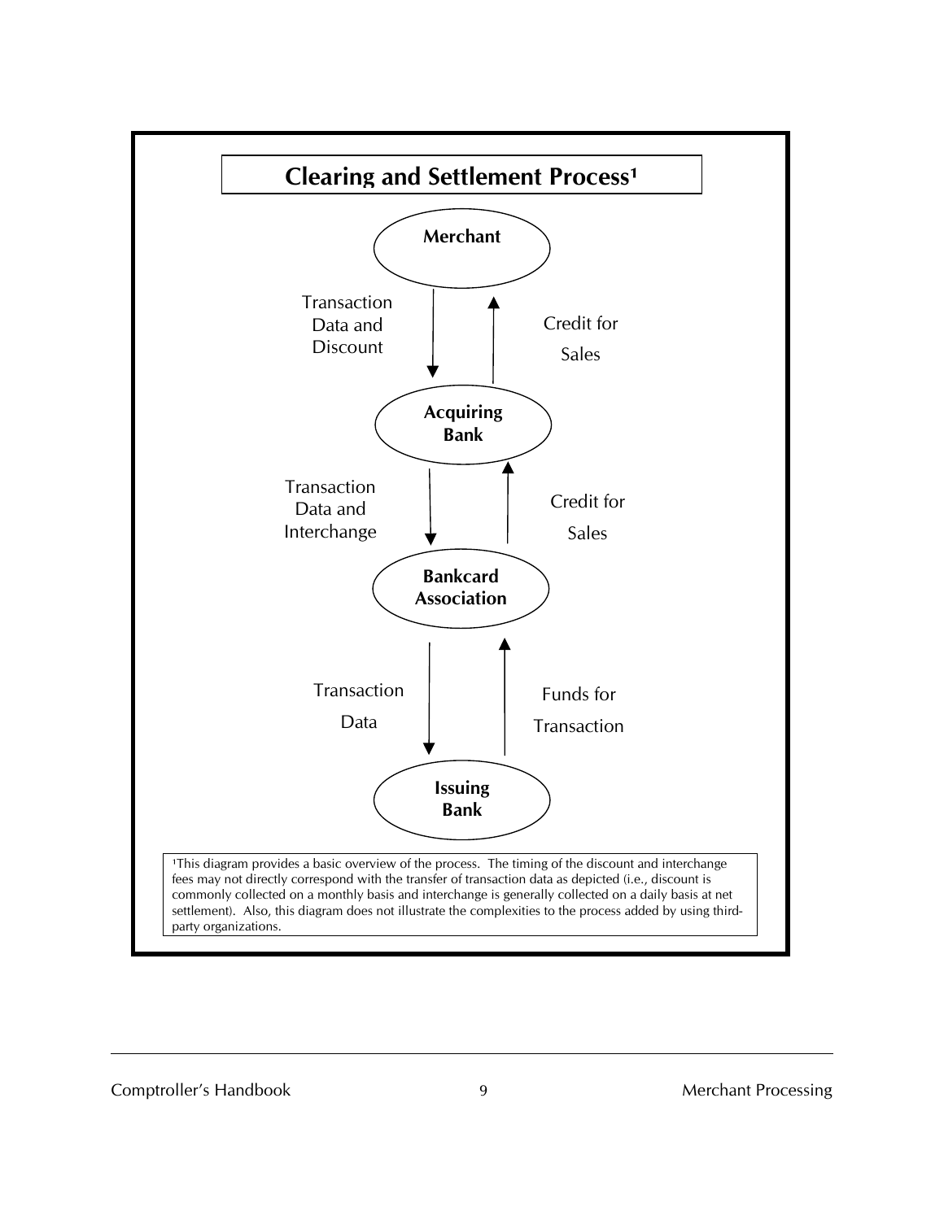## Clearing and Settlement Process[1]

**Merchant**

↓ Transaction Data and Discount ↑ Credit for Sales

**Acquiring Bank**

↓ Transaction Data and Interchange ↑ Credit for Sales

**Bankcard Association**

↓ Transaction Data ↑ Funds for Transaction

**Issuing Bank**

[1]This diagram provides a basic overview of the process. The timing of the discount and interchange fees may not directly correspond with the transfer of transaction data as depicted (i.e., discount is commonly collected on a monthly basis and interchange is generally collected on a daily basis at net settlement). Also, this diagram does not illustrate the complexities to the process added by using third-party organizations.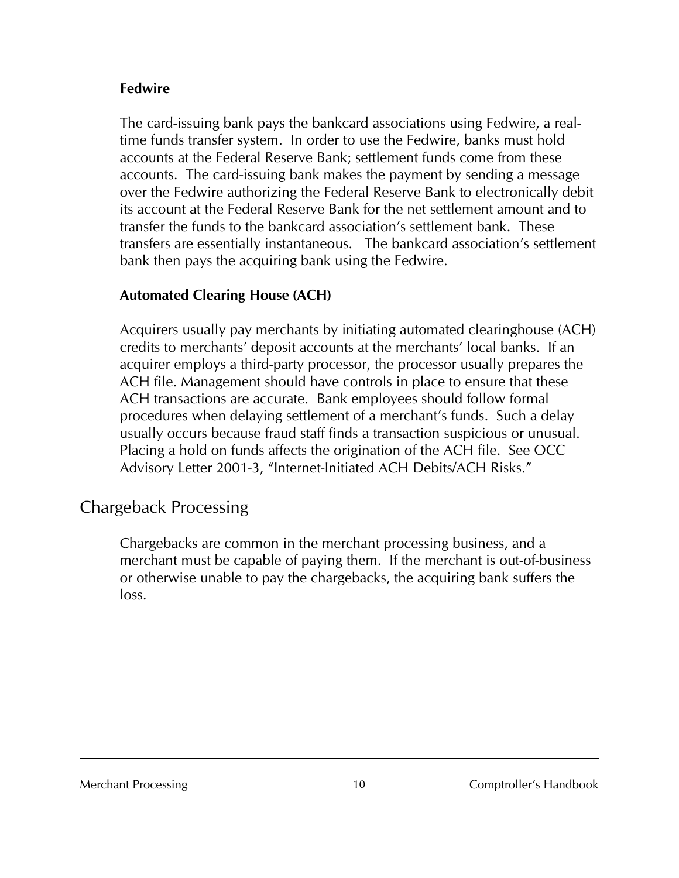### Fedwire

The card-issuing bank pays the bankcard associations using Fedwire, a real-time funds transfer system. In order to use the Fedwire, banks must hold accounts at the Federal Reserve Bank; settlement funds come from these accounts. The card-issuing bank makes the payment by sending a message over the Fedwire authorizing the Federal Reserve Bank to electronically debit its account at the Federal Reserve Bank for the net settlement amount and to transfer the funds to the bankcard association's settlement bank. These transfers are essentially instantaneous. The bankcard association's settlement bank then pays the acquiring bank using the Fedwire.

### Automated Clearing House (ACH)

Acquirers usually pay merchants by initiating automated clearinghouse (ACH) credits to merchants' deposit accounts at the merchants' local banks. If an acquirer employs a third-party processor, the processor usually prepares the ACH file. Management should have controls in place to ensure that these ACH transactions are accurate. Bank employees should follow formal procedures when delaying settlement of a merchant's funds. Such a delay usually occurs because fraud staff finds a transaction suspicious or unusual. Placing a hold on funds affects the origination of the ACH file. See OCC Advisory Letter 2001-3, "Internet-Initiated ACH Debits/ACH Risks."

## Chargeback Processing

Chargebacks are common in the merchant processing business, and a merchant must be capable of paying them. If the merchant is out-of-business or otherwise unable to pay the chargebacks, the acquiring bank suffers the loss.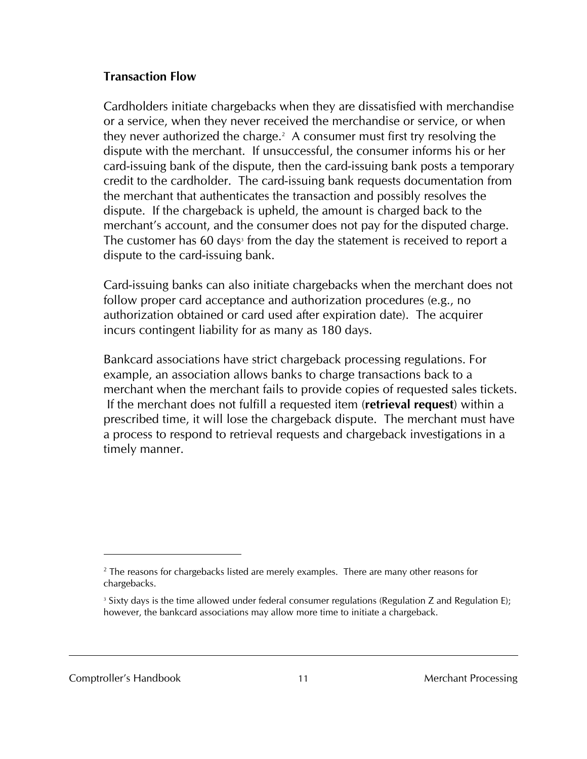### Transaction Flow

Cardholders initiate chargebacks when they are dissatisfied with merchandise or a service, when they never received the merchandise or service, or when they never authorized the charge.[2] A consumer must first try resolving the dispute with the merchant. If unsuccessful, the consumer informs his or her card-issuing bank of the dispute, then the card-issuing bank posts a temporary credit to the cardholder. The card-issuing bank requests documentation from the merchant that authenticates the transaction and possibly resolves the dispute. If the chargeback is upheld, the amount is charged back to the merchant's account, and the consumer does not pay for the disputed charge. The customer has 60 days[3] from the day the statement is received to report a dispute to the card-issuing bank.

Card-issuing banks can also initiate chargebacks when the merchant does not follow proper card acceptance and authorization procedures (e.g., no authorization obtained or card used after expiration date). The acquirer incurs contingent liability for as many as 180 days.

Bankcard associations have strict chargeback processing regulations. For example, an association allows banks to charge transactions back to a merchant when the merchant fails to provide copies of requested sales tickets. If the merchant does not fulfill a requested item (**retrieval request**) within a prescribed time, it will lose the chargeback dispute. The merchant must have a process to respond to retrieval requests and chargeback investigations in a timely manner.

---

[2] The reasons for chargebacks listed are merely examples. There are many other reasons for chargebacks.

[3] Sixty days is the time allowed under federal consumer regulations (Regulation Z and Regulation E); however, the bankcard associations may allow more time to initiate a chargeback.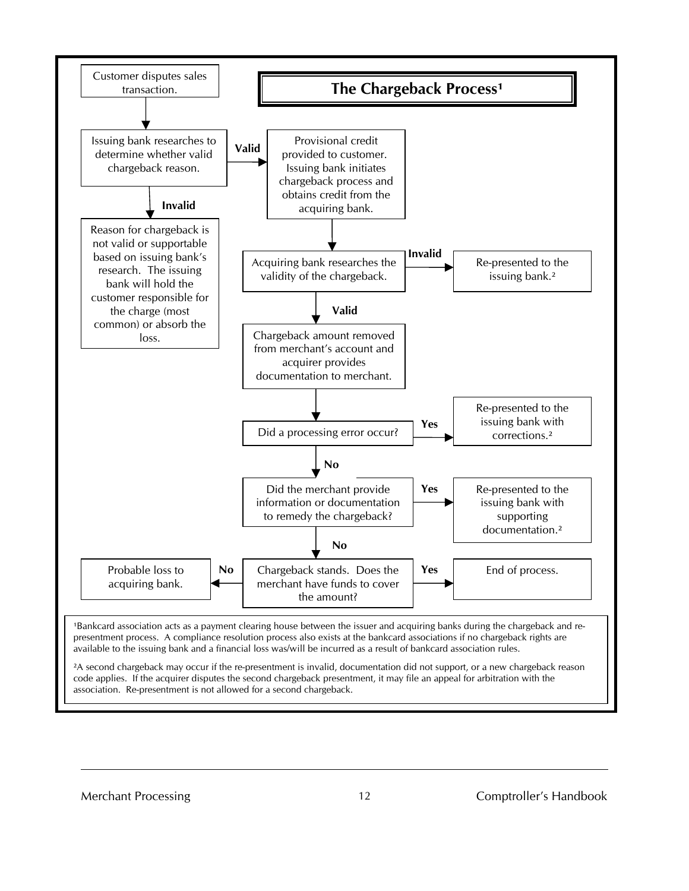## The Chargeback Process[1]

Customer disputes sales transaction.

Issuing bank researches to determine whether valid chargeback reason.

- **Invalid:** Reason for chargeback is not valid or supportable based on issuing bank's research. The issuing bank will hold the customer responsible for the charge (most common) or absorb the loss.
- **Valid:** Provisional credit provided to customer. Issuing bank initiates chargeback process and obtains credit from the acquiring bank.

Acquiring bank researches the validity of the chargeback.

- **Invalid:** Re-presented to the issuing bank.[2]
- **Valid:** Chargeback amount removed from merchant's account and acquirer provides documentation to merchant.

Did a processing error occur?

- **Yes:** Re-presented to the issuing bank with corrections.[2]
- **No:** Did the merchant provide information or documentation to remedy the chargeback?
  - **Yes:** Re-presented to the issuing bank with supporting documentation.[2]
  - **No:** Chargeback stands. Does the merchant have funds to cover the amount?
    - **Yes:** End of process.
    - **No:** Probable loss to acquiring bank.

[1]Bankcard association acts as a payment clearing house between the issuer and acquiring banks during the chargeback and re-presentment process. A compliance resolution process also exists at the bankcard associations if no chargeback rights are available to the issuing bank and a financial loss was/will be incurred as a result of bankcard association rules.

[2]A second chargeback may occur if the re-presentment is invalid, documentation did not support, or a new chargeback reason code applies. If the acquirer disputes the second chargeback presentment, it may file an appeal for arbitration with the association. Re-presentment is not allowed for a second chargeback.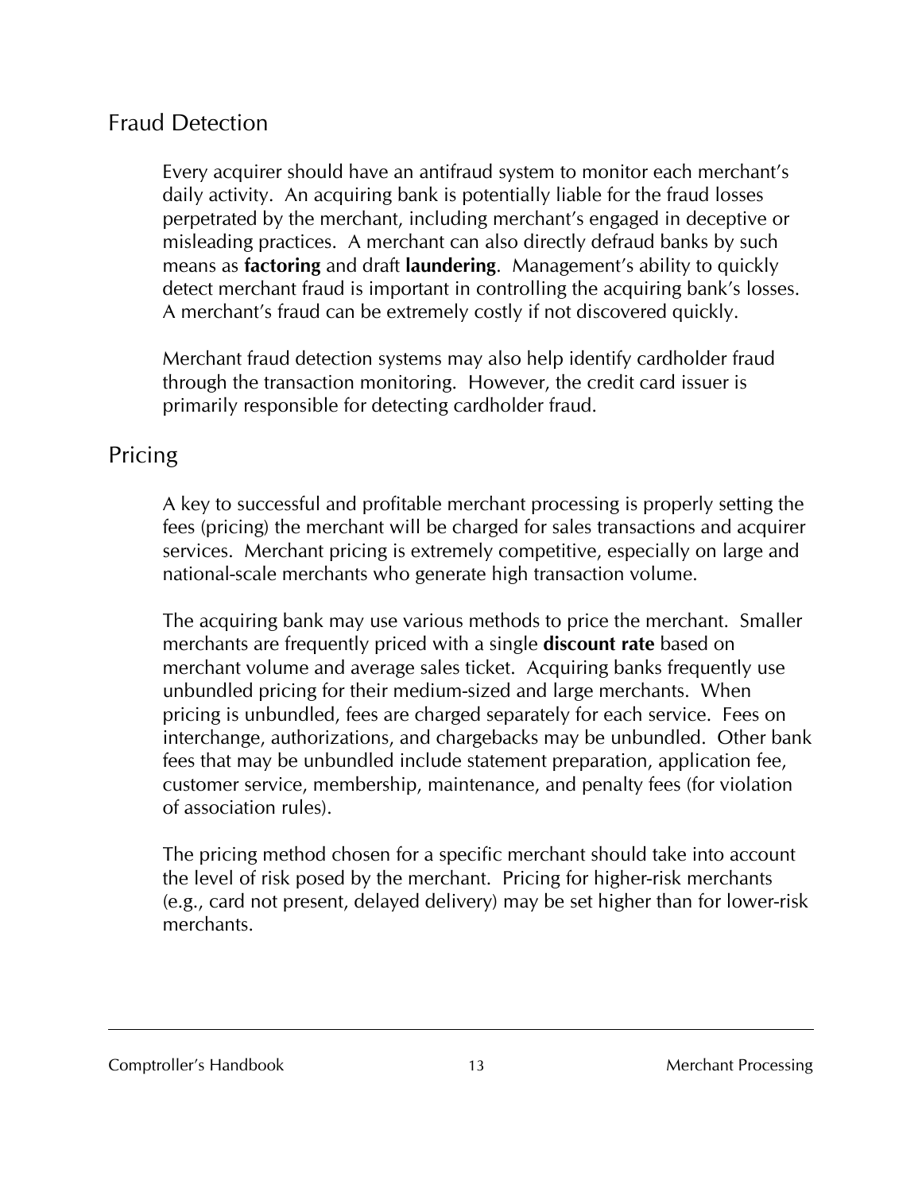## Fraud Detection

Every acquirer should have an antifraud system to monitor each merchant's daily activity. An acquiring bank is potentially liable for the fraud losses perpetrated by the merchant, including merchant's engaged in deceptive or misleading practices. A merchant can also directly defraud banks by such means as **factoring** and draft **laundering**. Management's ability to quickly detect merchant fraud is important in controlling the acquiring bank's losses. A merchant's fraud can be extremely costly if not discovered quickly.

Merchant fraud detection systems may also help identify cardholder fraud through the transaction monitoring. However, the credit card issuer is primarily responsible for detecting cardholder fraud.

## Pricing

A key to successful and profitable merchant processing is properly setting the fees (pricing) the merchant will be charged for sales transactions and acquirer services. Merchant pricing is extremely competitive, especially on large and national-scale merchants who generate high transaction volume.

The acquiring bank may use various methods to price the merchant. Smaller merchants are frequently priced with a single **discount rate** based on merchant volume and average sales ticket. Acquiring banks frequently use unbundled pricing for their medium-sized and large merchants. When pricing is unbundled, fees are charged separately for each service. Fees on interchange, authorizations, and chargebacks may be unbundled. Other bank fees that may be unbundled include statement preparation, application fee, customer service, membership, maintenance, and penalty fees (for violation of association rules).

The pricing method chosen for a specific merchant should take into account the level of risk posed by the merchant. Pricing for higher-risk merchants (e.g., card not present, delayed delivery) may be set higher than for lower-risk merchants.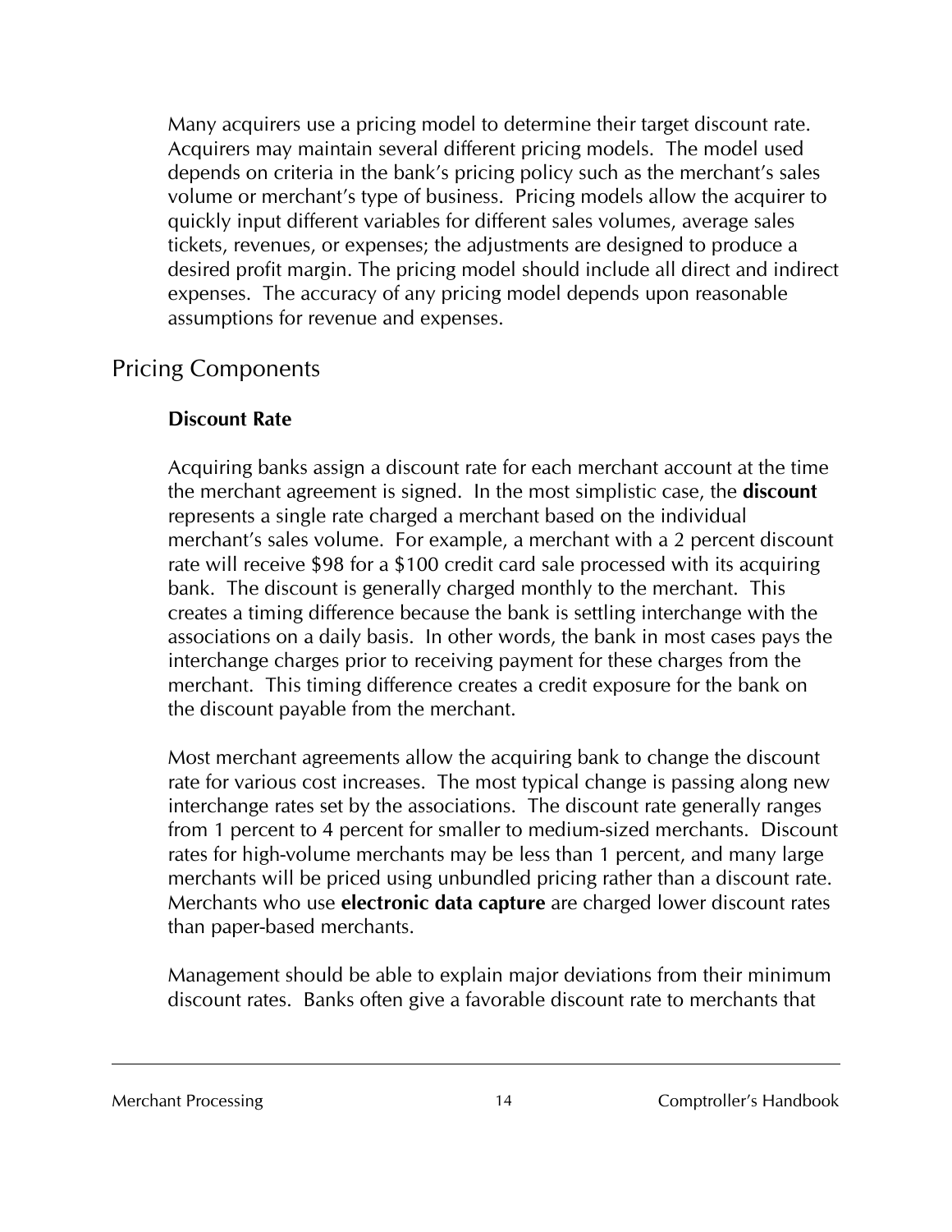Many acquirers use a pricing model to determine their target discount rate. Acquirers may maintain several different pricing models. The model used depends on criteria in the bank's pricing policy such as the merchant's sales volume or merchant's type of business. Pricing models allow the acquirer to quickly input different variables for different sales volumes, average sales tickets, revenues, or expenses; the adjustments are designed to produce a desired profit margin. The pricing model should include all direct and indirect expenses. The accuracy of any pricing model depends upon reasonable assumptions for revenue and expenses.

## Pricing Components

### Discount Rate

Acquiring banks assign a discount rate for each merchant account at the time the merchant agreement is signed. In the most simplistic case, the **discount** represents a single rate charged a merchant based on the individual merchant's sales volume. For example, a merchant with a 2 percent discount rate will receive $98 for a $100 credit card sale processed with its acquiring bank. The discount is generally charged monthly to the merchant. This creates a timing difference because the bank is settling interchange with the associations on a daily basis. In other words, the bank in most cases pays the interchange charges prior to receiving payment for these charges from the merchant. This timing difference creates a credit exposure for the bank on the discount payable from the merchant.

Most merchant agreements allow the acquiring bank to change the discount rate for various cost increases. The most typical change is passing along new interchange rates set by the associations. The discount rate generally ranges from 1 percent to 4 percent for smaller to medium-sized merchants. Discount rates for high-volume merchants may be less than 1 percent, and many large merchants will be priced using unbundled pricing rather than a discount rate. Merchants who use **electronic data capture** are charged lower discount rates than paper-based merchants.

Management should be able to explain major deviations from their minimum discount rates. Banks often give a favorable discount rate to merchants that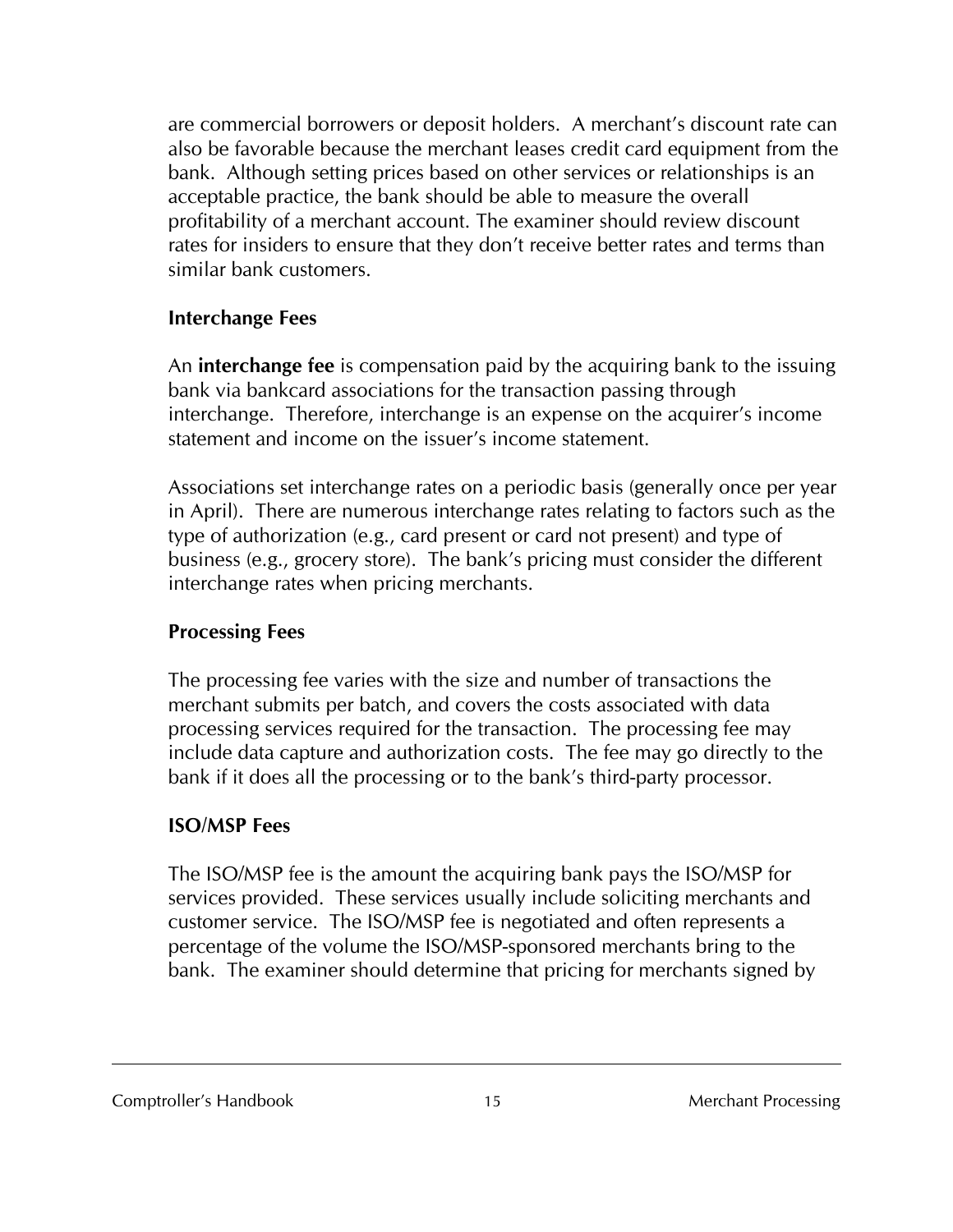are commercial borrowers or deposit holders. A merchant's discount rate can also be favorable because the merchant leases credit card equipment from the bank. Although setting prices based on other services or relationships is an acceptable practice, the bank should be able to measure the overall profitability of a merchant account. The examiner should review discount rates for insiders to ensure that they don't receive better rates and terms than similar bank customers.

### Interchange Fees

An **interchange fee** is compensation paid by the acquiring bank to the issuing bank via bankcard associations for the transaction passing through interchange. Therefore, interchange is an expense on the acquirer's income statement and income on the issuer's income statement.

Associations set interchange rates on a periodic basis (generally once per year in April). There are numerous interchange rates relating to factors such as the type of authorization (e.g., card present or card not present) and type of business (e.g., grocery store). The bank's pricing must consider the different interchange rates when pricing merchants.

### Processing Fees

The processing fee varies with the size and number of transactions the merchant submits per batch, and covers the costs associated with data processing services required for the transaction. The processing fee may include data capture and authorization costs. The fee may go directly to the bank if it does all the processing or to the bank's third-party processor.

### ISO/MSP Fees

The ISO/MSP fee is the amount the acquiring bank pays the ISO/MSP for services provided. These services usually include soliciting merchants and customer service. The ISO/MSP fee is negotiated and often represents a percentage of the volume the ISO/MSP-sponsored merchants bring to the bank. The examiner should determine that pricing for merchants signed by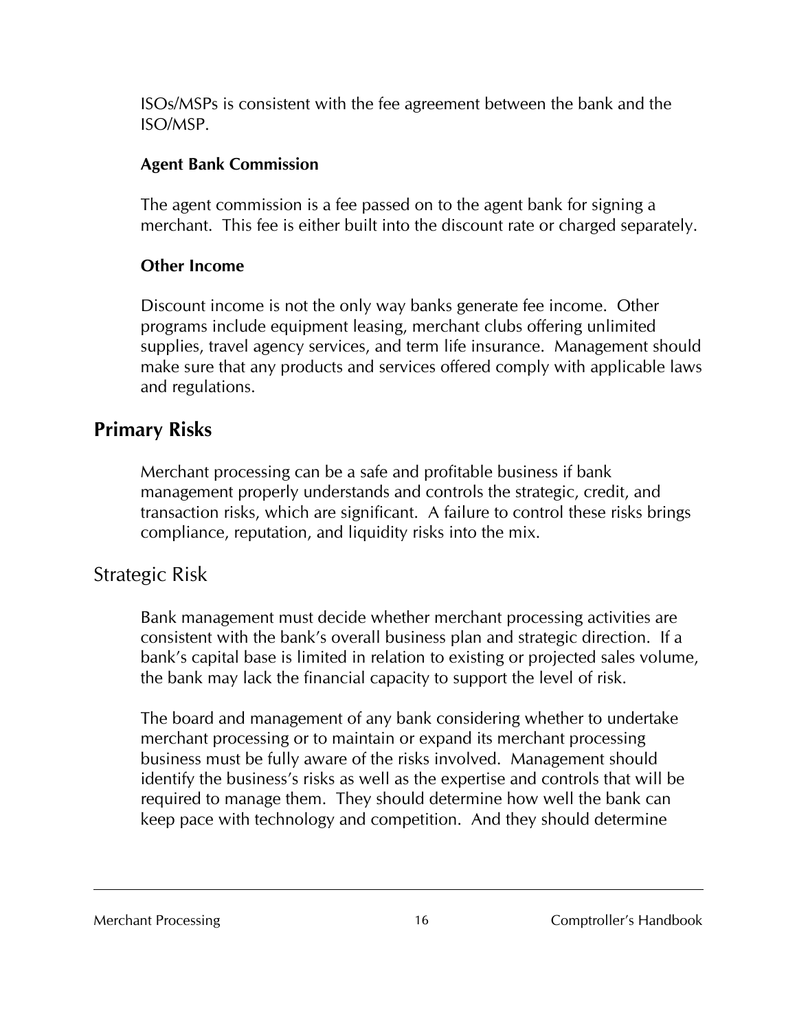ISOs/MSPs is consistent with the fee agreement between the bank and the ISO/MSP.

#### Agent Bank Commission

The agent commission is a fee passed on to the agent bank for signing a merchant. This fee is either built into the discount rate or charged separately.

#### Other Income

Discount income is not the only way banks generate fee income. Other programs include equipment leasing, merchant clubs offering unlimited supplies, travel agency services, and term life insurance. Management should make sure that any products and services offered comply with applicable laws and regulations.

## Primary Risks

Merchant processing can be a safe and profitable business if bank management properly understands and controls the strategic, credit, and transaction risks, which are significant. A failure to control these risks brings compliance, reputation, and liquidity risks into the mix.

### Strategic Risk

Bank management must decide whether merchant processing activities are consistent with the bank's overall business plan and strategic direction. If a bank's capital base is limited in relation to existing or projected sales volume, the bank may lack the financial capacity to support the level of risk.

The board and management of any bank considering whether to undertake merchant processing or to maintain or expand its merchant processing business must be fully aware of the risks involved. Management should identify the business's risks as well as the expertise and controls that will be required to manage them. They should determine how well the bank can keep pace with technology and competition. And they should determine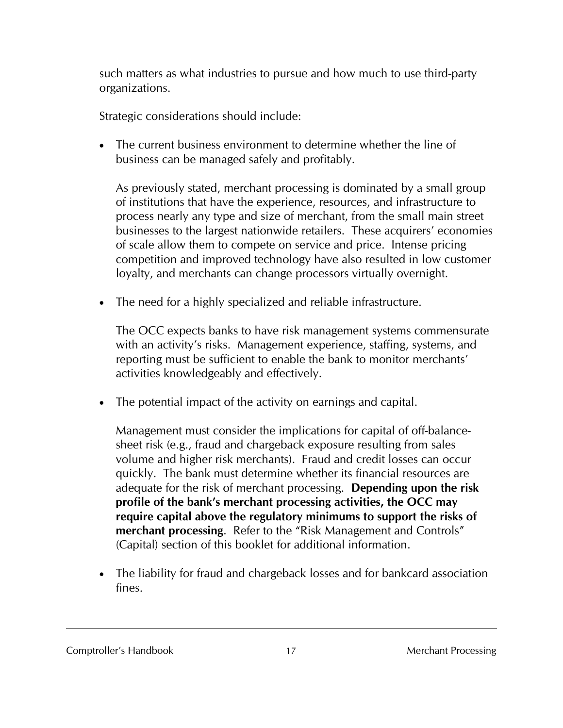such matters as what industries to pursue and how much to use third-party organizations.

Strategic considerations should include:

- The current business environment to determine whether the line of business can be managed safely and profitably.

  As previously stated, merchant processing is dominated by a small group of institutions that have the experience, resources, and infrastructure to process nearly any type and size of merchant, from the small main street businesses to the largest nationwide retailers. These acquirers' economies of scale allow them to compete on service and price. Intense pricing competition and improved technology have also resulted in low customer loyalty, and merchants can change processors virtually overnight.

- The need for a highly specialized and reliable infrastructure.

  The OCC expects banks to have risk management systems commensurate with an activity's risks. Management experience, staffing, systems, and reporting must be sufficient to enable the bank to monitor merchants' activities knowledgeably and effectively.

- The potential impact of the activity on earnings and capital.

  Management must consider the implications for capital of off-balance-sheet risk (e.g., fraud and chargeback exposure resulting from sales volume and higher risk merchants). Fraud and credit losses can occur quickly. The bank must determine whether its financial resources are adequate for the risk of merchant processing. **Depending upon the risk profile of the bank's merchant processing activities, the OCC may require capital above the regulatory minimums to support the risks of merchant processing**. Refer to the "Risk Management and Controls" (Capital) section of this booklet for additional information.

- The liability for fraud and chargeback losses and for bankcard association fines.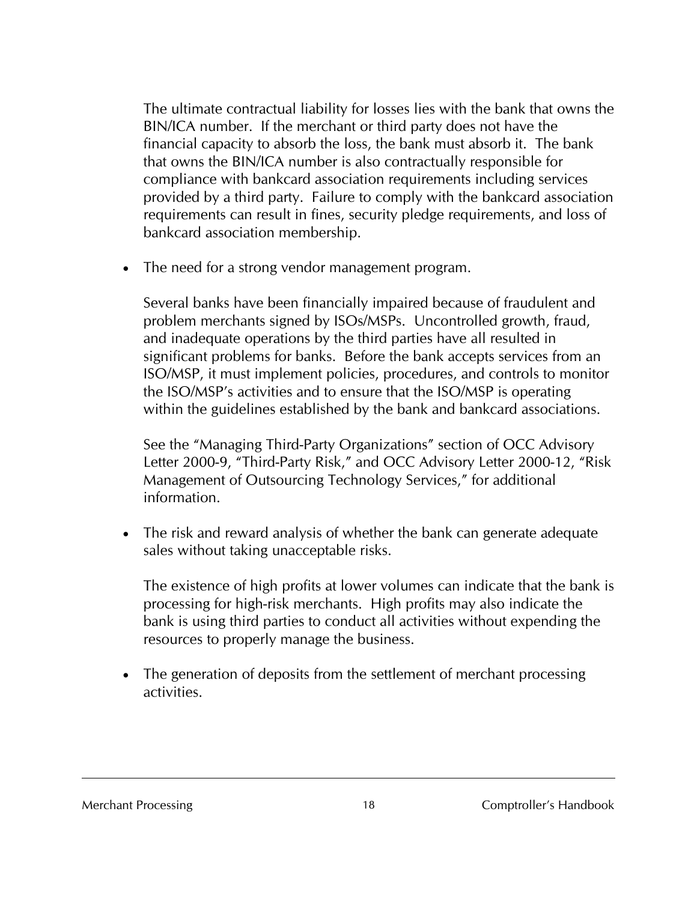The ultimate contractual liability for losses lies with the bank that owns the BIN/ICA number. If the merchant or third party does not have the financial capacity to absorb the loss, the bank must absorb it. The bank that owns the BIN/ICA number is also contractually responsible for compliance with bankcard association requirements including services provided by a third party. Failure to comply with the bankcard association requirements can result in fines, security pledge requirements, and loss of bankcard association membership.

- The need for a strong vendor management program.

  Several banks have been financially impaired because of fraudulent and problem merchants signed by ISOs/MSPs. Uncontrolled growth, fraud, and inadequate operations by the third parties have all resulted in significant problems for banks. Before the bank accepts services from an ISO/MSP, it must implement policies, procedures, and controls to monitor the ISO/MSP's activities and to ensure that the ISO/MSP is operating within the guidelines established by the bank and bankcard associations.

  See the "Managing Third-Party Organizations" section of OCC Advisory Letter 2000-9, "Third-Party Risk," and OCC Advisory Letter 2000-12, "Risk Management of Outsourcing Technology Services," for additional information.

- The risk and reward analysis of whether the bank can generate adequate sales without taking unacceptable risks.

  The existence of high profits at lower volumes can indicate that the bank is processing for high-risk merchants. High profits may also indicate the bank is using third parties to conduct all activities without expending the resources to properly manage the business.

- The generation of deposits from the settlement of merchant processing activities.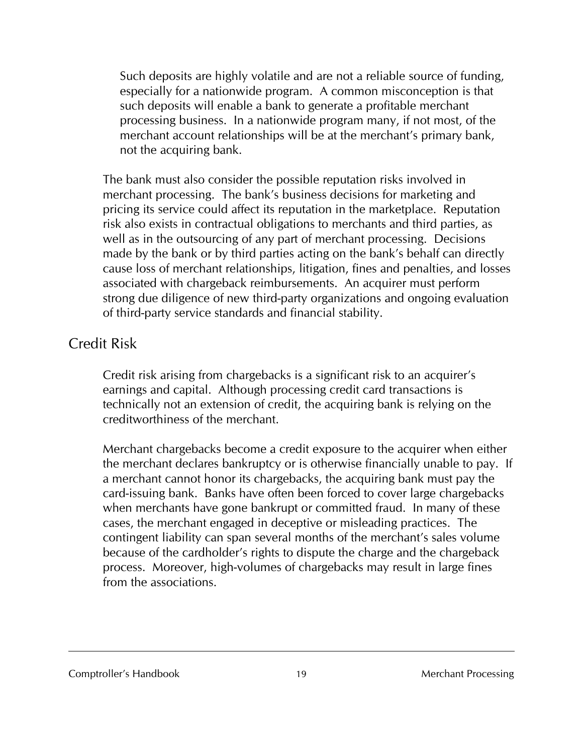Such deposits are highly volatile and are not a reliable source of funding, especially for a nationwide program. A common misconception is that such deposits will enable a bank to generate a profitable merchant processing business. In a nationwide program many, if not most, of the merchant account relationships will be at the merchant's primary bank, not the acquiring bank.

The bank must also consider the possible reputation risks involved in merchant processing. The bank's business decisions for marketing and pricing its service could affect its reputation in the marketplace. Reputation risk also exists in contractual obligations to merchants and third parties, as well as in the outsourcing of any part of merchant processing. Decisions made by the bank or by third parties acting on the bank's behalf can directly cause loss of merchant relationships, litigation, fines and penalties, and losses associated with chargeback reimbursements. An acquirer must perform strong due diligence of new third-party organizations and ongoing evaluation of third-party service standards and financial stability.

## Credit Risk

Credit risk arising from chargebacks is a significant risk to an acquirer's earnings and capital. Although processing credit card transactions is technically not an extension of credit, the acquiring bank is relying on the creditworthiness of the merchant.

Merchant chargebacks become a credit exposure to the acquirer when either the merchant declares bankruptcy or is otherwise financially unable to pay. If a merchant cannot honor its chargebacks, the acquiring bank must pay the card-issuing bank. Banks have often been forced to cover large chargebacks when merchants have gone bankrupt or committed fraud. In many of these cases, the merchant engaged in deceptive or misleading practices. The contingent liability can span several months of the merchant's sales volume because of the cardholder's rights to dispute the charge and the chargeback process. Moreover, high-volumes of chargebacks may result in large fines from the associations.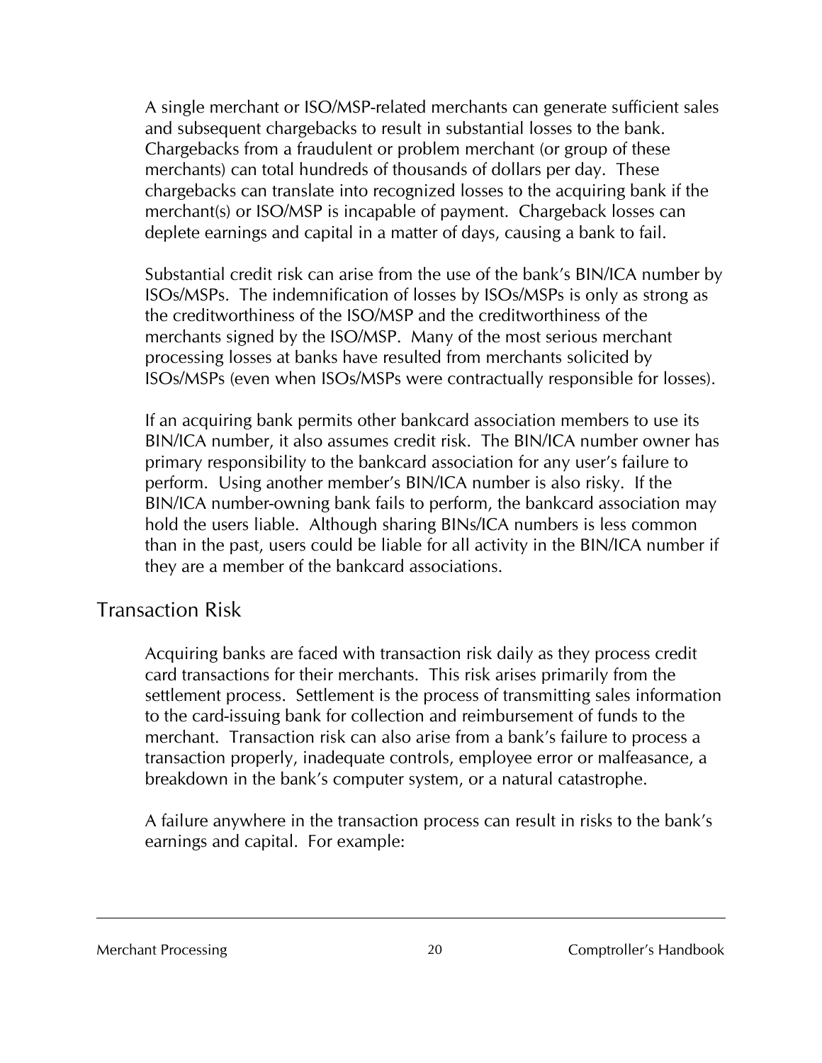A single merchant or ISO/MSP-related merchants can generate sufficient sales and subsequent chargebacks to result in substantial losses to the bank. Chargebacks from a fraudulent or problem merchant (or group of these merchants) can total hundreds of thousands of dollars per day. These chargebacks can translate into recognized losses to the acquiring bank if the merchant(s) or ISO/MSP is incapable of payment. Chargeback losses can deplete earnings and capital in a matter of days, causing a bank to fail.

Substantial credit risk can arise from the use of the bank's BIN/ICA number by ISOs/MSPs. The indemnification of losses by ISOs/MSPs is only as strong as the creditworthiness of the ISO/MSP and the creditworthiness of the merchants signed by the ISO/MSP. Many of the most serious merchant processing losses at banks have resulted from merchants solicited by ISOs/MSPs (even when ISOs/MSPs were contractually responsible for losses).

If an acquiring bank permits other bankcard association members to use its BIN/ICA number, it also assumes credit risk. The BIN/ICA number owner has primary responsibility to the bankcard association for any user's failure to perform. Using another member's BIN/ICA number is also risky. If the BIN/ICA number-owning bank fails to perform, the bankcard association may hold the users liable. Although sharing BINs/ICA numbers is less common than in the past, users could be liable for all activity in the BIN/ICA number if they are a member of the bankcard associations.

## Transaction Risk

Acquiring banks are faced with transaction risk daily as they process credit card transactions for their merchants. This risk arises primarily from the settlement process. Settlement is the process of transmitting sales information to the card-issuing bank for collection and reimbursement of funds to the merchant. Transaction risk can also arise from a bank's failure to process a transaction properly, inadequate controls, employee error or malfeasance, a breakdown in the bank's computer system, or a natural catastrophe.

A failure anywhere in the transaction process can result in risks to the bank's earnings and capital. For example: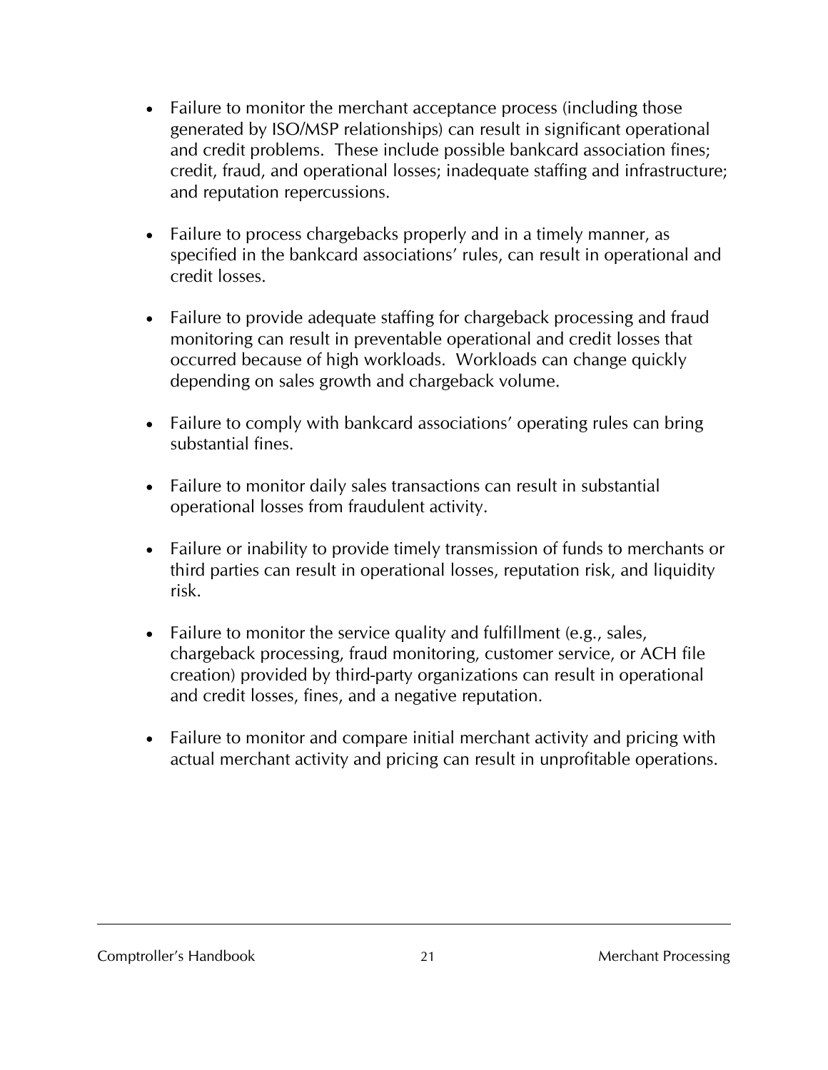- Failure to monitor the merchant acceptance process (including those generated by ISO/MSP relationships) can result in significant operational and credit problems. These include possible bankcard association fines; credit, fraud, and operational losses; inadequate staffing and infrastructure; and reputation repercussions.

- Failure to process chargebacks properly and in a timely manner, as specified in the bankcard associations' rules, can result in operational and credit losses.

- Failure to provide adequate staffing for chargeback processing and fraud monitoring can result in preventable operational and credit losses that occurred because of high workloads. Workloads can change quickly depending on sales growth and chargeback volume.

- Failure to comply with bankcard associations' operating rules can bring substantial fines.

- Failure to monitor daily sales transactions can result in substantial operational losses from fraudulent activity.

- Failure or inability to provide timely transmission of funds to merchants or third parties can result in operational losses, reputation risk, and liquidity risk.

- Failure to monitor the service quality and fulfillment (e.g., sales, chargeback processing, fraud monitoring, customer service, or ACH file creation) provided by third-party organizations can result in operational and credit losses, fines, and a negative reputation.

- Failure to monitor and compare initial merchant activity and pricing with actual merchant activity and pricing can result in unprofitable operations.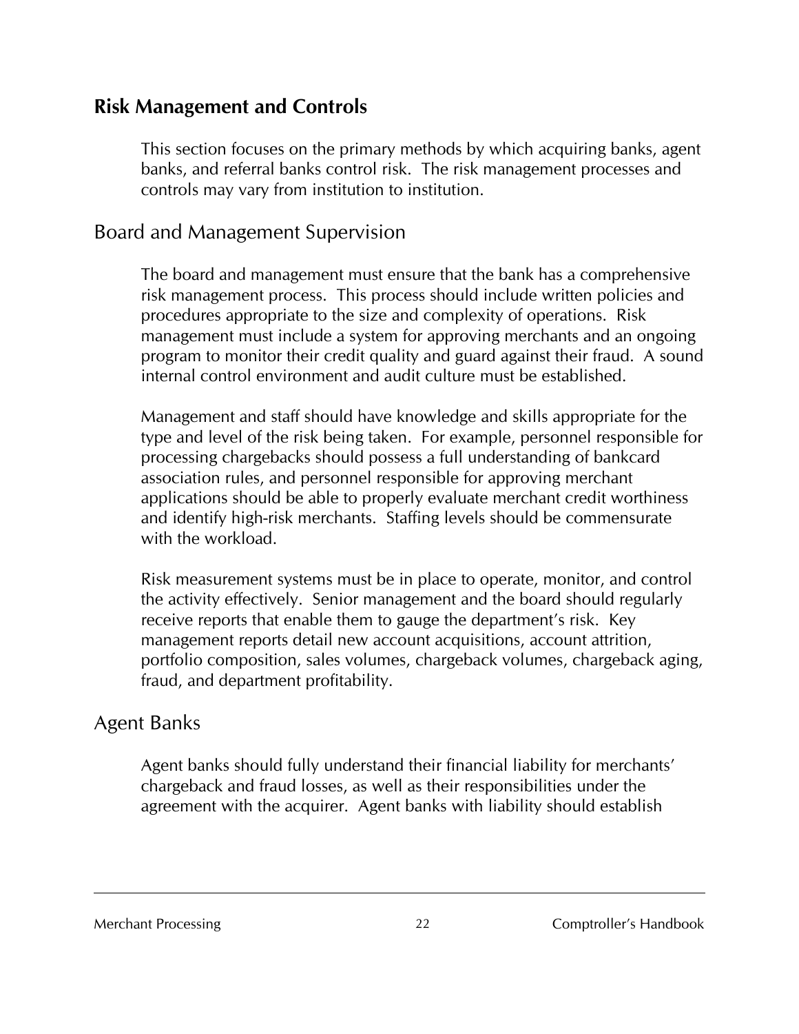## Risk Management and Controls

This section focuses on the primary methods by which acquiring banks, agent banks, and referral banks control risk. The risk management processes and controls may vary from institution to institution.

### Board and Management Supervision

The board and management must ensure that the bank has a comprehensive risk management process. This process should include written policies and procedures appropriate to the size and complexity of operations. Risk management must include a system for approving merchants and an ongoing program to monitor their credit quality and guard against their fraud. A sound internal control environment and audit culture must be established.

Management and staff should have knowledge and skills appropriate for the type and level of the risk being taken. For example, personnel responsible for processing chargebacks should possess a full understanding of bankcard association rules, and personnel responsible for approving merchant applications should be able to properly evaluate merchant credit worthiness and identify high-risk merchants. Staffing levels should be commensurate with the workload.

Risk measurement systems must be in place to operate, monitor, and control the activity effectively. Senior management and the board should regularly receive reports that enable them to gauge the department's risk. Key management reports detail new account acquisitions, account attrition, portfolio composition, sales volumes, chargeback volumes, chargeback aging, fraud, and department profitability.

### Agent Banks

Agent banks should fully understand their financial liability for merchants' chargeback and fraud losses, as well as their responsibilities under the agreement with the acquirer. Agent banks with liability should establish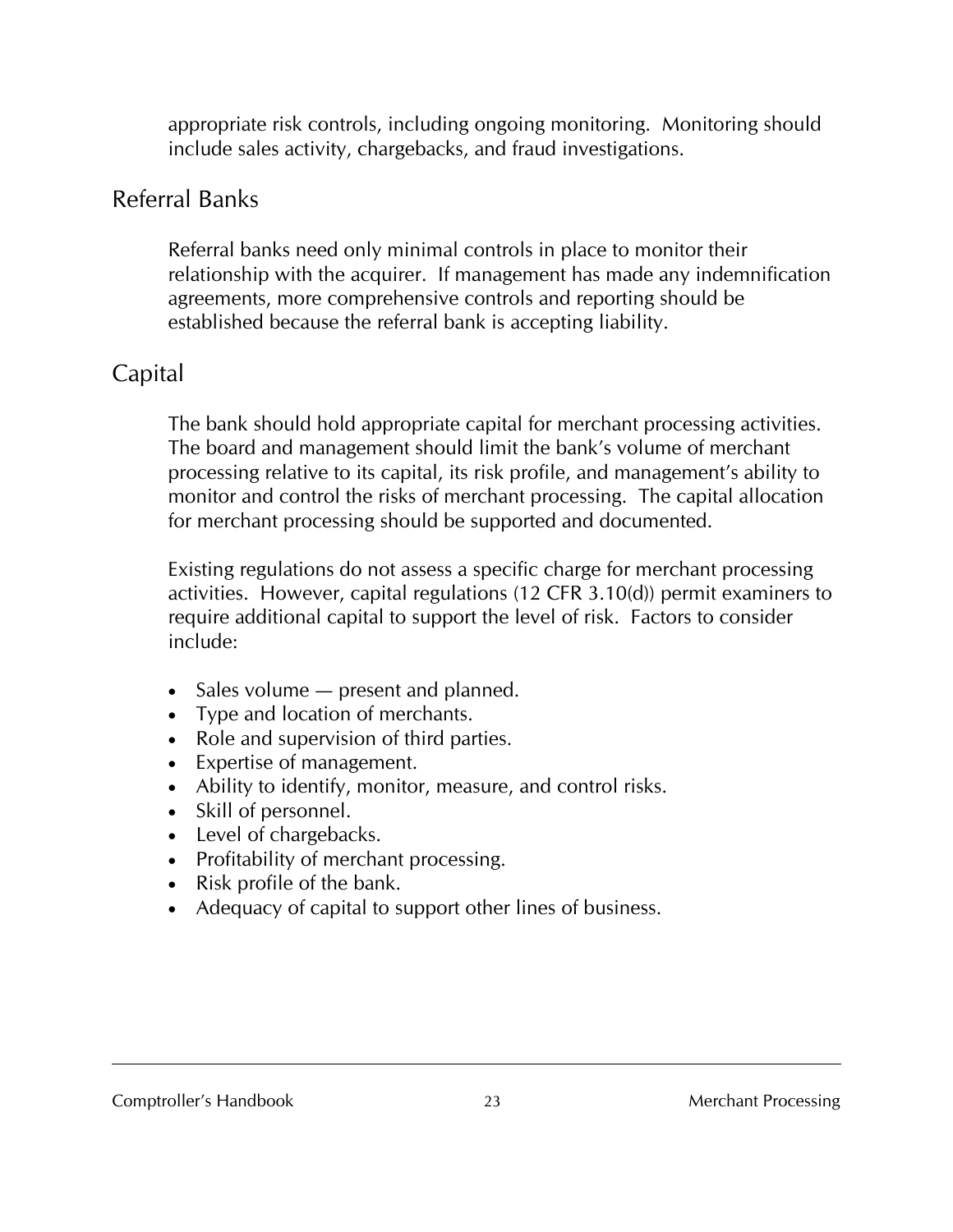appropriate risk controls, including ongoing monitoring. Monitoring should include sales activity, chargebacks, and fraud investigations.

## Referral Banks

Referral banks need only minimal controls in place to monitor their relationship with the acquirer. If management has made any indemnification agreements, more comprehensive controls and reporting should be established because the referral bank is accepting liability.

## Capital

The bank should hold appropriate capital for merchant processing activities. The board and management should limit the bank's volume of merchant processing relative to its capital, its risk profile, and management's ability to monitor and control the risks of merchant processing. The capital allocation for merchant processing should be supported and documented.

Existing regulations do not assess a specific charge for merchant processing activities. However, capital regulations (12 CFR 3.10(d)) permit examiners to require additional capital to support the level of risk. Factors to consider include:

- Sales volume — present and planned.
- Type and location of merchants.
- Role and supervision of third parties.
- Expertise of management.
- Ability to identify, monitor, measure, and control risks.
- Skill of personnel.
- Level of chargebacks.
- Profitability of merchant processing.
- Risk profile of the bank.
- Adequacy of capital to support other lines of business.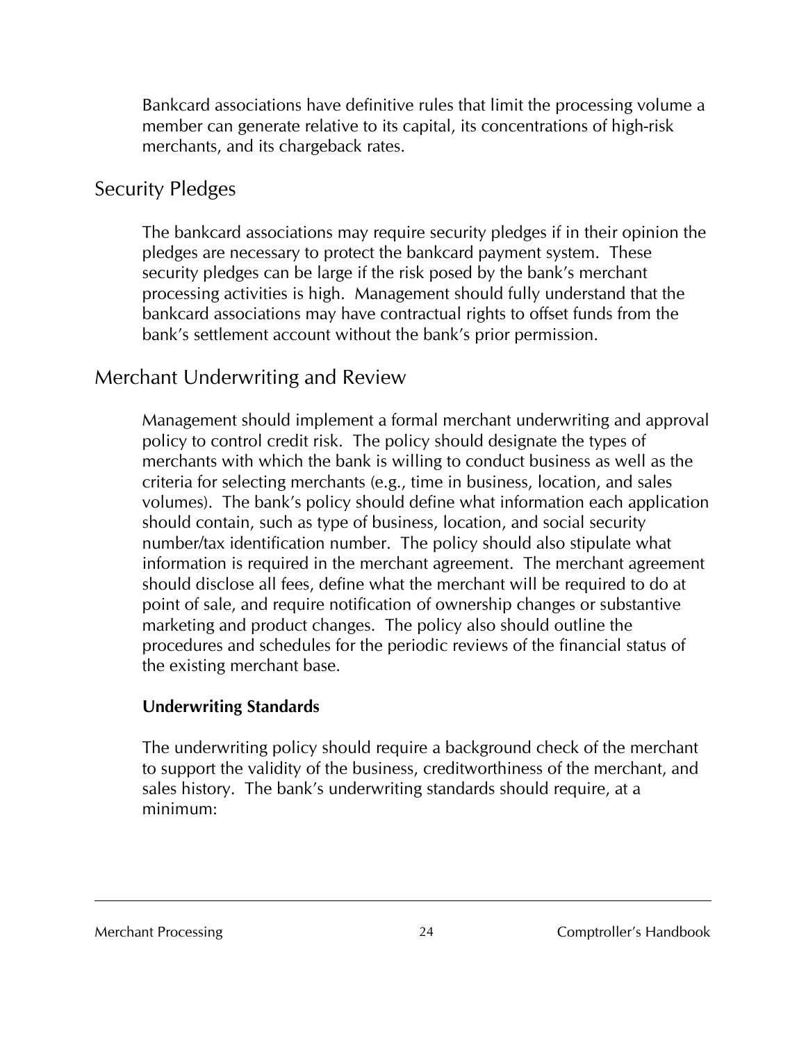Bankcard associations have definitive rules that limit the processing volume a member can generate relative to its capital, its concentrations of high-risk merchants, and its chargeback rates.

## Security Pledges

The bankcard associations may require security pledges if in their opinion the pledges are necessary to protect the bankcard payment system. These security pledges can be large if the risk posed by the bank's merchant processing activities is high. Management should fully understand that the bankcard associations may have contractual rights to offset funds from the bank's settlement account without the bank's prior permission.

## Merchant Underwriting and Review

Management should implement a formal merchant underwriting and approval policy to control credit risk. The policy should designate the types of merchants with which the bank is willing to conduct business as well as the criteria for selecting merchants (e.g., time in business, location, and sales volumes). The bank's policy should define what information each application should contain, such as type of business, location, and social security number/tax identification number. The policy should also stipulate what information is required in the merchant agreement. The merchant agreement should disclose all fees, define what the merchant will be required to do at point of sale, and require notification of ownership changes or substantive marketing and product changes. The policy also should outline the procedures and schedules for the periodic reviews of the financial status of the existing merchant base.

### Underwriting Standards

The underwriting policy should require a background check of the merchant to support the validity of the business, creditworthiness of the merchant, and sales history. The bank's underwriting standards should require, at a minimum: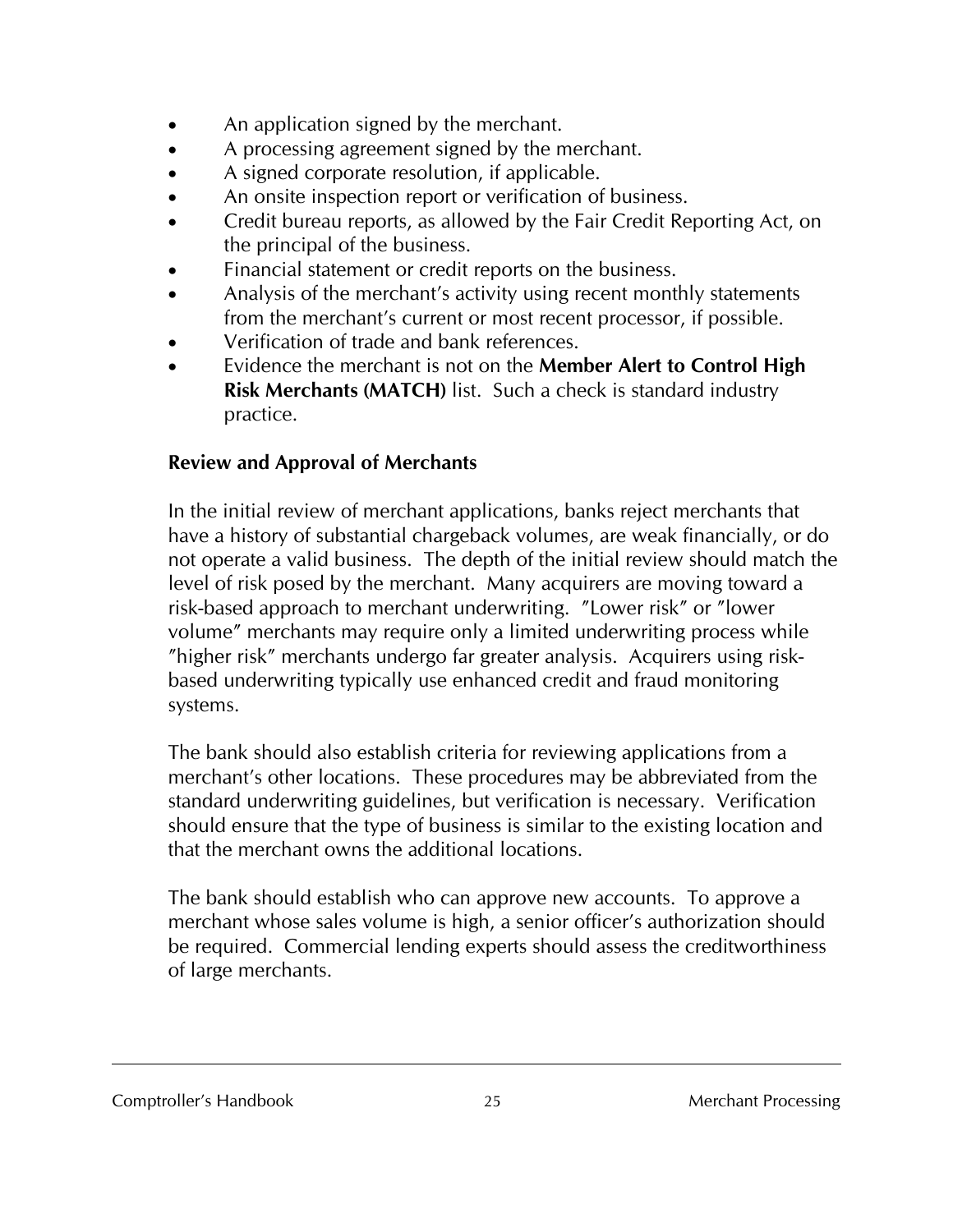- An application signed by the merchant.
- A processing agreement signed by the merchant.
- A signed corporate resolution, if applicable.
- An onsite inspection report or verification of business.
- Credit bureau reports, as allowed by the Fair Credit Reporting Act, on the principal of the business.
- Financial statement or credit reports on the business.
- Analysis of the merchant's activity using recent monthly statements from the merchant's current or most recent processor, if possible.
- Verification of trade and bank references.
- Evidence the merchant is not on the **Member Alert to Control High Risk Merchants (MATCH)** list. Such a check is standard industry practice.

**Review and Approval of Merchants**

In the initial review of merchant applications, banks reject merchants that have a history of substantial chargeback volumes, are weak financially, or do not operate a valid business. The depth of the initial review should match the level of risk posed by the merchant. Many acquirers are moving toward a risk-based approach to merchant underwriting. "Lower risk" or "lower volume" merchants may require only a limited underwriting process while "higher risk" merchants undergo far greater analysis. Acquirers using risk-based underwriting typically use enhanced credit and fraud monitoring systems.

The bank should also establish criteria for reviewing applications from a merchant's other locations. These procedures may be abbreviated from the standard underwriting guidelines, but verification is necessary. Verification should ensure that the type of business is similar to the existing location and that the merchant owns the additional locations.

The bank should establish who can approve new accounts. To approve a merchant whose sales volume is high, a senior officer's authorization should be required. Commercial lending experts should assess the creditworthiness of large merchants.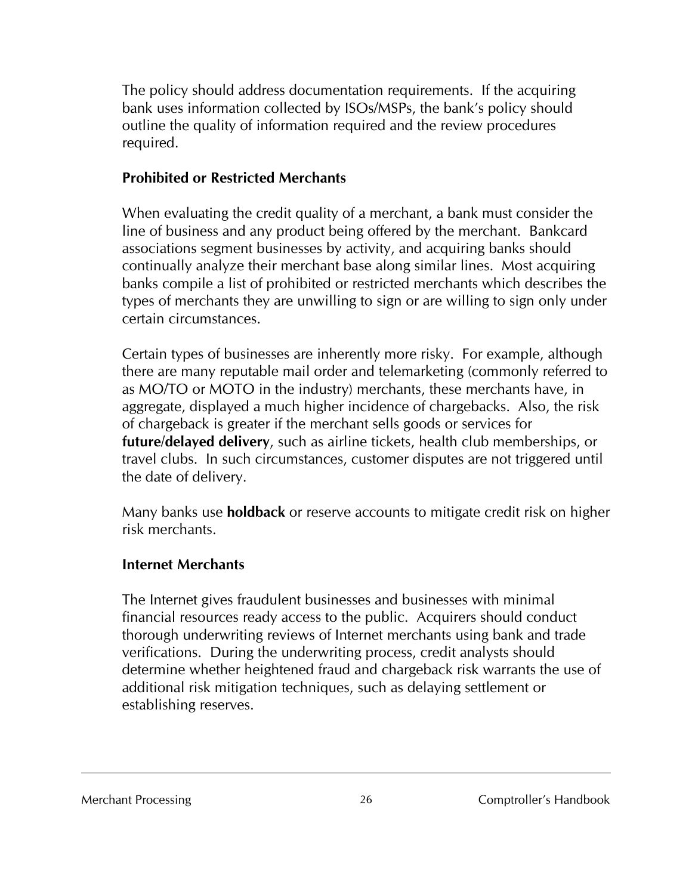The policy should address documentation requirements. If the acquiring bank uses information collected by ISOs/MSPs, the bank's policy should outline the quality of information required and the review procedures required.

### Prohibited or Restricted Merchants

When evaluating the credit quality of a merchant, a bank must consider the line of business and any product being offered by the merchant. Bankcard associations segment businesses by activity, and acquiring banks should continually analyze their merchant base along similar lines. Most acquiring banks compile a list of prohibited or restricted merchants which describes the types of merchants they are unwilling to sign or are willing to sign only under certain circumstances.

Certain types of businesses are inherently more risky. For example, although there are many reputable mail order and telemarketing (commonly referred to as MO/TO or MOTO in the industry) merchants, these merchants have, in aggregate, displayed a much higher incidence of chargebacks. Also, the risk of chargeback is greater if the merchant sells goods or services for **future/delayed delivery**, such as airline tickets, health club memberships, or travel clubs. In such circumstances, customer disputes are not triggered until the date of delivery.

Many banks use **holdback** or reserve accounts to mitigate credit risk on higher risk merchants.

### Internet Merchants

The Internet gives fraudulent businesses and businesses with minimal financial resources ready access to the public. Acquirers should conduct thorough underwriting reviews of Internet merchants using bank and trade verifications. During the underwriting process, credit analysts should determine whether heightened fraud and chargeback risk warrants the use of additional risk mitigation techniques, such as delaying settlement or establishing reserves.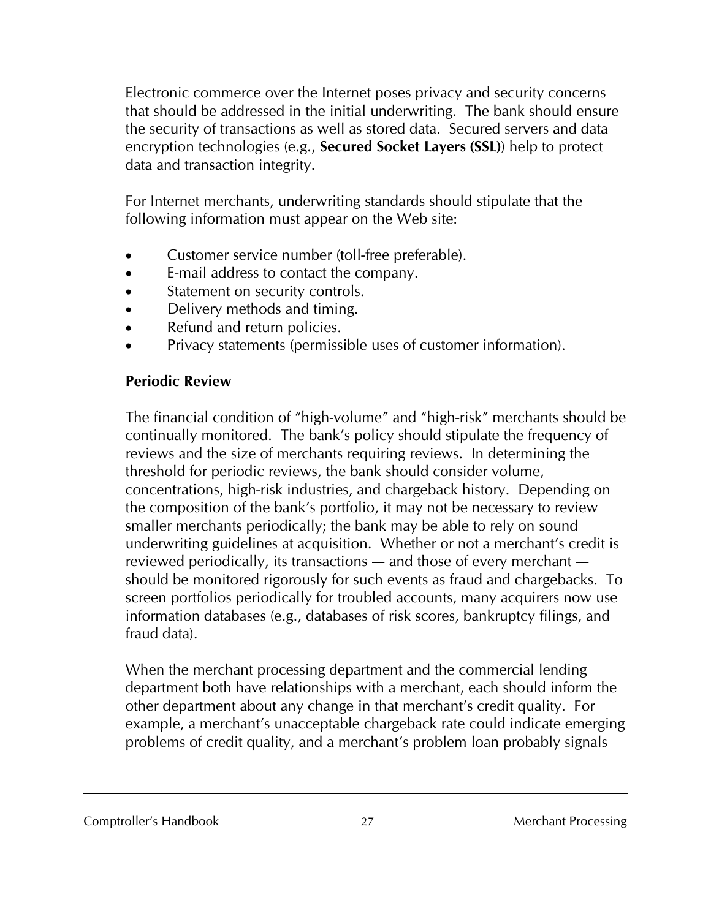Electronic commerce over the Internet poses privacy and security concerns that should be addressed in the initial underwriting. The bank should ensure the security of transactions as well as stored data. Secured servers and data encryption technologies (e.g., **Secured Socket Layers (SSL)**) help to protect data and transaction integrity.

For Internet merchants, underwriting standards should stipulate that the following information must appear on the Web site:

- Customer service number (toll-free preferable).
- E-mail address to contact the company.
- Statement on security controls.
- Delivery methods and timing.
- Refund and return policies.
- Privacy statements (permissible uses of customer information).

**Periodic Review**

The financial condition of "high-volume" and "high-risk" merchants should be continually monitored. The bank's policy should stipulate the frequency of reviews and the size of merchants requiring reviews. In determining the threshold for periodic reviews, the bank should consider volume, concentrations, high-risk industries, and chargeback history. Depending on the composition of the bank's portfolio, it may not be necessary to review smaller merchants periodically; the bank may be able to rely on sound underwriting guidelines at acquisition. Whether or not a merchant's credit is reviewed periodically, its transactions — and those of every merchant — should be monitored rigorously for such events as fraud and chargebacks. To screen portfolios periodically for troubled accounts, many acquirers now use information databases (e.g., databases of risk scores, bankruptcy filings, and fraud data).

When the merchant processing department and the commercial lending department both have relationships with a merchant, each should inform the other department about any change in that merchant's credit quality. For example, a merchant's unacceptable chargeback rate could indicate emerging problems of credit quality, and a merchant's problem loan probably signals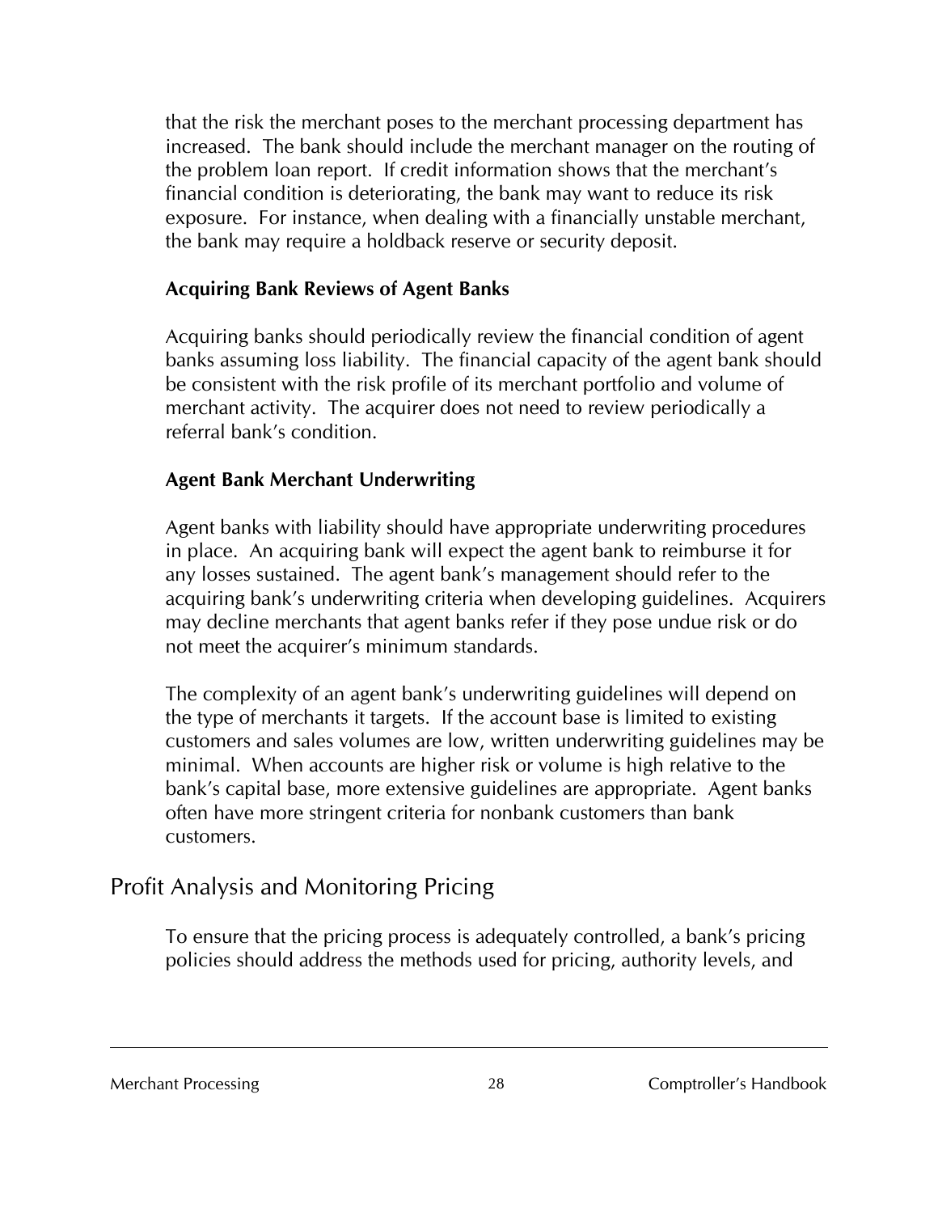that the risk the merchant poses to the merchant processing department has increased. The bank should include the merchant manager on the routing of the problem loan report. If credit information shows that the merchant's financial condition is deteriorating, the bank may want to reduce its risk exposure. For instance, when dealing with a financially unstable merchant, the bank may require a holdback reserve or security deposit.

### Acquiring Bank Reviews of Agent Banks

Acquiring banks should periodically review the financial condition of agent banks assuming loss liability. The financial capacity of the agent bank should be consistent with the risk profile of its merchant portfolio and volume of merchant activity. The acquirer does not need to review periodically a referral bank's condition.

### Agent Bank Merchant Underwriting

Agent banks with liability should have appropriate underwriting procedures in place. An acquiring bank will expect the agent bank to reimburse it for any losses sustained. The agent bank's management should refer to the acquiring bank's underwriting criteria when developing guidelines. Acquirers may decline merchants that agent banks refer if they pose undue risk or do not meet the acquirer's minimum standards.

The complexity of an agent bank's underwriting guidelines will depend on the type of merchants it targets. If the account base is limited to existing customers and sales volumes are low, written underwriting guidelines may be minimal. When accounts are higher risk or volume is high relative to the bank's capital base, more extensive guidelines are appropriate. Agent banks often have more stringent criteria for nonbank customers than bank customers.

## Profit Analysis and Monitoring Pricing

To ensure that the pricing process is adequately controlled, a bank's pricing policies should address the methods used for pricing, authority levels, and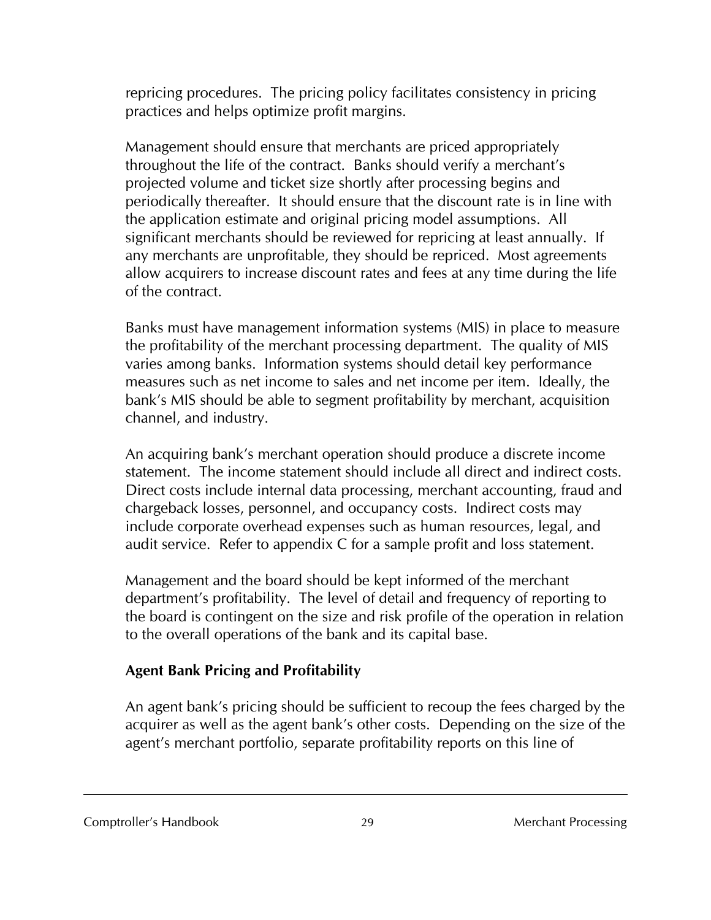repricing procedures. The pricing policy facilitates consistency in pricing practices and helps optimize profit margins.

Management should ensure that merchants are priced appropriately throughout the life of the contract. Banks should verify a merchant's projected volume and ticket size shortly after processing begins and periodically thereafter. It should ensure that the discount rate is in line with the application estimate and original pricing model assumptions. All significant merchants should be reviewed for repricing at least annually. If any merchants are unprofitable, they should be repriced. Most agreements allow acquirers to increase discount rates and fees at any time during the life of the contract.

Banks must have management information systems (MIS) in place to measure the profitability of the merchant processing department. The quality of MIS varies among banks. Information systems should detail key performance measures such as net income to sales and net income per item. Ideally, the bank's MIS should be able to segment profitability by merchant, acquisition channel, and industry.

An acquiring bank's merchant operation should produce a discrete income statement. The income statement should include all direct and indirect costs. Direct costs include internal data processing, merchant accounting, fraud and chargeback losses, personnel, and occupancy costs. Indirect costs may include corporate overhead expenses such as human resources, legal, and audit service. Refer to appendix C for a sample profit and loss statement.

Management and the board should be kept informed of the merchant department's profitability. The level of detail and frequency of reporting to the board is contingent on the size and risk profile of the operation in relation to the overall operations of the bank and its capital base.

**Agent Bank Pricing and Profitability**

An agent bank's pricing should be sufficient to recoup the fees charged by the acquirer as well as the agent bank's other costs. Depending on the size of the agent's merchant portfolio, separate profitability reports on this line of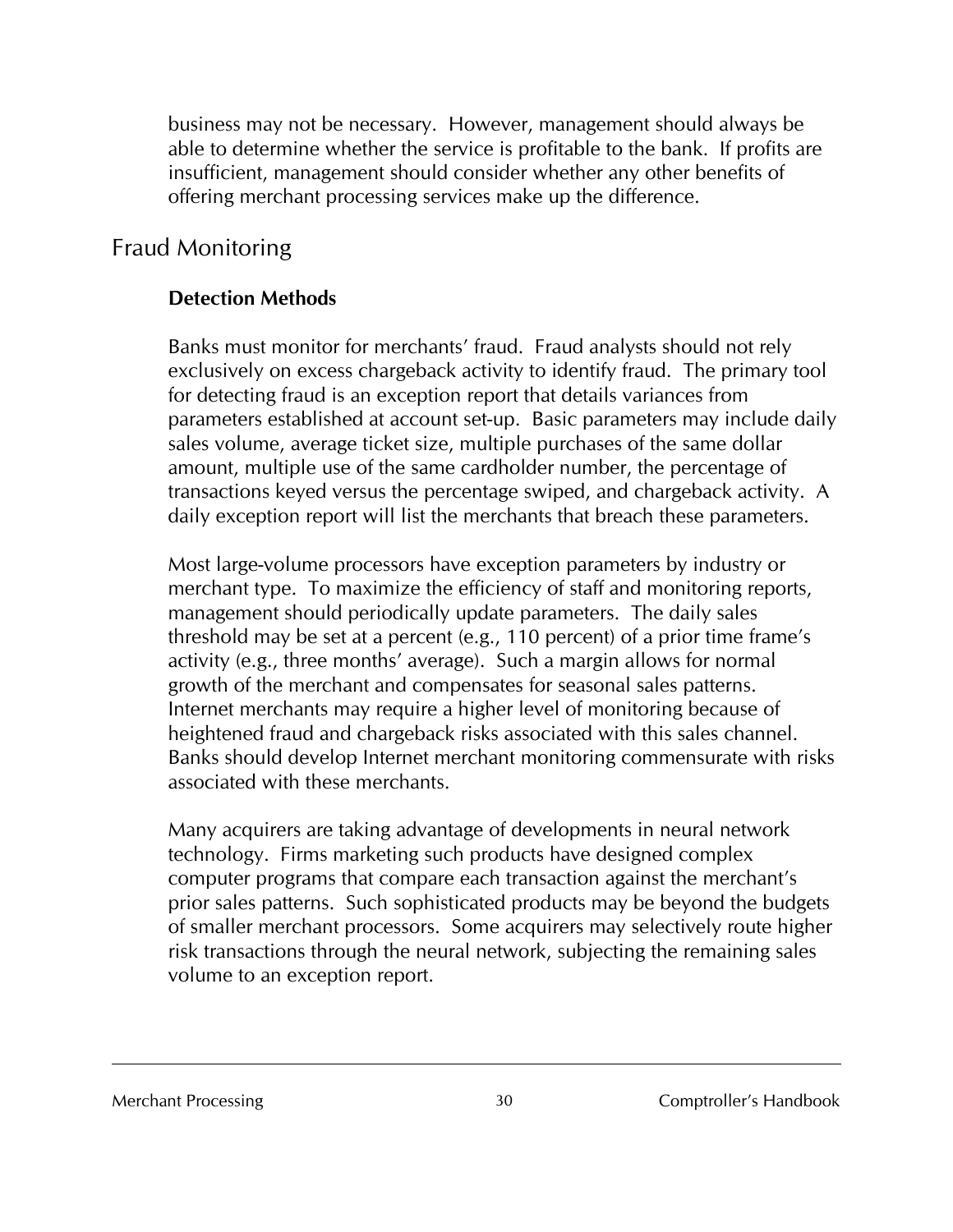business may not be necessary. However, management should always be able to determine whether the service is profitable to the bank. If profits are insufficient, management should consider whether any other benefits of offering merchant processing services make up the difference.

## Fraud Monitoring

### Detection Methods

Banks must monitor for merchants' fraud. Fraud analysts should not rely exclusively on excess chargeback activity to identify fraud. The primary tool for detecting fraud is an exception report that details variances from parameters established at account set-up. Basic parameters may include daily sales volume, average ticket size, multiple purchases of the same dollar amount, multiple use of the same cardholder number, the percentage of transactions keyed versus the percentage swiped, and chargeback activity. A daily exception report will list the merchants that breach these parameters.

Most large-volume processors have exception parameters by industry or merchant type. To maximize the efficiency of staff and monitoring reports, management should periodically update parameters. The daily sales threshold may be set at a percent (e.g., 110 percent) of a prior time frame's activity (e.g., three months' average). Such a margin allows for normal growth of the merchant and compensates for seasonal sales patterns. Internet merchants may require a higher level of monitoring because of heightened fraud and chargeback risks associated with this sales channel. Banks should develop Internet merchant monitoring commensurate with risks associated with these merchants.

Many acquirers are taking advantage of developments in neural network technology. Firms marketing such products have designed complex computer programs that compare each transaction against the merchant's prior sales patterns. Such sophisticated products may be beyond the budgets of smaller merchant processors. Some acquirers may selectively route higher risk transactions through the neural network, subjecting the remaining sales volume to an exception report.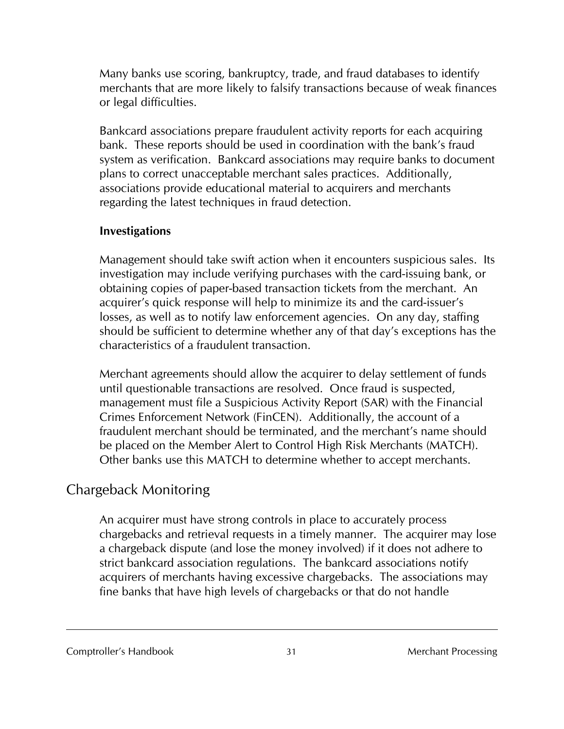Many banks use scoring, bankruptcy, trade, and fraud databases to identify merchants that are more likely to falsify transactions because of weak finances or legal difficulties.

Bankcard associations prepare fraudulent activity reports for each acquiring bank. These reports should be used in coordination with the bank's fraud system as verification. Bankcard associations may require banks to document plans to correct unacceptable merchant sales practices. Additionally, associations provide educational material to acquirers and merchants regarding the latest techniques in fraud detection.

**Investigations**

Management should take swift action when it encounters suspicious sales. Its investigation may include verifying purchases with the card-issuing bank, or obtaining copies of paper-based transaction tickets from the merchant. An acquirer's quick response will help to minimize its and the card-issuer's losses, as well as to notify law enforcement agencies. On any day, staffing should be sufficient to determine whether any of that day's exceptions has the characteristics of a fraudulent transaction.

Merchant agreements should allow the acquirer to delay settlement of funds until questionable transactions are resolved. Once fraud is suspected, management must file a Suspicious Activity Report (SAR) with the Financial Crimes Enforcement Network (FinCEN). Additionally, the account of a fraudulent merchant should be terminated, and the merchant's name should be placed on the Member Alert to Control High Risk Merchants (MATCH). Other banks use this MATCH to determine whether to accept merchants.

## Chargeback Monitoring

An acquirer must have strong controls in place to accurately process chargebacks and retrieval requests in a timely manner. The acquirer may lose a chargeback dispute (and lose the money involved) if it does not adhere to strict bankcard association regulations. The bankcard associations notify acquirers of merchants having excessive chargebacks. The associations may fine banks that have high levels of chargebacks or that do not handle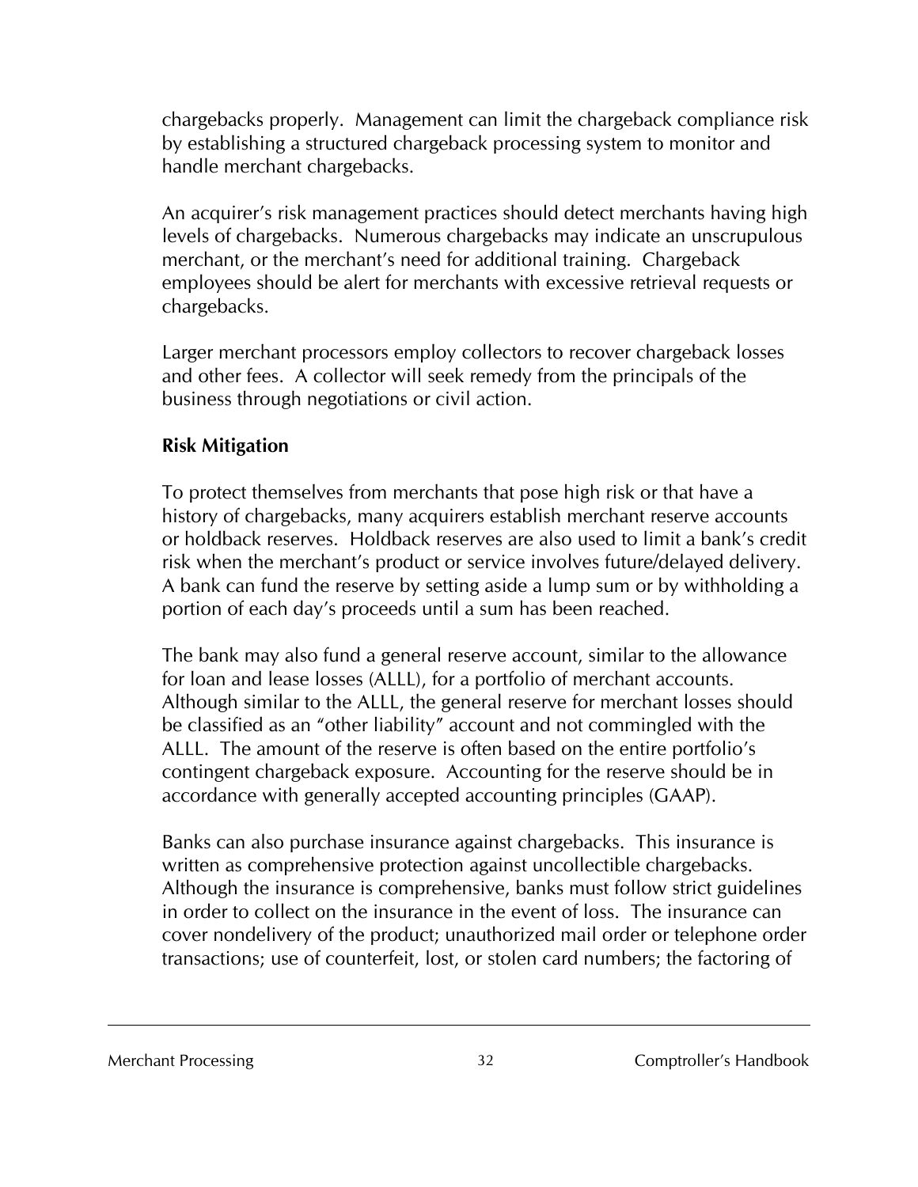chargebacks properly. Management can limit the chargeback compliance risk by establishing a structured chargeback processing system to monitor and handle merchant chargebacks.

An acquirer's risk management practices should detect merchants having high levels of chargebacks. Numerous chargebacks may indicate an unscrupulous merchant, or the merchant's need for additional training. Chargeback employees should be alert for merchants with excessive retrieval requests or chargebacks.

Larger merchant processors employ collectors to recover chargeback losses and other fees. A collector will seek remedy from the principals of the business through negotiations or civil action.

**Risk Mitigation**

To protect themselves from merchants that pose high risk or that have a history of chargebacks, many acquirers establish merchant reserve accounts or holdback reserves. Holdback reserves are also used to limit a bank's credit risk when the merchant's product or service involves future/delayed delivery. A bank can fund the reserve by setting aside a lump sum or by withholding a portion of each day's proceeds until a sum has been reached.

The bank may also fund a general reserve account, similar to the allowance for loan and lease losses (ALLL), for a portfolio of merchant accounts. Although similar to the ALLL, the general reserve for merchant losses should be classified as an "other liability" account and not commingled with the ALLL. The amount of the reserve is often based on the entire portfolio's contingent chargeback exposure. Accounting for the reserve should be in accordance with generally accepted accounting principles (GAAP).

Banks can also purchase insurance against chargebacks. This insurance is written as comprehensive protection against uncollectible chargebacks. Although the insurance is comprehensive, banks must follow strict guidelines in order to collect on the insurance in the event of loss. The insurance can cover nondelivery of the product; unauthorized mail order or telephone order transactions; use of counterfeit, lost, or stolen card numbers; the factoring of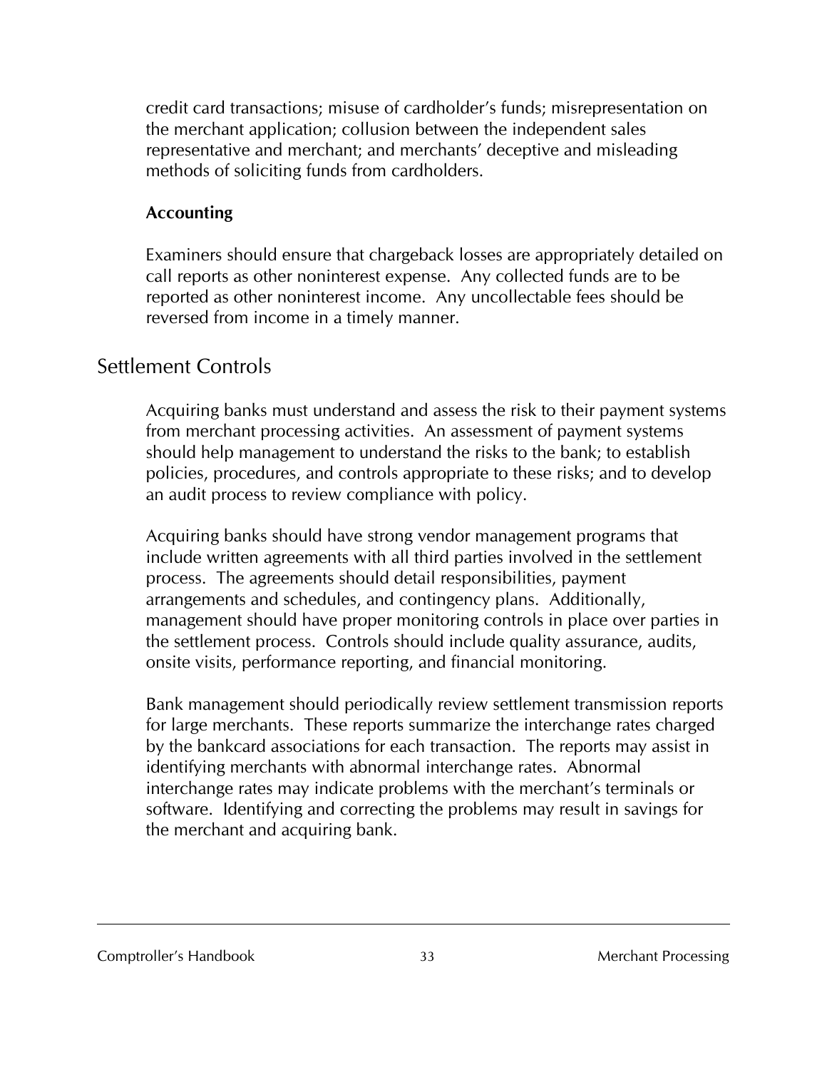credit card transactions; misuse of cardholder's funds; misrepresentation on the merchant application; collusion between the independent sales representative and merchant; and merchants' deceptive and misleading methods of soliciting funds from cardholders.

**Accounting**

Examiners should ensure that chargeback losses are appropriately detailed on call reports as other noninterest expense. Any collected funds are to be reported as other noninterest income. Any uncollectable fees should be reversed from income in a timely manner.

## Settlement Controls

Acquiring banks must understand and assess the risk to their payment systems from merchant processing activities. An assessment of payment systems should help management to understand the risks to the bank; to establish policies, procedures, and controls appropriate to these risks; and to develop an audit process to review compliance with policy.

Acquiring banks should have strong vendor management programs that include written agreements with all third parties involved in the settlement process. The agreements should detail responsibilities, payment arrangements and schedules, and contingency plans. Additionally, management should have proper monitoring controls in place over parties in the settlement process. Controls should include quality assurance, audits, onsite visits, performance reporting, and financial monitoring.

Bank management should periodically review settlement transmission reports for large merchants. These reports summarize the interchange rates charged by the bankcard associations for each transaction. The reports may assist in identifying merchants with abnormal interchange rates. Abnormal interchange rates may indicate problems with the merchant's terminals or software. Identifying and correcting the problems may result in savings for the merchant and acquiring bank.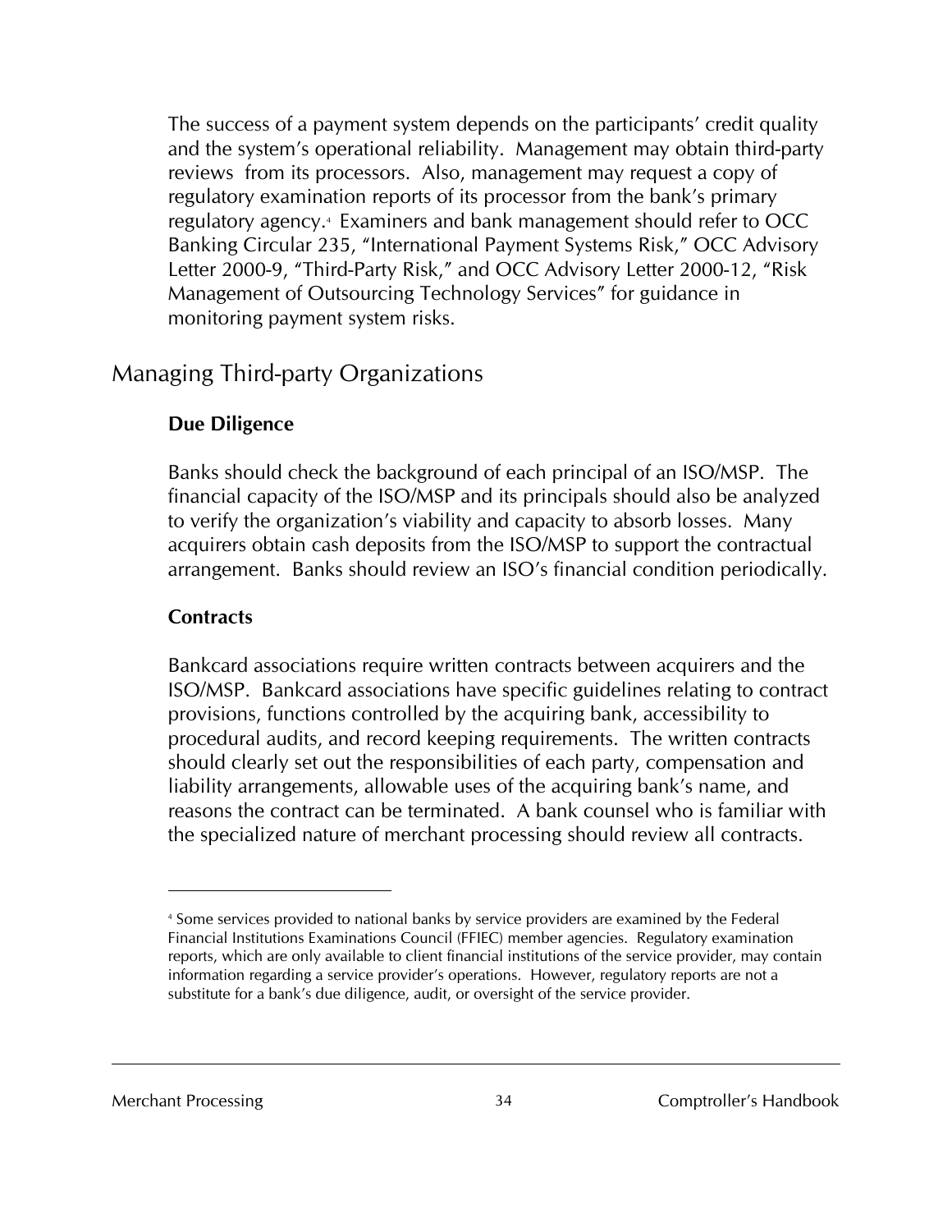The success of a payment system depends on the participants' credit quality and the system's operational reliability. Management may obtain third-party reviews from its processors. Also, management may request a copy of regulatory examination reports of its processor from the bank's primary regulatory agency.[4] Examiners and bank management should refer to OCC Banking Circular 235, "International Payment Systems Risk," OCC Advisory Letter 2000-9, "Third-Party Risk," and OCC Advisory Letter 2000-12, "Risk Management of Outsourcing Technology Services" for guidance in monitoring payment system risks.

## Managing Third-party Organizations

### Due Diligence

Banks should check the background of each principal of an ISO/MSP. The financial capacity of the ISO/MSP and its principals should also be analyzed to verify the organization's viability and capacity to absorb losses. Many acquirers obtain cash deposits from the ISO/MSP to support the contractual arrangement. Banks should review an ISO's financial condition periodically.

### Contracts

Bankcard associations require written contracts between acquirers and the ISO/MSP. Bankcard associations have specific guidelines relating to contract provisions, functions controlled by the acquiring bank, accessibility to procedural audits, and record keeping requirements. The written contracts should clearly set out the responsibilities of each party, compensation and liability arrangements, allowable uses of the acquiring bank's name, and reasons the contract can be terminated. A bank counsel who is familiar with the specialized nature of merchant processing should review all contracts.

---

[4] Some services provided to national banks by service providers are examined by the Federal Financial Institutions Examinations Council (FFIEC) member agencies. Regulatory examination reports, which are only available to client financial institutions of the service provider, may contain information regarding a service provider's operations. However, regulatory reports are not a substitute for a bank's due diligence, audit, or oversight of the service provider.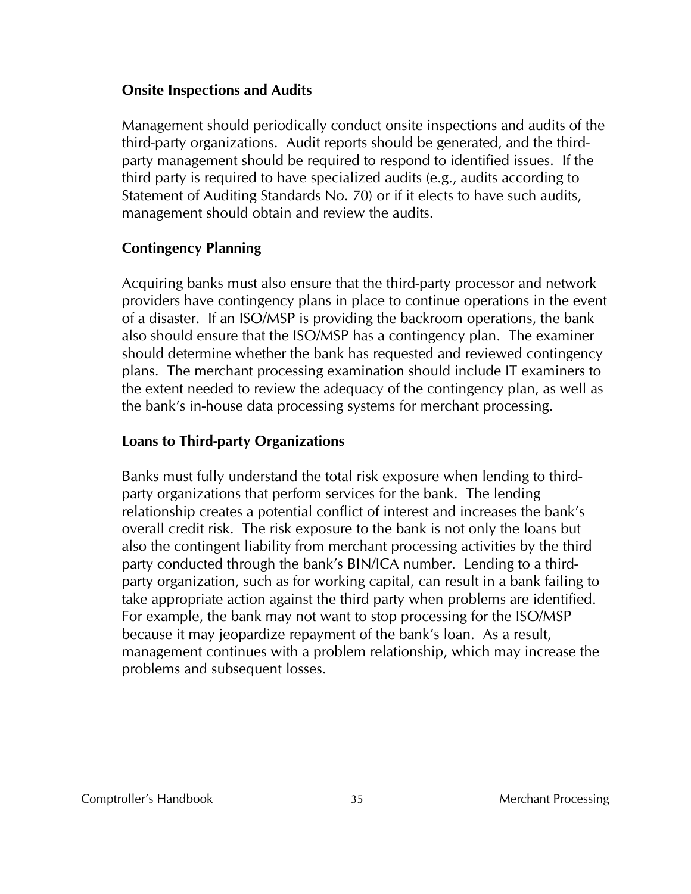### Onsite Inspections and Audits

Management should periodically conduct onsite inspections and audits of the third-party organizations. Audit reports should be generated, and the third-party management should be required to respond to identified issues. If the third party is required to have specialized audits (e.g., audits according to Statement of Auditing Standards No. 70) or if it elects to have such audits, management should obtain and review the audits.

### Contingency Planning

Acquiring banks must also ensure that the third-party processor and network providers have contingency plans in place to continue operations in the event of a disaster. If an ISO/MSP is providing the backroom operations, the bank also should ensure that the ISO/MSP has a contingency plan. The examiner should determine whether the bank has requested and reviewed contingency plans. The merchant processing examination should include IT examiners to the extent needed to review the adequacy of the contingency plan, as well as the bank's in-house data processing systems for merchant processing.

### Loans to Third-party Organizations

Banks must fully understand the total risk exposure when lending to third-party organizations that perform services for the bank. The lending relationship creates a potential conflict of interest and increases the bank's overall credit risk. The risk exposure to the bank is not only the loans but also the contingent liability from merchant processing activities by the third party conducted through the bank's BIN/ICA number. Lending to a third-party organization, such as for working capital, can result in a bank failing to take appropriate action against the third party when problems are identified. For example, the bank may not want to stop processing for the ISO/MSP because it may jeopardize repayment of the bank's loan. As a result, management continues with a problem relationship, which may increase the problems and subsequent losses.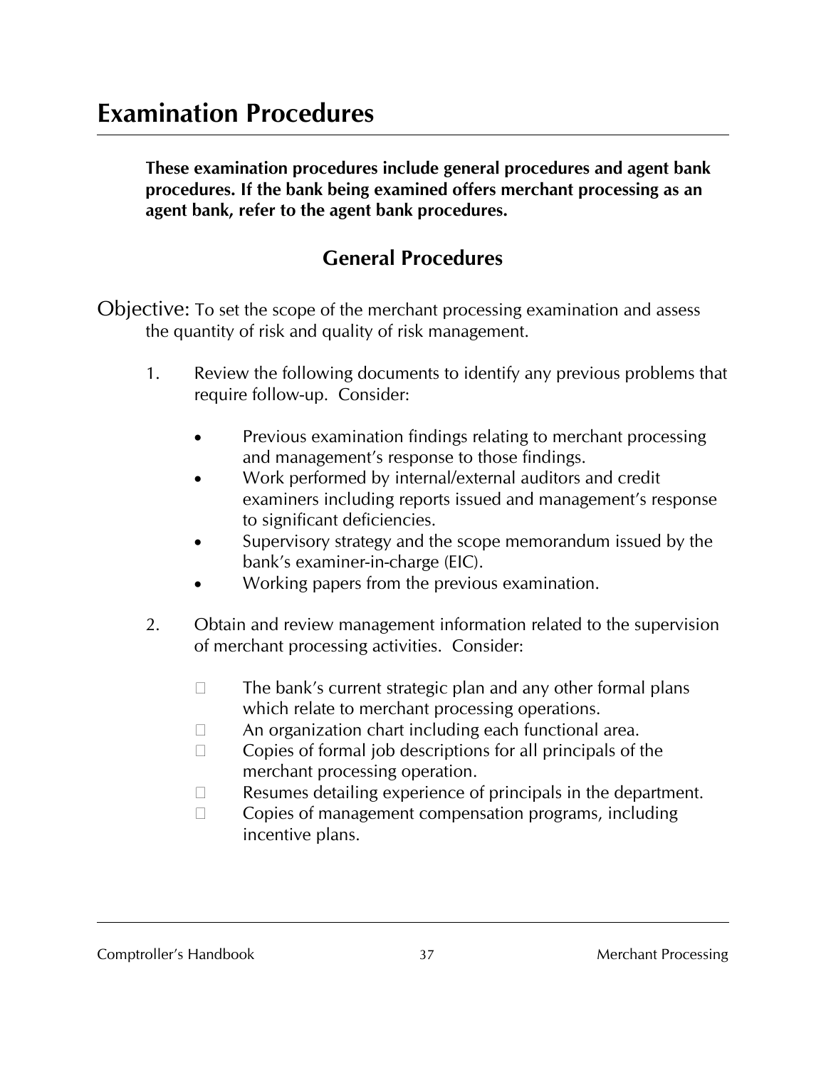# Examination Procedures

**These examination procedures include general procedures and agent bank procedures. If the bank being examined offers merchant processing as an agent bank, refer to the agent bank procedures.**

## General Procedures

Objective: To set the scope of the merchant processing examination and assess the quantity of risk and quality of risk management.

1. Review the following documents to identify any previous problems that require follow-up. Consider:

   - Previous examination findings relating to merchant processing and management's response to those findings.
   - Work performed by internal/external auditors and credit examiners including reports issued and management's response to significant deficiencies.
   - Supervisory strategy and the scope memorandum issued by the bank's examiner-in-charge (EIC).
   - Working papers from the previous examination.

2. Obtain and review management information related to the supervision of merchant processing activities. Consider:

   - The bank's current strategic plan and any other formal plans which relate to merchant processing operations.
   - An organization chart including each functional area.
   - Copies of formal job descriptions for all principals of the merchant processing operation.
   - Resumes detailing experience of principals in the department.
   - Copies of management compensation programs, including incentive plans.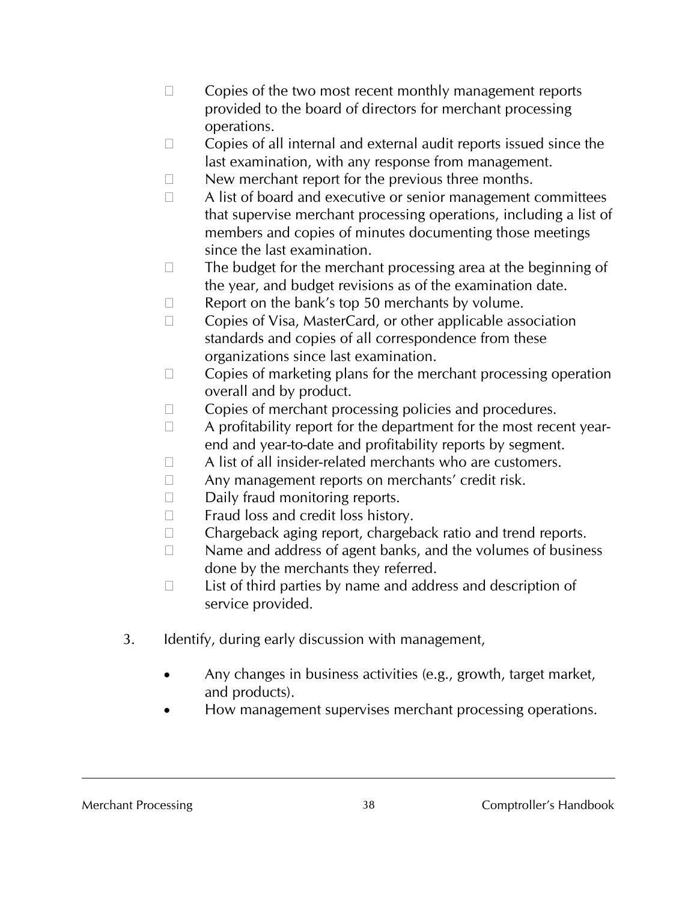- Copies of the two most recent monthly management reports provided to the board of directors for merchant processing operations.
- Copies of all internal and external audit reports issued since the last examination, with any response from management.
- New merchant report for the previous three months.
- A list of board and executive or senior management committees that supervise merchant processing operations, including a list of members and copies of minutes documenting those meetings since the last examination.
- The budget for the merchant processing area at the beginning of the year, and budget revisions as of the examination date.
- Report on the bank's top 50 merchants by volume.
- Copies of Visa, MasterCard, or other applicable association standards and copies of all correspondence from these organizations since last examination.
- Copies of marketing plans for the merchant processing operation overall and by product.
- Copies of merchant processing policies and procedures.
- A profitability report for the department for the most recent year-end and year-to-date and profitability reports by segment.
- A list of all insider-related merchants who are customers.
- Any management reports on merchants' credit risk.
- Daily fraud monitoring reports.
- Fraud loss and credit loss history.
- Chargeback aging report, chargeback ratio and trend reports.
- Name and address of agent banks, and the volumes of business done by the merchants they referred.
- List of third parties by name and address and description of service provided.

3. Identify, during early discussion with management,

   - Any changes in business activities (e.g., growth, target market, and products).
   - How management supervises merchant processing operations.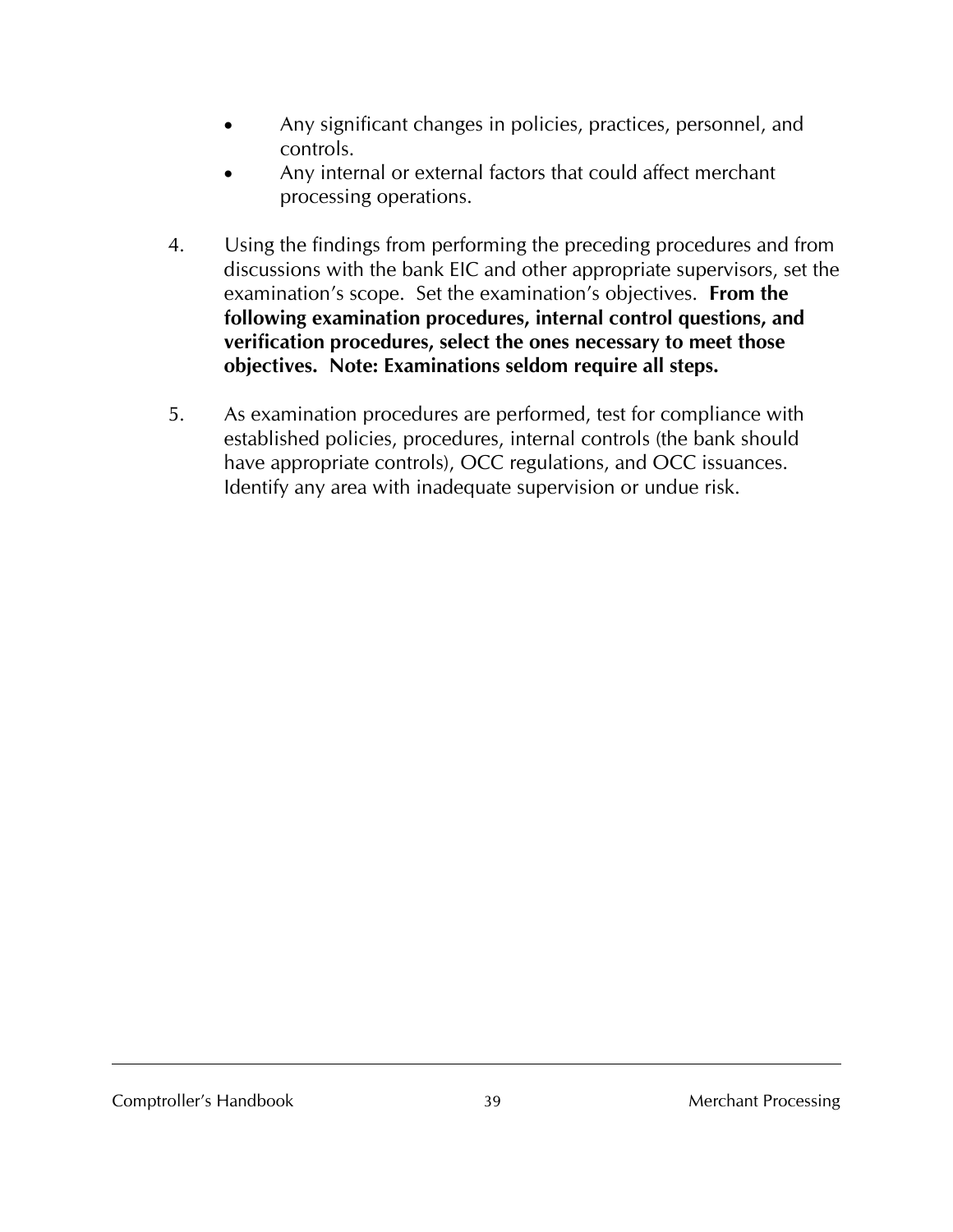- Any significant changes in policies, practices, personnel, and controls.
- Any internal or external factors that could affect merchant processing operations.

4. Using the findings from performing the preceding procedures and from discussions with the bank EIC and other appropriate supervisors, set the examination's scope. Set the examination's objectives. **From the following examination procedures, internal control questions, and verification procedures, select the ones necessary to meet those objectives. Note: Examinations seldom require all steps.**

5. As examination procedures are performed, test for compliance with established policies, procedures, internal controls (the bank should have appropriate controls), OCC regulations, and OCC issuances. Identify any area with inadequate supervision or undue risk.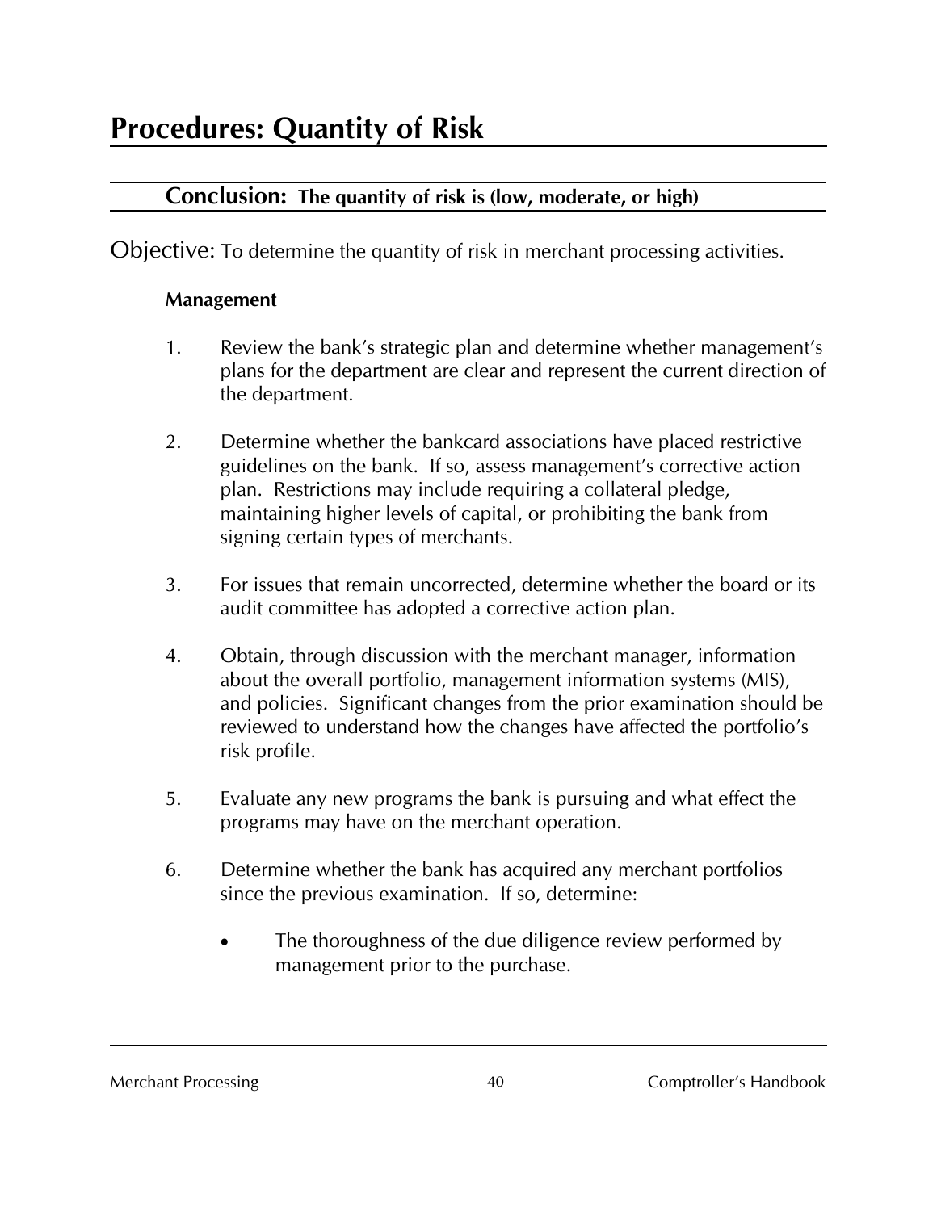# Procedures: Quantity of Risk

## Conclusion: The quantity of risk is (low, moderate, or high)

Objective: To determine the quantity of risk in merchant processing activities.

**Management**

1. Review the bank's strategic plan and determine whether management's plans for the department are clear and represent the current direction of the department.

2. Determine whether the bankcard associations have placed restrictive guidelines on the bank. If so, assess management's corrective action plan. Restrictions may include requiring a collateral pledge, maintaining higher levels of capital, or prohibiting the bank from signing certain types of merchants.

3. For issues that remain uncorrected, determine whether the board or its audit committee has adopted a corrective action plan.

4. Obtain, through discussion with the merchant manager, information about the overall portfolio, management information systems (MIS), and policies. Significant changes from the prior examination should be reviewed to understand how the changes have affected the portfolio's risk profile.

5. Evaluate any new programs the bank is pursuing and what effect the programs may have on the merchant operation.

6. Determine whether the bank has acquired any merchant portfolios since the previous examination. If so, determine:

   - The thoroughness of the due diligence review performed by management prior to the purchase.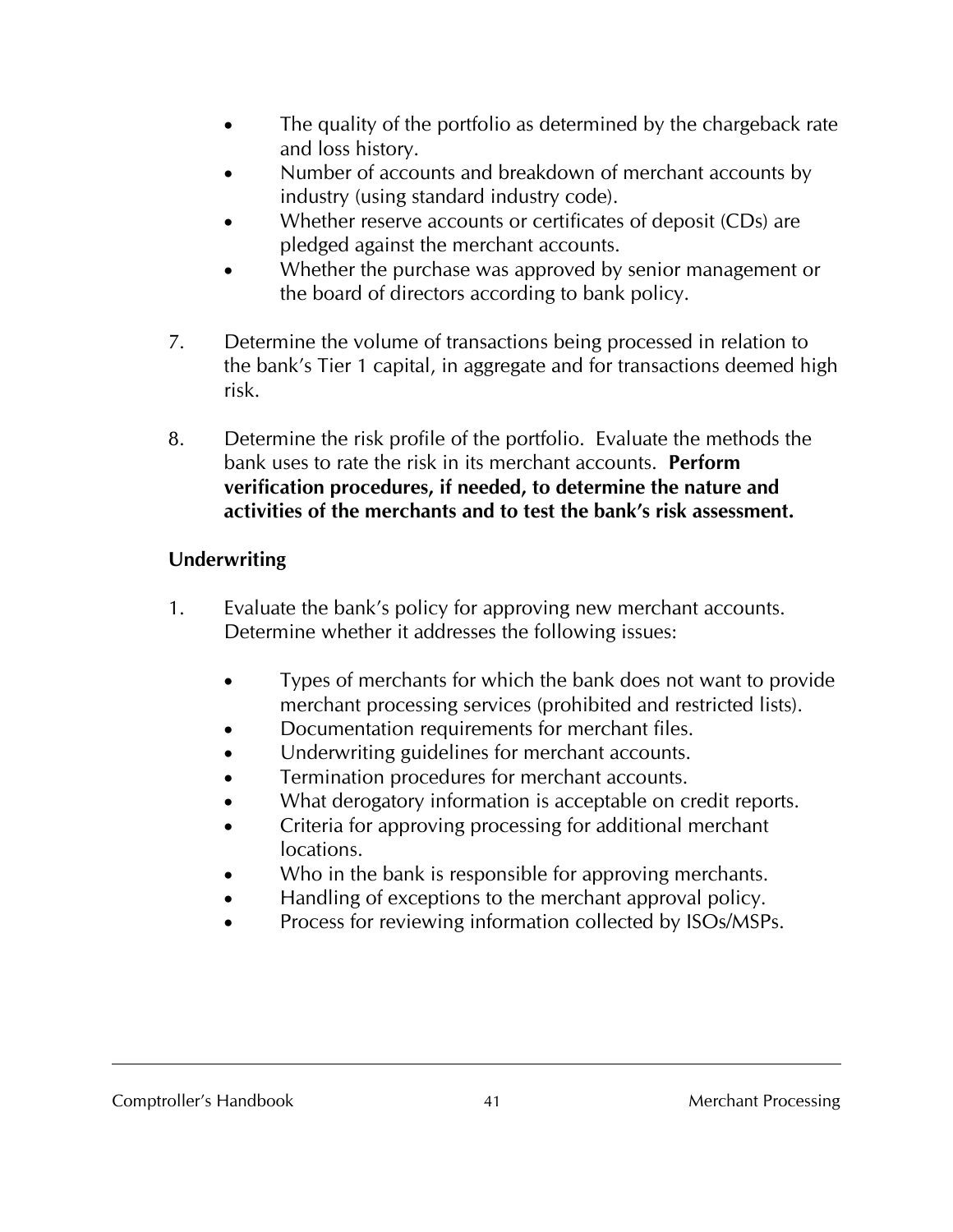- The quality of the portfolio as determined by the chargeback rate and loss history.
- Number of accounts and breakdown of merchant accounts by industry (using standard industry code).
- Whether reserve accounts or certificates of deposit (CDs) are pledged against the merchant accounts.
- Whether the purchase was approved by senior management or the board of directors according to bank policy.

7. Determine the volume of transactions being processed in relation to the bank's Tier 1 capital, in aggregate and for transactions deemed high risk.

8. Determine the risk profile of the portfolio. Evaluate the methods the bank uses to rate the risk in its merchant accounts. **Perform verification procedures, if needed, to determine the nature and activities of the merchants and to test the bank's risk assessment.**

### Underwriting

1. Evaluate the bank's policy for approving new merchant accounts. Determine whether it addresses the following issues:

    - Types of merchants for which the bank does not want to provide merchant processing services (prohibited and restricted lists).
    - Documentation requirements for merchant files.
    - Underwriting guidelines for merchant accounts.
    - Termination procedures for merchant accounts.
    - What derogatory information is acceptable on credit reports.
    - Criteria for approving processing for additional merchant locations.
    - Who in the bank is responsible for approving merchants.
    - Handling of exceptions to the merchant approval policy.
    - Process for reviewing information collected by ISOs/MSPs.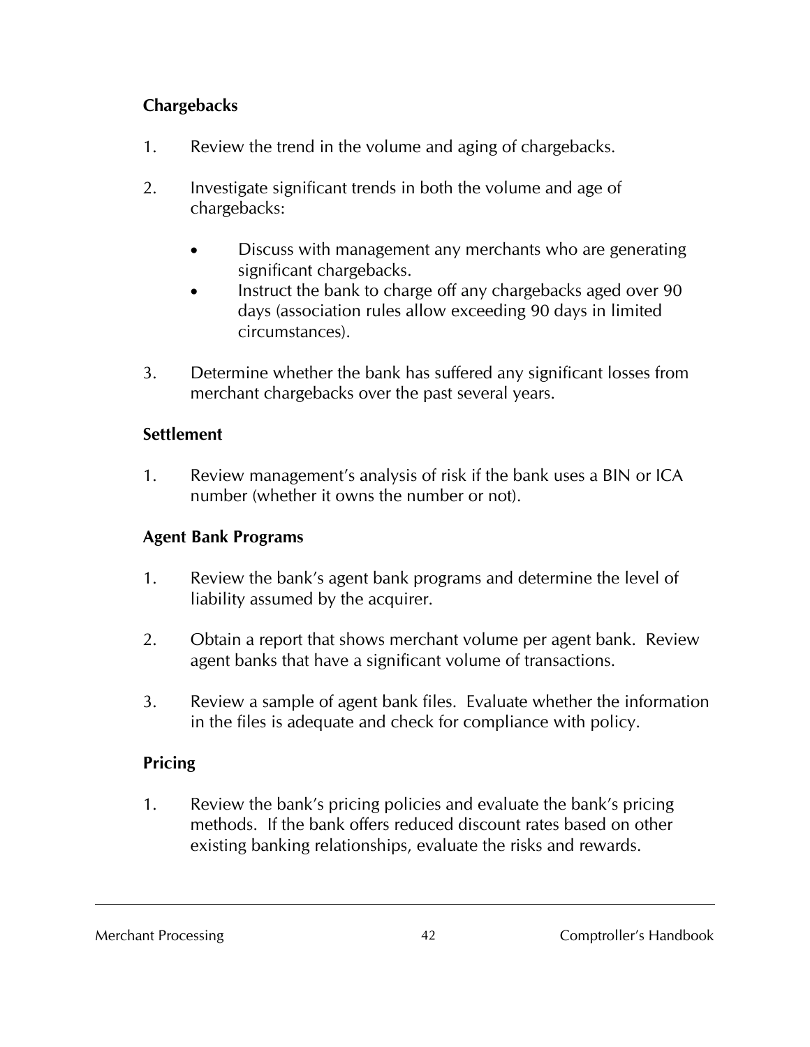### Chargebacks

1. Review the trend in the volume and aging of chargebacks.

2. Investigate significant trends in both the volume and age of chargebacks:

    - Discuss with management any merchants who are generating significant chargebacks.
    - Instruct the bank to charge off any chargebacks aged over 90 days (association rules allow exceeding 90 days in limited circumstances).

3. Determine whether the bank has suffered any significant losses from merchant chargebacks over the past several years.

### Settlement

1. Review management's analysis of risk if the bank uses a BIN or ICA number (whether it owns the number or not).

### Agent Bank Programs

1. Review the bank's agent bank programs and determine the level of liability assumed by the acquirer.

2. Obtain a report that shows merchant volume per agent bank. Review agent banks that have a significant volume of transactions.

3. Review a sample of agent bank files. Evaluate whether the information in the files is adequate and check for compliance with policy.

### Pricing

1. Review the bank's pricing policies and evaluate the bank's pricing methods. If the bank offers reduced discount rates based on other existing banking relationships, evaluate the risks and rewards.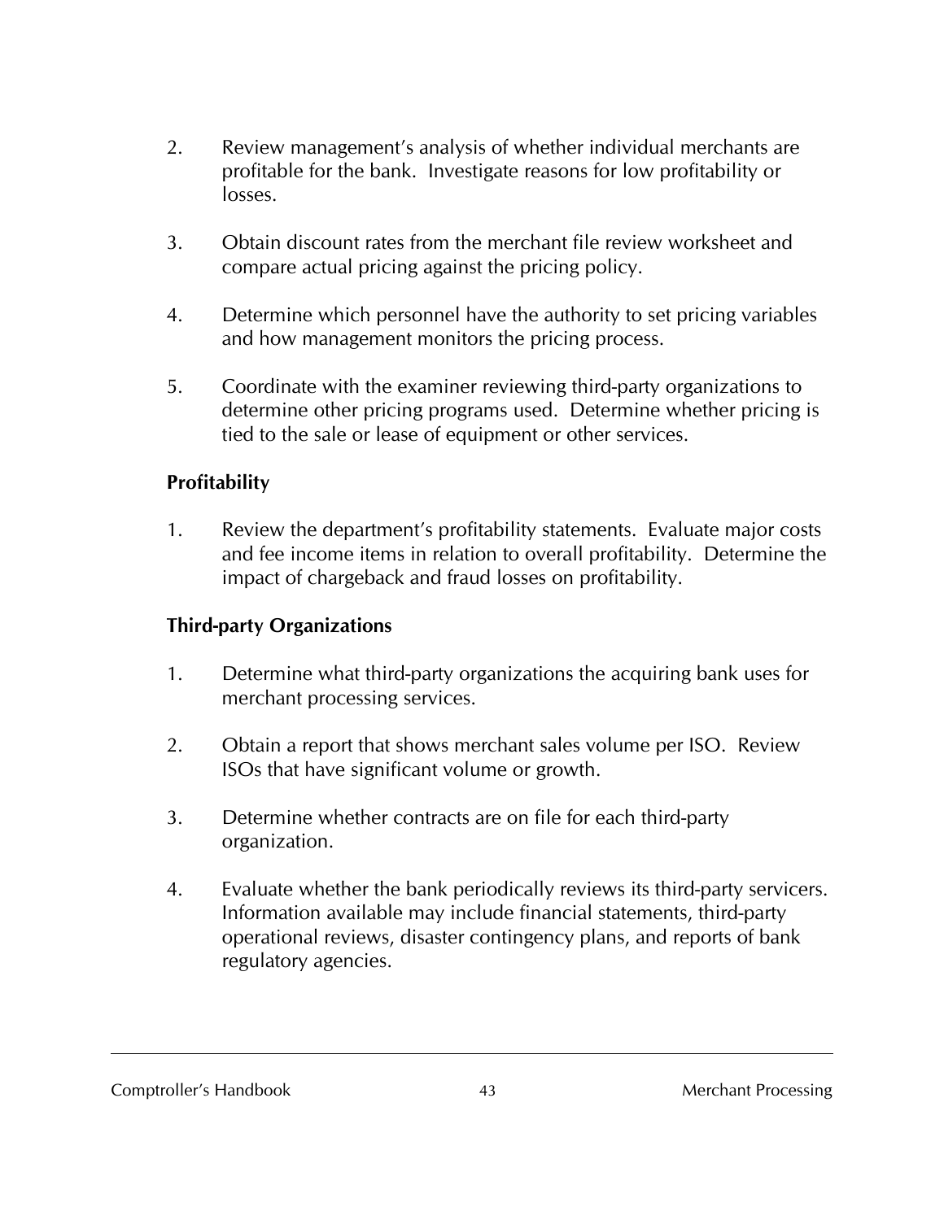2. Review management's analysis of whether individual merchants are profitable for the bank. Investigate reasons for low profitability or losses.

3. Obtain discount rates from the merchant file review worksheet and compare actual pricing against the pricing policy.

4. Determine which personnel have the authority to set pricing variables and how management monitors the pricing process.

5. Coordinate with the examiner reviewing third-party organizations to determine other pricing programs used. Determine whether pricing is tied to the sale or lease of equipment or other services.

### Profitability

1. Review the department's profitability statements. Evaluate major costs and fee income items in relation to overall profitability. Determine the impact of chargeback and fraud losses on profitability.

### Third-party Organizations

1. Determine what third-party organizations the acquiring bank uses for merchant processing services.

2. Obtain a report that shows merchant sales volume per ISO. Review ISOs that have significant volume or growth.

3. Determine whether contracts are on file for each third-party organization.

4. Evaluate whether the bank periodically reviews its third-party servicers. Information available may include financial statements, third-party operational reviews, disaster contingency plans, and reports of bank regulatory agencies.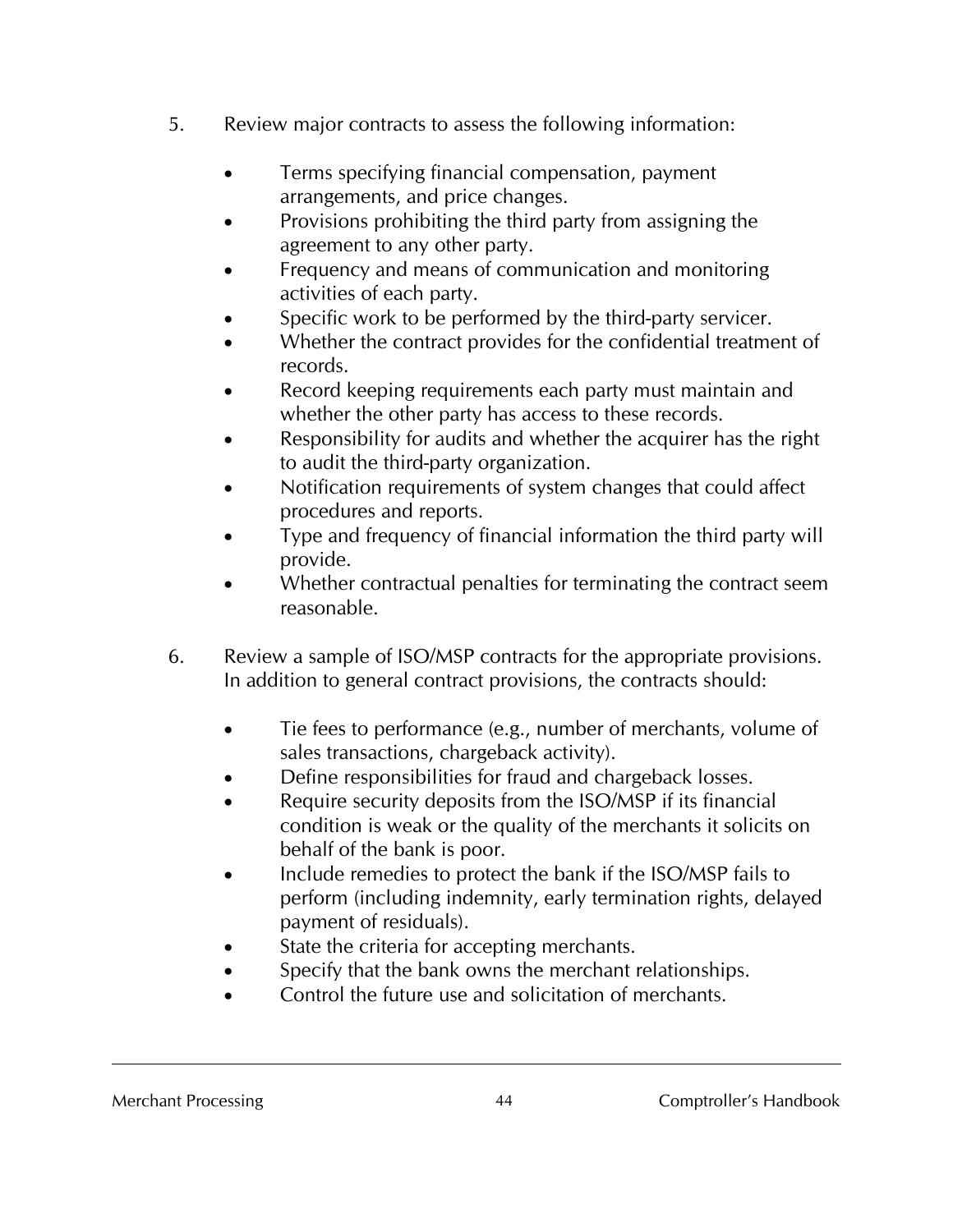5. Review major contracts to assess the following information:

   - Terms specifying financial compensation, payment arrangements, and price changes.
   - Provisions prohibiting the third party from assigning the agreement to any other party.
   - Frequency and means of communication and monitoring activities of each party.
   - Specific work to be performed by the third-party servicer.
   - Whether the contract provides for the confidential treatment of records.
   - Record keeping requirements each party must maintain and whether the other party has access to these records.
   - Responsibility for audits and whether the acquirer has the right to audit the third-party organization.
   - Notification requirements of system changes that could affect procedures and reports.
   - Type and frequency of financial information the third party will provide.
   - Whether contractual penalties for terminating the contract seem reasonable.

6. Review a sample of ISO/MSP contracts for the appropriate provisions. In addition to general contract provisions, the contracts should:

   - Tie fees to performance (e.g., number of merchants, volume of sales transactions, chargeback activity).
   - Define responsibilities for fraud and chargeback losses.
   - Require security deposits from the ISO/MSP if its financial condition is weak or the quality of the merchants it solicits on behalf of the bank is poor.
   - Include remedies to protect the bank if the ISO/MSP fails to perform (including indemnity, early termination rights, delayed payment of residuals).
   - State the criteria for accepting merchants.
   - Specify that the bank owns the merchant relationships.
   - Control the future use and solicitation of merchants.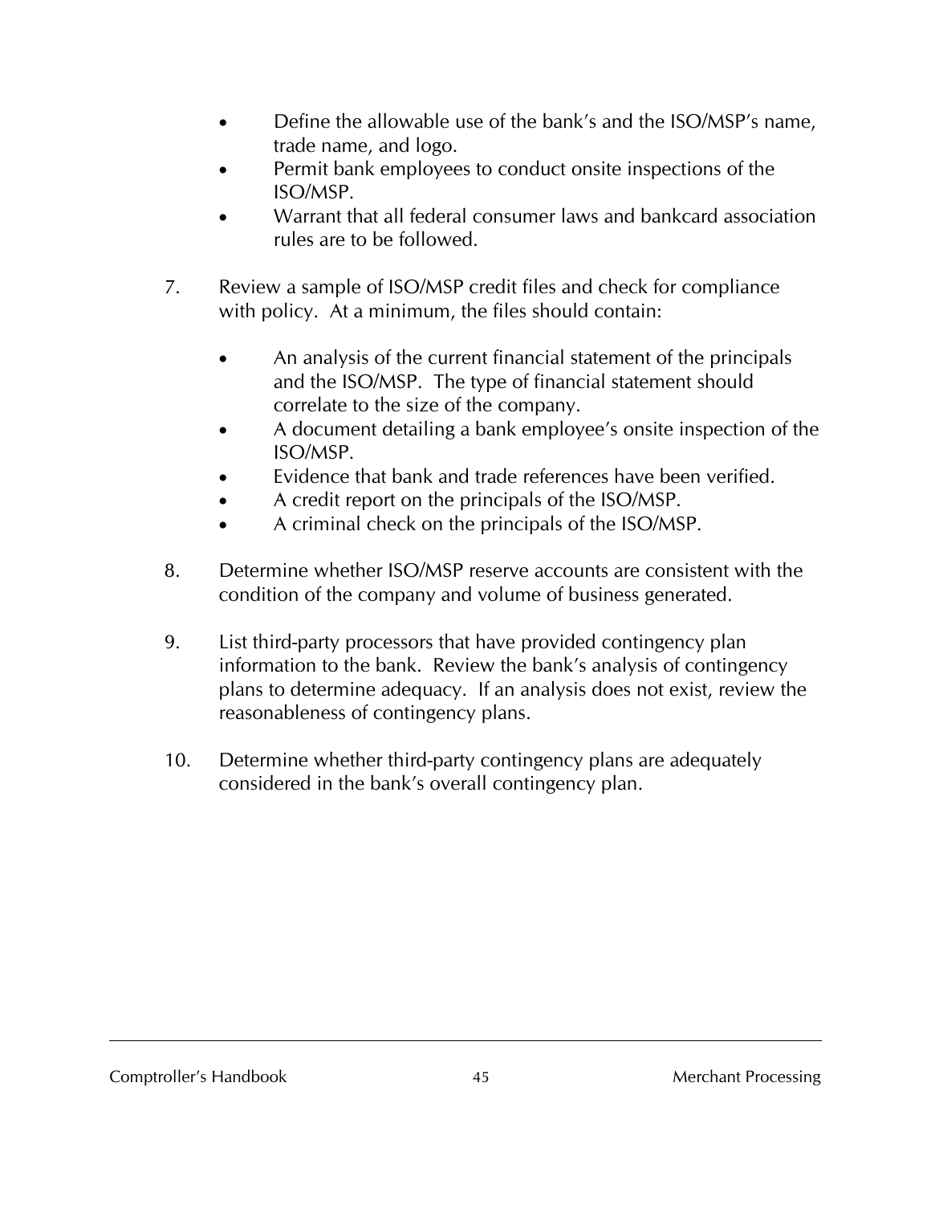- Define the allowable use of the bank's and the ISO/MSP's name, trade name, and logo.
- Permit bank employees to conduct onsite inspections of the ISO/MSP.
- Warrant that all federal consumer laws and bankcard association rules are to be followed.

7. Review a sample of ISO/MSP credit files and check for compliance with policy. At a minimum, the files should contain:

   - An analysis of the current financial statement of the principals and the ISO/MSP. The type of financial statement should correlate to the size of the company.
   - A document detailing a bank employee's onsite inspection of the ISO/MSP.
   - Evidence that bank and trade references have been verified.
   - A credit report on the principals of the ISO/MSP.
   - A criminal check on the principals of the ISO/MSP.

8. Determine whether ISO/MSP reserve accounts are consistent with the condition of the company and volume of business generated.

9. List third-party processors that have provided contingency plan information to the bank. Review the bank's analysis of contingency plans to determine adequacy. If an analysis does not exist, review the reasonableness of contingency plans.

10. Determine whether third-party contingency plans are adequately considered in the bank's overall contingency plan.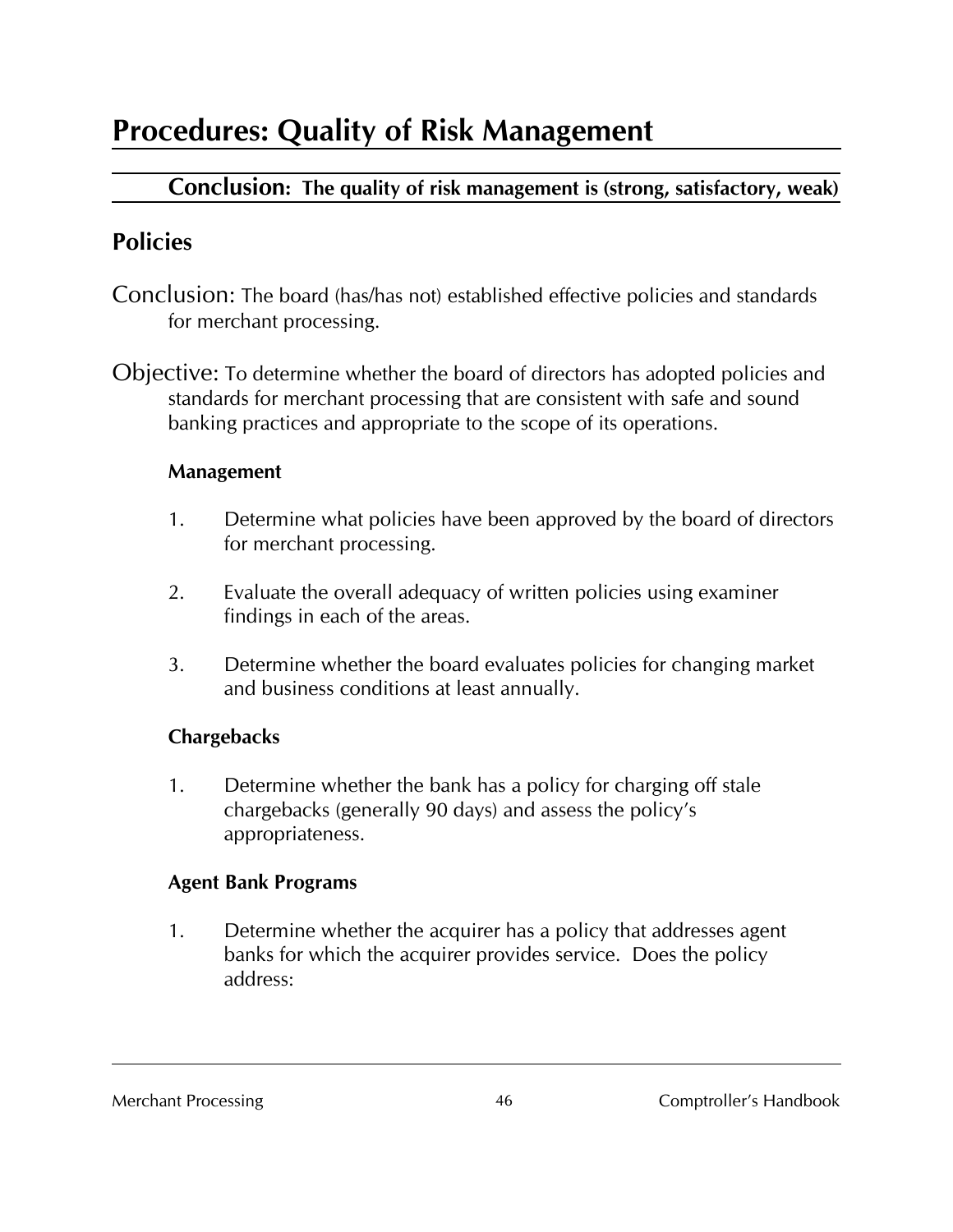# Procedures: Quality of Risk Management

**Conclusion: The quality of risk management is (strong, satisfactory, weak)**

## Policies

Conclusion: The board (has/has not) established effective policies and standards for merchant processing.

Objective: To determine whether the board of directors has adopted policies and standards for merchant processing that are consistent with safe and sound banking practices and appropriate to the scope of its operations.

### Management

1. Determine what policies have been approved by the board of directors for merchant processing.

2. Evaluate the overall adequacy of written policies using examiner findings in each of the areas.

3. Determine whether the board evaluates policies for changing market and business conditions at least annually.

### Chargebacks

1. Determine whether the bank has a policy for charging off stale chargebacks (generally 90 days) and assess the policy's appropriateness.

### Agent Bank Programs

1. Determine whether the acquirer has a policy that addresses agent banks for which the acquirer provides service. Does the policy address: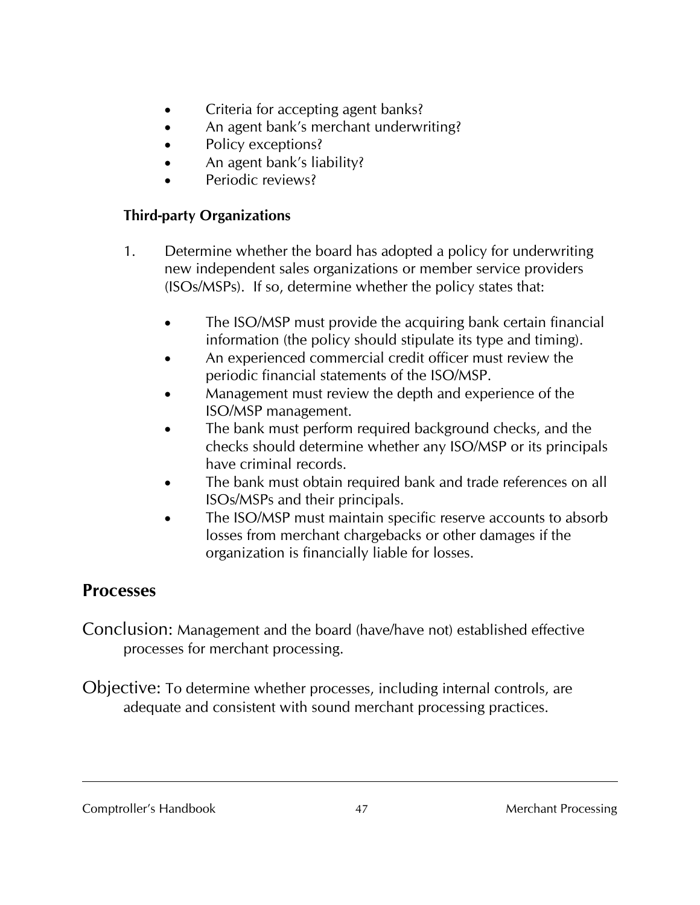- Criteria for accepting agent banks?
- An agent bank's merchant underwriting?
- Policy exceptions?
- An agent bank's liability?
- Periodic reviews?

### Third-party Organizations

1. Determine whether the board has adopted a policy for underwriting new independent sales organizations or member service providers (ISOs/MSPs). If so, determine whether the policy states that:

   - The ISO/MSP must provide the acquiring bank certain financial information (the policy should stipulate its type and timing).
   - An experienced commercial credit officer must review the periodic financial statements of the ISO/MSP.
   - Management must review the depth and experience of the ISO/MSP management.
   - The bank must perform required background checks, and the checks should determine whether any ISO/MSP or its principals have criminal records.
   - The bank must obtain required bank and trade references on all ISOs/MSPs and their principals.
   - The ISO/MSP must maintain specific reserve accounts to absorb losses from merchant chargebacks or other damages if the organization is financially liable for losses.

## Processes

Conclusion: Management and the board (have/have not) established effective processes for merchant processing.

Objective: To determine whether processes, including internal controls, are adequate and consistent with sound merchant processing practices.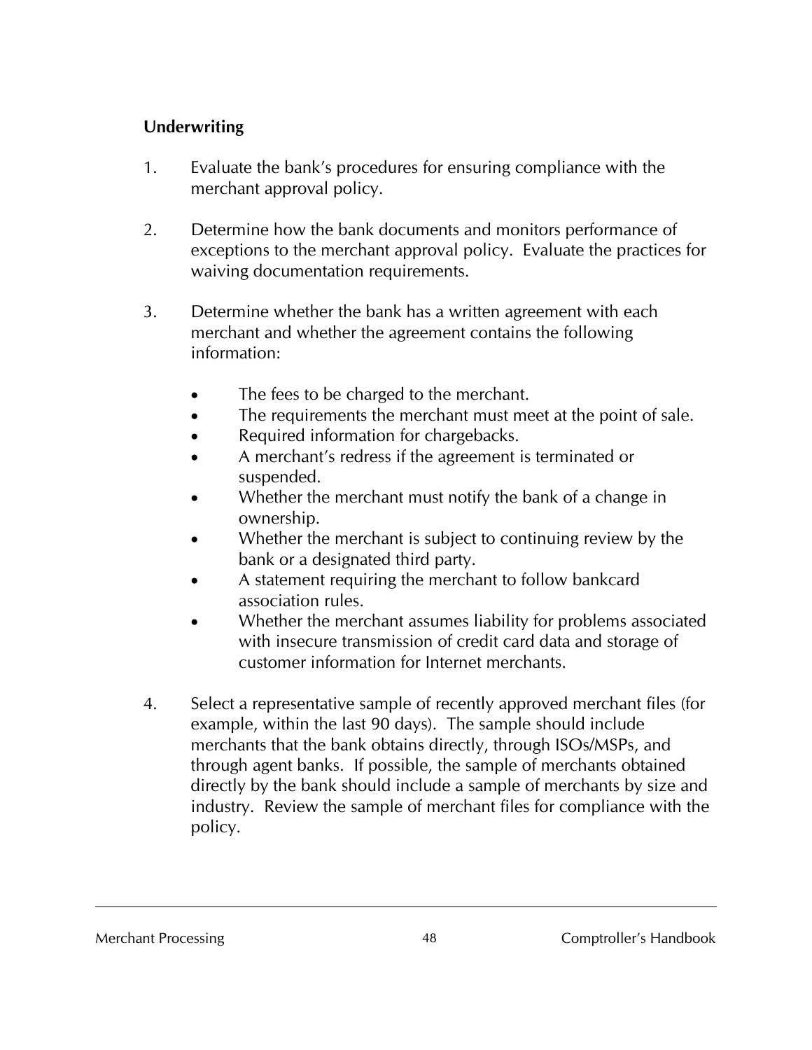### Underwriting

1. Evaluate the bank's procedures for ensuring compliance with the merchant approval policy.

2. Determine how the bank documents and monitors performance of exceptions to the merchant approval policy. Evaluate the practices for waiving documentation requirements.

3. Determine whether the bank has a written agreement with each merchant and whether the agreement contains the following information:

   - The fees to be charged to the merchant.
   - The requirements the merchant must meet at the point of sale.
   - Required information for chargebacks.
   - A merchant's redress if the agreement is terminated or suspended.
   - Whether the merchant must notify the bank of a change in ownership.
   - Whether the merchant is subject to continuing review by the bank or a designated third party.
   - A statement requiring the merchant to follow bankcard association rules.
   - Whether the merchant assumes liability for problems associated with insecure transmission of credit card data and storage of customer information for Internet merchants.

4. Select a representative sample of recently approved merchant files (for example, within the last 90 days). The sample should include merchants that the bank obtains directly, through ISOs/MSPs, and through agent banks. If possible, the sample of merchants obtained directly by the bank should include a sample of merchants by size and industry. Review the sample of merchant files for compliance with the policy.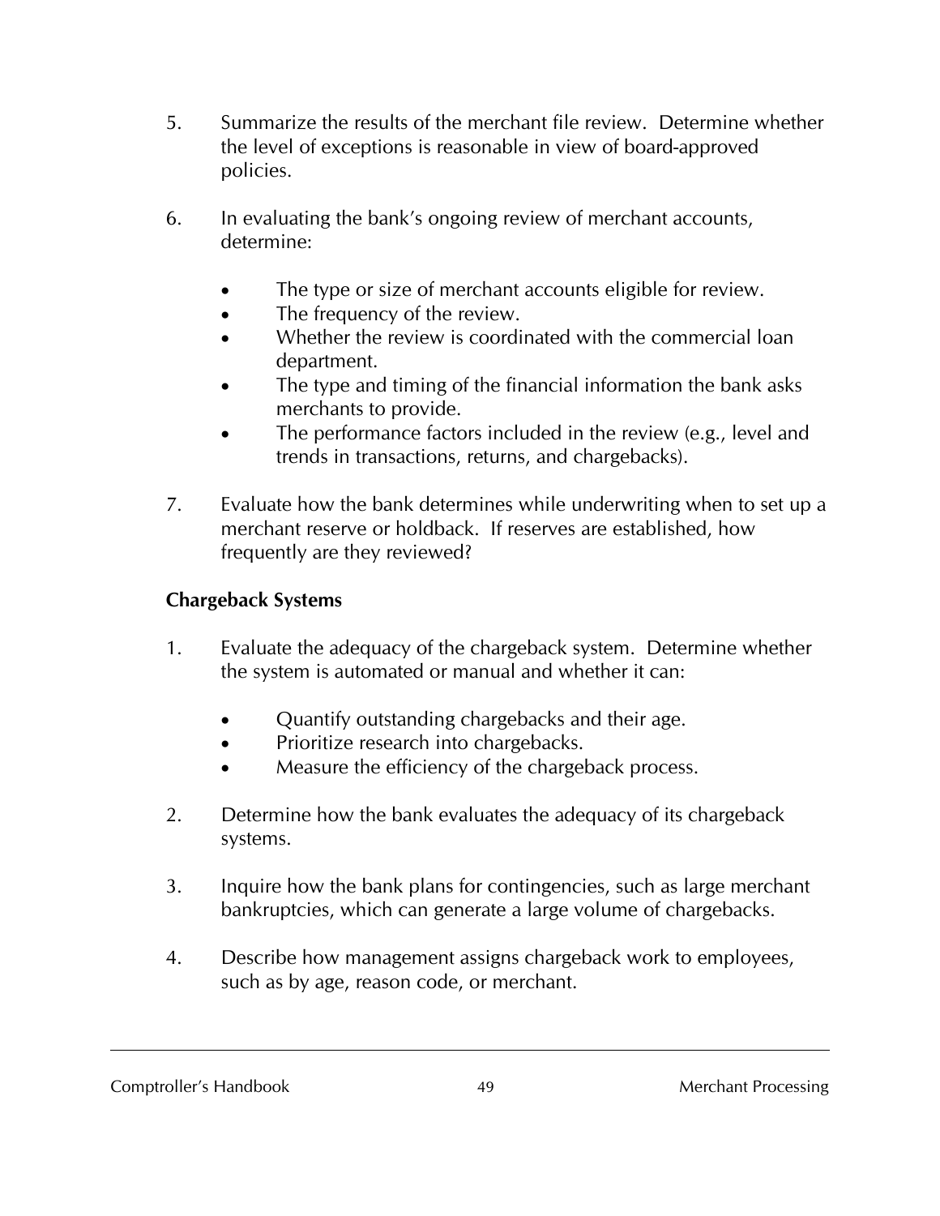5. Summarize the results of the merchant file review. Determine whether the level of exceptions is reasonable in view of board-approved policies.

6. In evaluating the bank's ongoing review of merchant accounts, determine:

   - The type or size of merchant accounts eligible for review.
   - The frequency of the review.
   - Whether the review is coordinated with the commercial loan department.
   - The type and timing of the financial information the bank asks merchants to provide.
   - The performance factors included in the review (e.g., level and trends in transactions, returns, and chargebacks).

7. Evaluate how the bank determines while underwriting when to set up a merchant reserve or holdback. If reserves are established, how frequently are they reviewed?

**Chargeback Systems**

1. Evaluate the adequacy of the chargeback system. Determine whether the system is automated or manual and whether it can:

   - Quantify outstanding chargebacks and their age.
   - Prioritize research into chargebacks.
   - Measure the efficiency of the chargeback process.

2. Determine how the bank evaluates the adequacy of its chargeback systems.

3. Inquire how the bank plans for contingencies, such as large merchant bankruptcies, which can generate a large volume of chargebacks.

4. Describe how management assigns chargeback work to employees, such as by age, reason code, or merchant.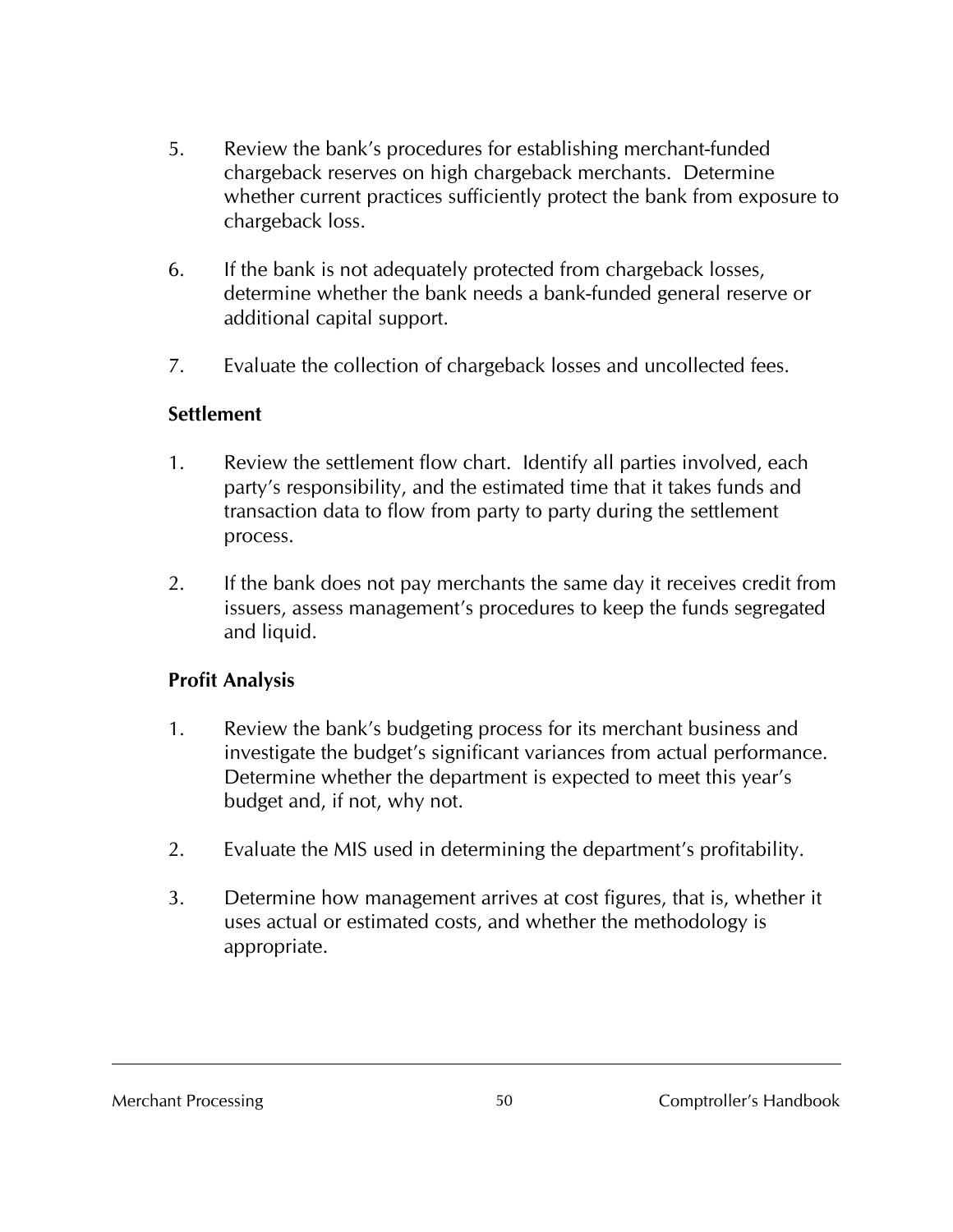5. Review the bank's procedures for establishing merchant-funded chargeback reserves on high chargeback merchants. Determine whether current practices sufficiently protect the bank from exposure to chargeback loss.

6. If the bank is not adequately protected from chargeback losses, determine whether the bank needs a bank-funded general reserve or additional capital support.

7. Evaluate the collection of chargeback losses and uncollected fees.

### Settlement

1. Review the settlement flow chart. Identify all parties involved, each party's responsibility, and the estimated time that it takes funds and transaction data to flow from party to party during the settlement process.

2. If the bank does not pay merchants the same day it receives credit from issuers, assess management's procedures to keep the funds segregated and liquid.

### Profit Analysis

1. Review the bank's budgeting process for its merchant business and investigate the budget's significant variances from actual performance. Determine whether the department is expected to meet this year's budget and, if not, why not.

2. Evaluate the MIS used in determining the department's profitability.

3. Determine how management arrives at cost figures, that is, whether it uses actual or estimated costs, and whether the methodology is appropriate.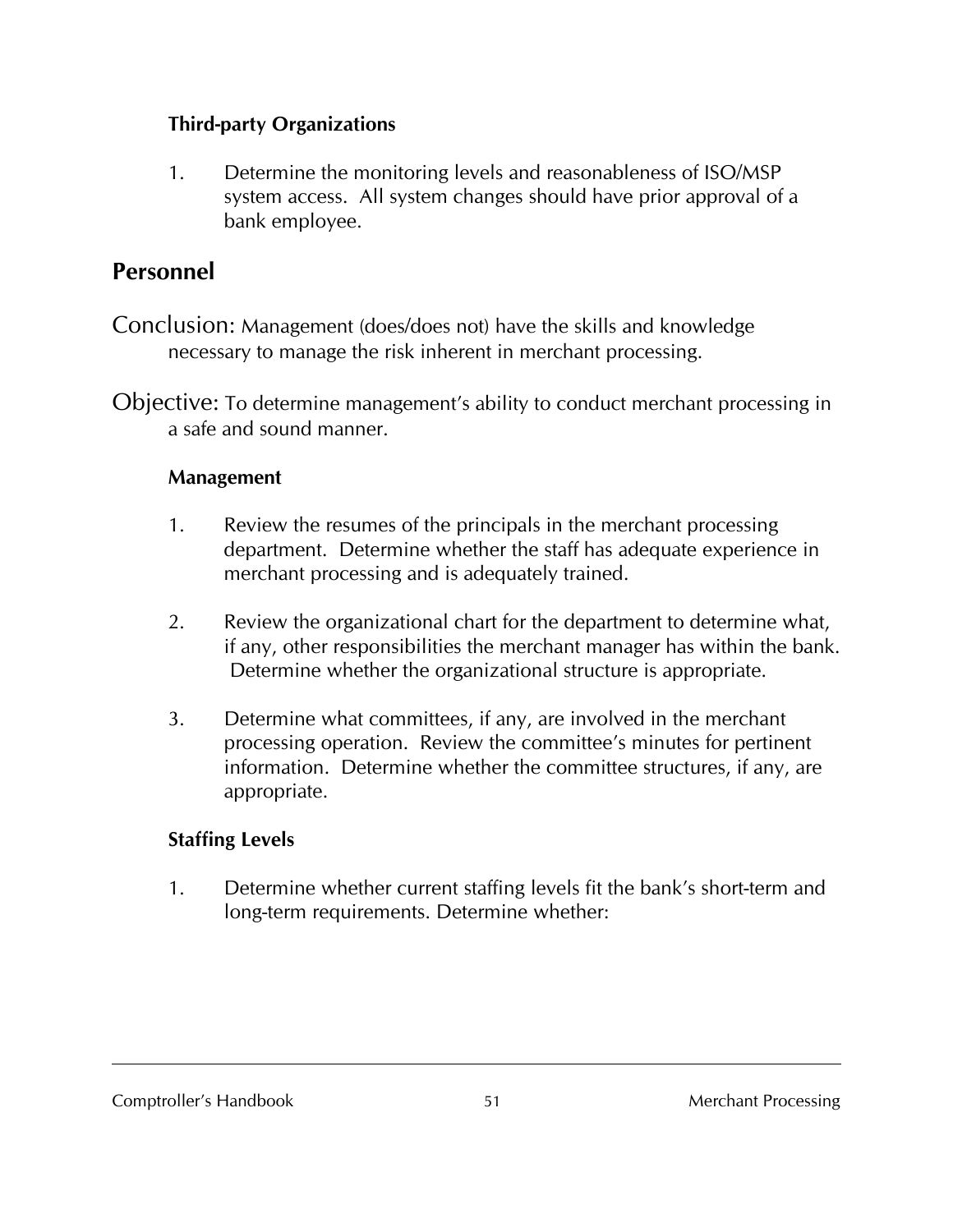### Third-party Organizations

1. Determine the monitoring levels and reasonableness of ISO/MSP system access. All system changes should have prior approval of a bank employee.

## Personnel

Conclusion: Management (does/does not) have the skills and knowledge necessary to manage the risk inherent in merchant processing.

Objective: To determine management's ability to conduct merchant processing in a safe and sound manner.

### Management

1. Review the resumes of the principals in the merchant processing department. Determine whether the staff has adequate experience in merchant processing and is adequately trained.

2. Review the organizational chart for the department to determine what, if any, other responsibilities the merchant manager has within the bank. Determine whether the organizational structure is appropriate.

3. Determine what committees, if any, are involved in the merchant processing operation. Review the committee's minutes for pertinent information. Determine whether the committee structures, if any, are appropriate.

### Staffing Levels

1. Determine whether current staffing levels fit the bank's short-term and long-term requirements. Determine whether: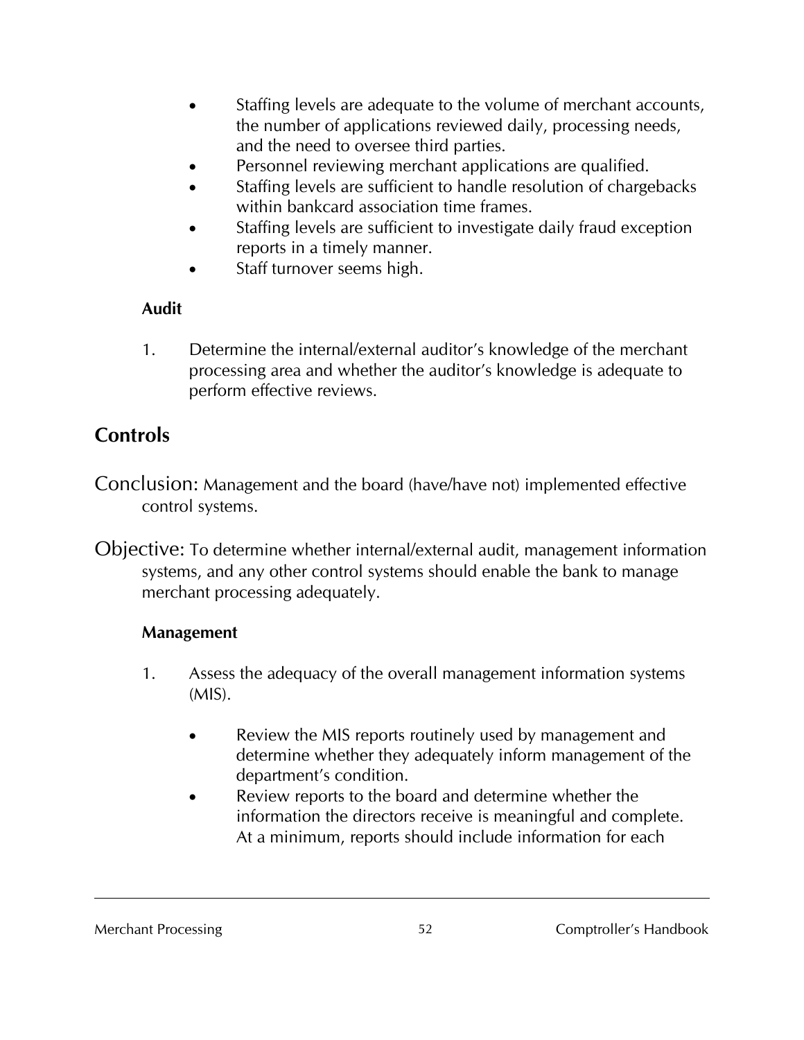- Staffing levels are adequate to the volume of merchant accounts, the number of applications reviewed daily, processing needs, and the need to oversee third parties.
- Personnel reviewing merchant applications are qualified.
- Staffing levels are sufficient to handle resolution of chargebacks within bankcard association time frames.
- Staffing levels are sufficient to investigate daily fraud exception reports in a timely manner.
- Staff turnover seems high.

**Audit**

1. Determine the internal/external auditor's knowledge of the merchant processing area and whether the auditor's knowledge is adequate to perform effective reviews.

## Controls

Conclusion: Management and the board (have/have not) implemented effective control systems.

Objective: To determine whether internal/external audit, management information systems, and any other control systems should enable the bank to manage merchant processing adequately.

**Management**

1. Assess the adequacy of the overall management information systems (MIS).

   - Review the MIS reports routinely used by management and determine whether they adequately inform management of the department's condition.
   - Review reports to the board and determine whether the information the directors receive is meaningful and complete. At a minimum, reports should include information for each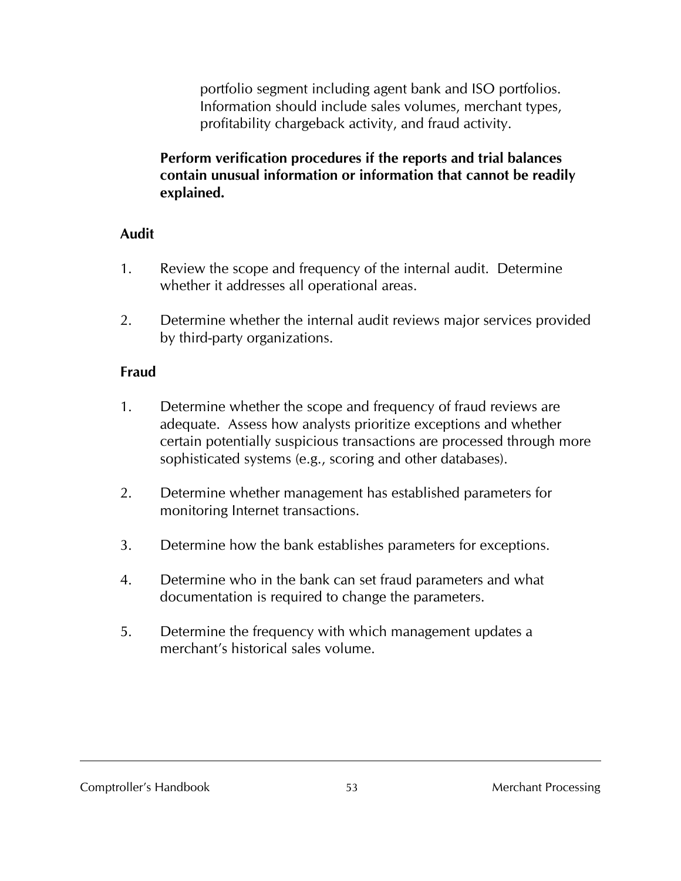portfolio segment including agent bank and ISO portfolios. Information should include sales volumes, merchant types, profitability chargeback activity, and fraud activity.

**Perform verification procedures if the reports and trial balances contain unusual information or information that cannot be readily explained.**

**Audit**

1. Review the scope and frequency of the internal audit. Determine whether it addresses all operational areas.

2. Determine whether the internal audit reviews major services provided by third-party organizations.

**Fraud**

1. Determine whether the scope and frequency of fraud reviews are adequate. Assess how analysts prioritize exceptions and whether certain potentially suspicious transactions are processed through more sophisticated systems (e.g., scoring and other databases).

2. Determine whether management has established parameters for monitoring Internet transactions.

3. Determine how the bank establishes parameters for exceptions.

4. Determine who in the bank can set fraud parameters and what documentation is required to change the parameters.

5. Determine the frequency with which management updates a merchant's historical sales volume.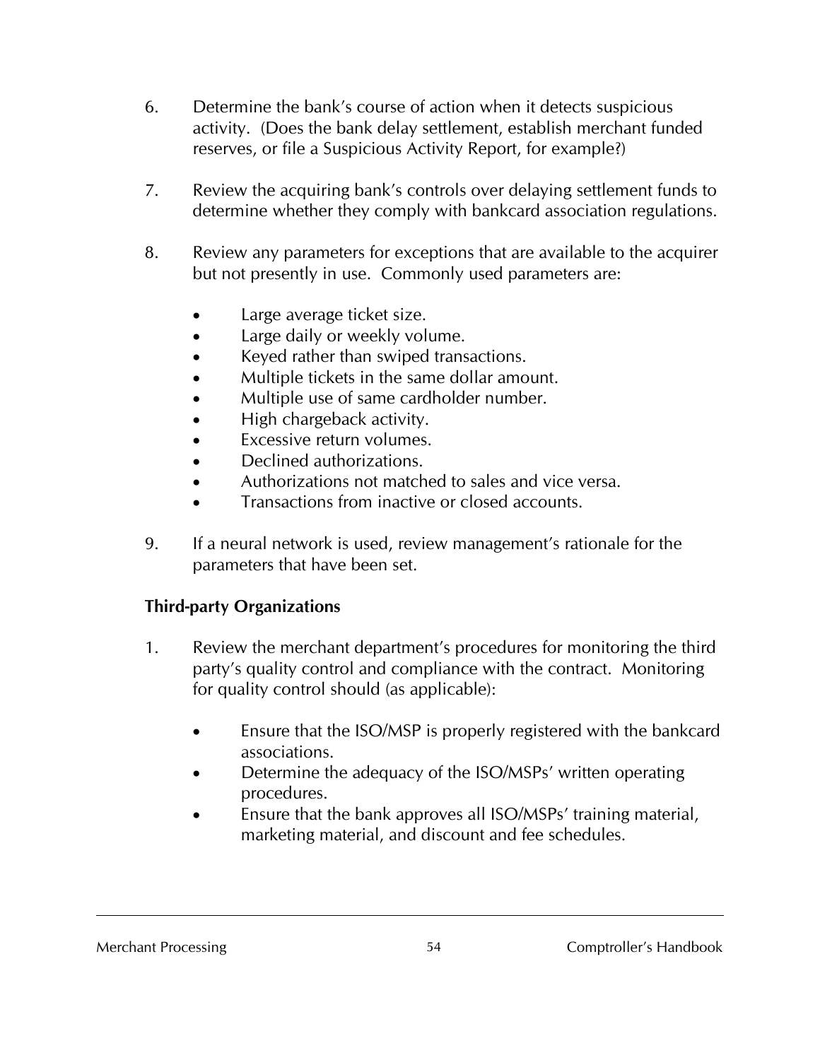6. Determine the bank's course of action when it detects suspicious activity. (Does the bank delay settlement, establish merchant funded reserves, or file a Suspicious Activity Report, for example?)

7. Review the acquiring bank's controls over delaying settlement funds to determine whether they comply with bankcard association regulations.

8. Review any parameters for exceptions that are available to the acquirer but not presently in use. Commonly used parameters are:

   - Large average ticket size.
   - Large daily or weekly volume.
   - Keyed rather than swiped transactions.
   - Multiple tickets in the same dollar amount.
   - Multiple use of same cardholder number.
   - High chargeback activity.
   - Excessive return volumes.
   - Declined authorizations.
   - Authorizations not matched to sales and vice versa.
   - Transactions from inactive or closed accounts.

9. If a neural network is used, review management's rationale for the parameters that have been set.

### Third-party Organizations

1. Review the merchant department's procedures for monitoring the third party's quality control and compliance with the contract. Monitoring for quality control should (as applicable):

   - Ensure that the ISO/MSP is properly registered with the bankcard associations.
   - Determine the adequacy of the ISO/MSPs' written operating procedures.
   - Ensure that the bank approves all ISO/MSPs' training material, marketing material, and discount and fee schedules.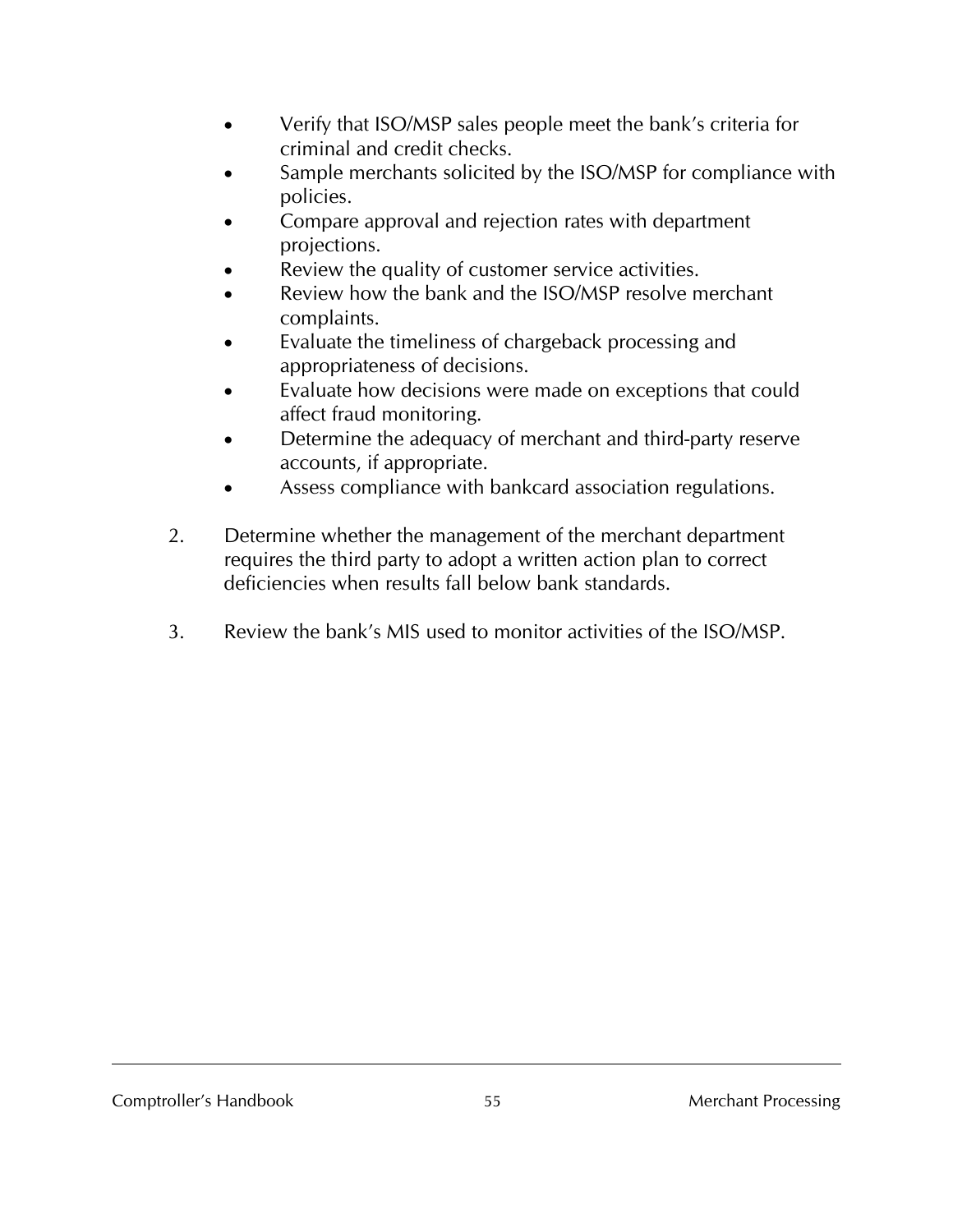- Verify that ISO/MSP sales people meet the bank's criteria for criminal and credit checks.
- Sample merchants solicited by the ISO/MSP for compliance with policies.
- Compare approval and rejection rates with department projections.
- Review the quality of customer service activities.
- Review how the bank and the ISO/MSP resolve merchant complaints.
- Evaluate the timeliness of chargeback processing and appropriateness of decisions.
- Evaluate how decisions were made on exceptions that could affect fraud monitoring.
- Determine the adequacy of merchant and third-party reserve accounts, if appropriate.
- Assess compliance with bankcard association regulations.

2. Determine whether the management of the merchant department requires the third party to adopt a written action plan to correct deficiencies when results fall below bank standards.

3. Review the bank's MIS used to monitor activities of the ISO/MSP.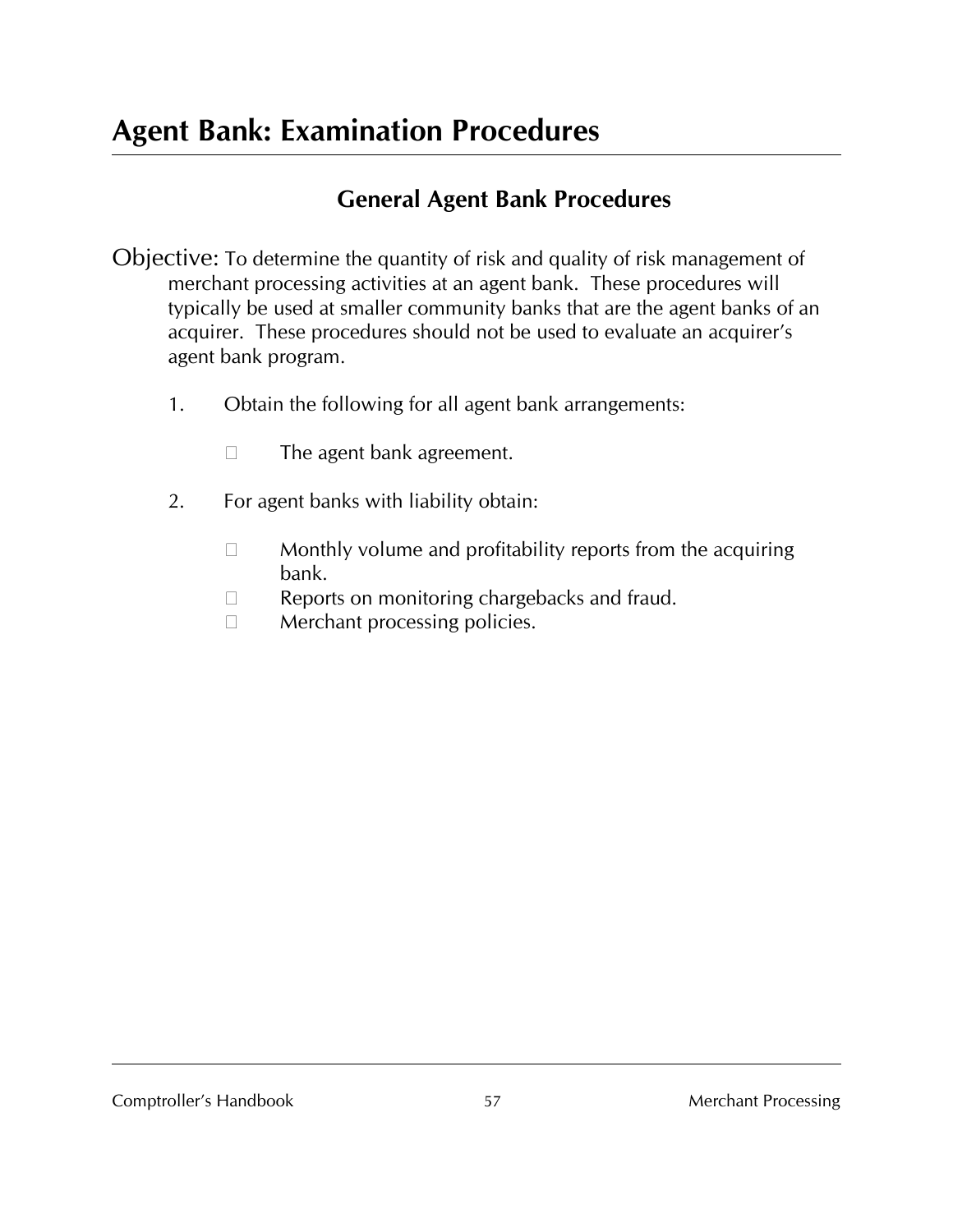# Agent Bank: Examination Procedures

## General Agent Bank Procedures

Objective: To determine the quantity of risk and quality of risk management of merchant processing activities at an agent bank. These procedures will typically be used at smaller community banks that are the agent banks of an acquirer. These procedures should not be used to evaluate an acquirer's agent bank program.

1. Obtain the following for all agent bank arrangements:

   - The agent bank agreement.

2. For agent banks with liability obtain:

   - Monthly volume and profitability reports from the acquiring bank.
   - Reports on monitoring chargebacks and fraud.
   - Merchant processing policies.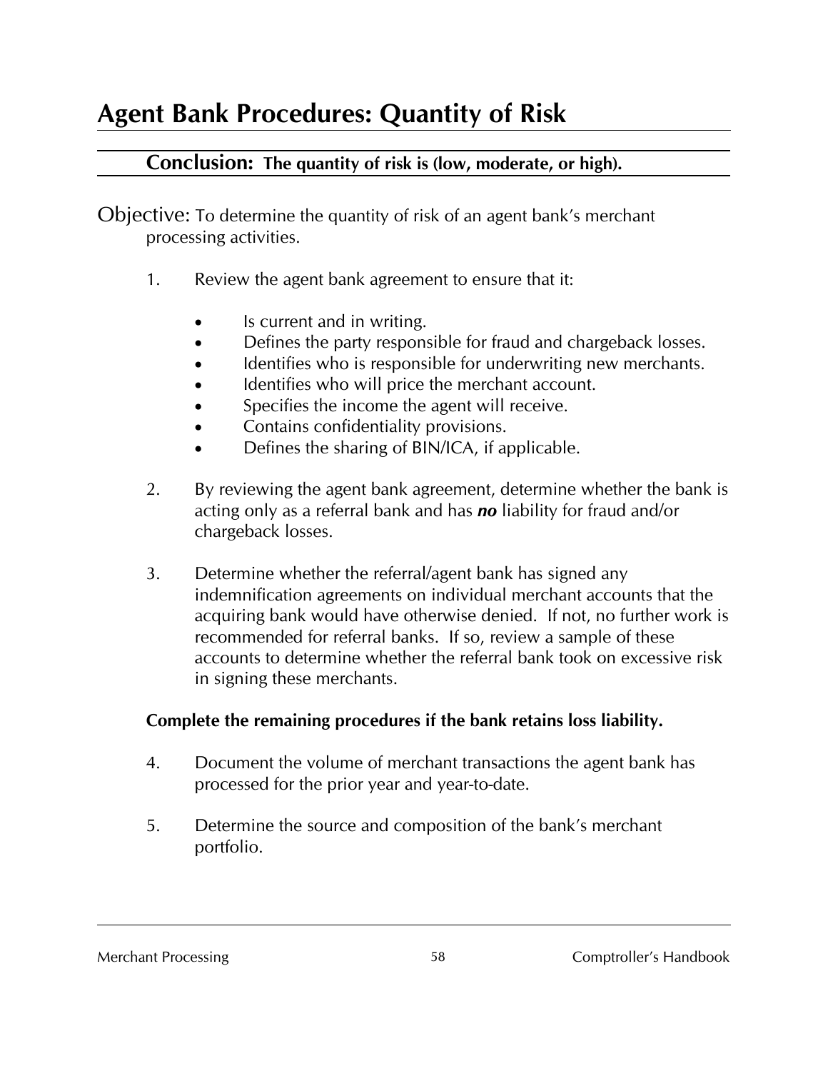# Agent Bank Procedures: Quantity of Risk

## Conclusion: The quantity of risk is (low, moderate, or high).

Objective: To determine the quantity of risk of an agent bank's merchant processing activities.

1. Review the agent bank agreement to ensure that it:

   - Is current and in writing.
   - Defines the party responsible for fraud and chargeback losses.
   - Identifies who is responsible for underwriting new merchants.
   - Identifies who will price the merchant account.
   - Specifies the income the agent will receive.
   - Contains confidentiality provisions.
   - Defines the sharing of BIN/ICA, if applicable.

2. By reviewing the agent bank agreement, determine whether the bank is acting only as a referral bank and has ***no*** liability for fraud and/or chargeback losses.

3. Determine whether the referral/agent bank has signed any indemnification agreements on individual merchant accounts that the acquiring bank would have otherwise denied. If not, no further work is recommended for referral banks. If so, review a sample of these accounts to determine whether the referral bank took on excessive risk in signing these merchants.

**Complete the remaining procedures if the bank retains loss liability.**

4. Document the volume of merchant transactions the agent bank has processed for the prior year and year-to-date.

5. Determine the source and composition of the bank's merchant portfolio.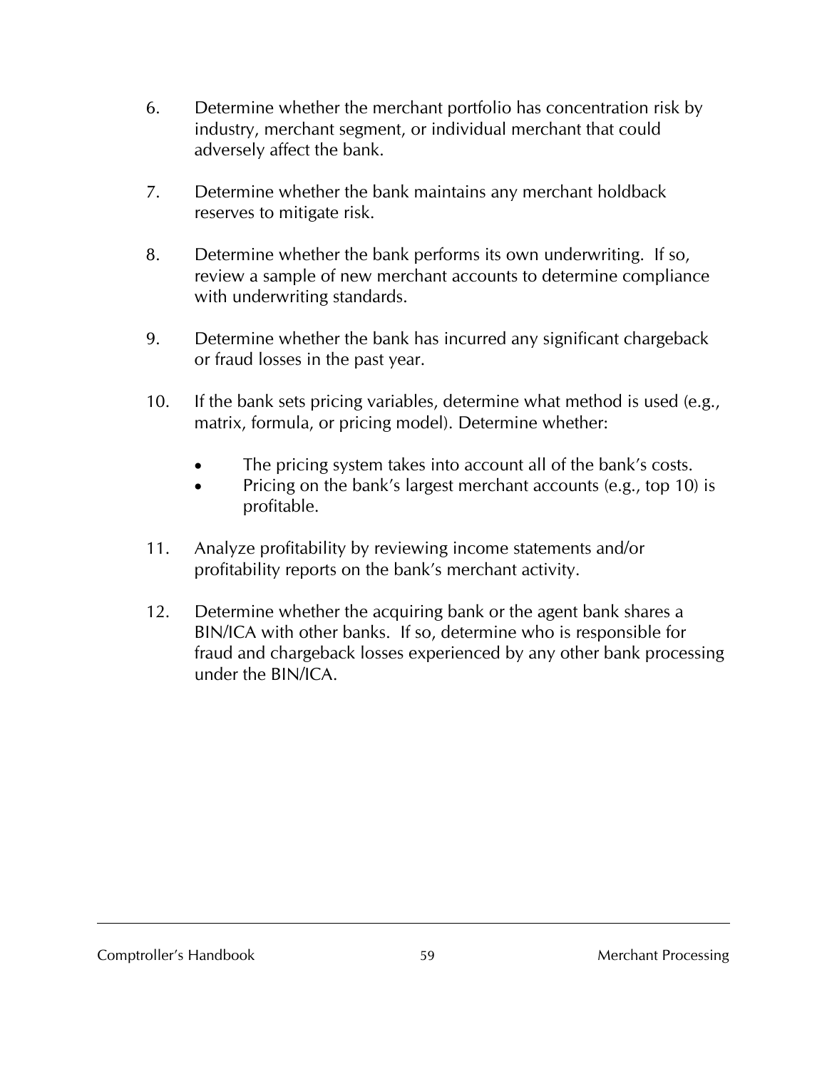6. Determine whether the merchant portfolio has concentration risk by industry, merchant segment, or individual merchant that could adversely affect the bank.

7. Determine whether the bank maintains any merchant holdback reserves to mitigate risk.

8. Determine whether the bank performs its own underwriting. If so, review a sample of new merchant accounts to determine compliance with underwriting standards.

9. Determine whether the bank has incurred any significant chargeback or fraud losses in the past year.

10. If the bank sets pricing variables, determine what method is used (e.g., matrix, formula, or pricing model). Determine whether:

    - The pricing system takes into account all of the bank's costs.
    - Pricing on the bank's largest merchant accounts (e.g., top 10) is profitable.

11. Analyze profitability by reviewing income statements and/or profitability reports on the bank's merchant activity.

12. Determine whether the acquiring bank or the agent bank shares a BIN/ICA with other banks. If so, determine who is responsible for fraud and chargeback losses experienced by any other bank processing under the BIN/ICA.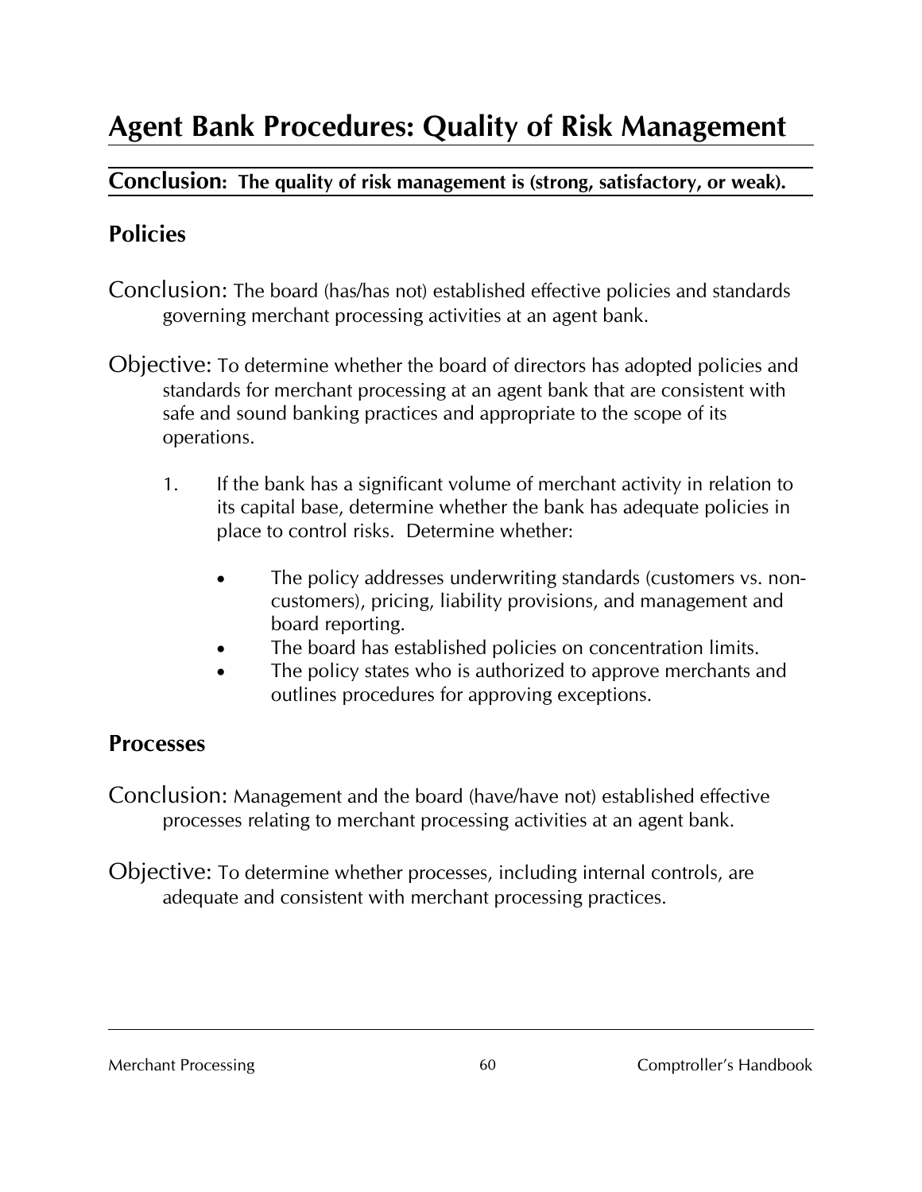# Agent Bank Procedures: Quality of Risk Management

**Conclusion: The quality of risk management is (strong, satisfactory, or weak).**

## Policies

Conclusion: The board (has/has not) established effective policies and standards governing merchant processing activities at an agent bank.

Objective: To determine whether the board of directors has adopted policies and standards for merchant processing at an agent bank that are consistent with safe and sound banking practices and appropriate to the scope of its operations.

1. If the bank has a significant volume of merchant activity in relation to its capital base, determine whether the bank has adequate policies in place to control risks. Determine whether:

   - The policy addresses underwriting standards (customers vs. non-customers), pricing, liability provisions, and management and board reporting.
   - The board has established policies on concentration limits.
   - The policy states who is authorized to approve merchants and outlines procedures for approving exceptions.

## Processes

Conclusion: Management and the board (have/have not) established effective processes relating to merchant processing activities at an agent bank.

Objective: To determine whether processes, including internal controls, are adequate and consistent with merchant processing practices.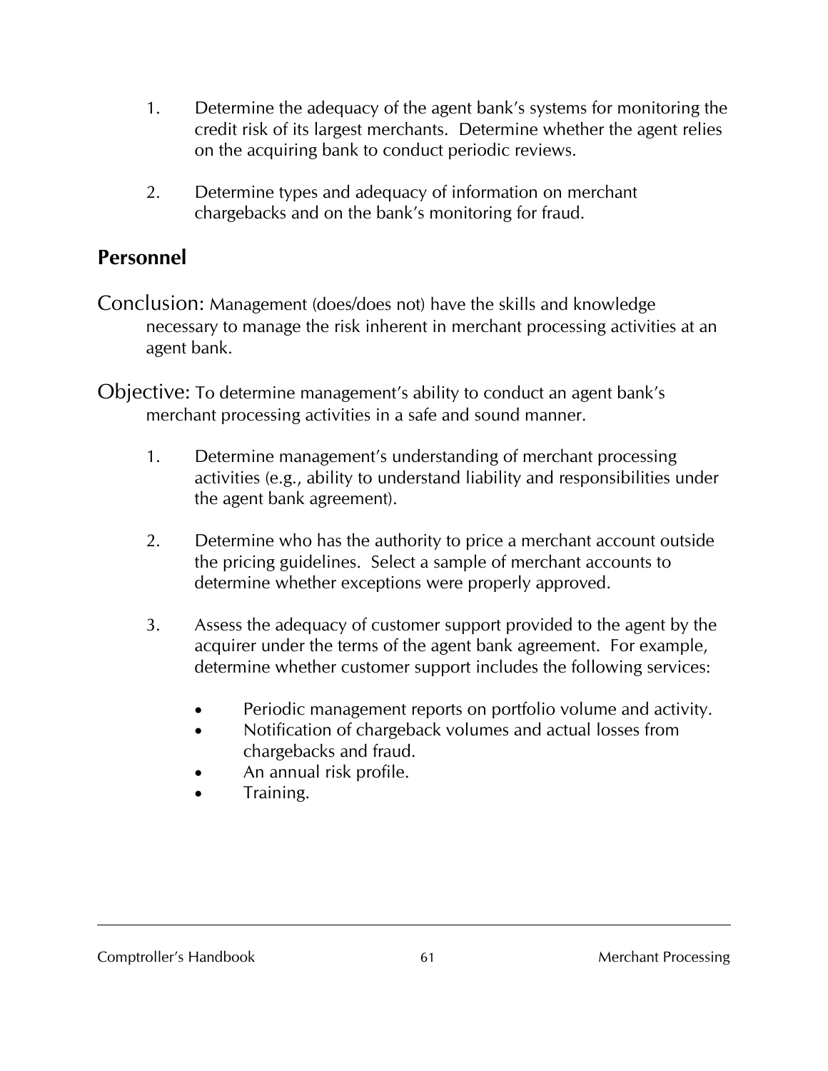1. Determine the adequacy of the agent bank's systems for monitoring the credit risk of its largest merchants. Determine whether the agent relies on the acquiring bank to conduct periodic reviews.

2. Determine types and adequacy of information on merchant chargebacks and on the bank's monitoring for fraud.

## Personnel

Conclusion: Management (does/does not) have the skills and knowledge necessary to manage the risk inherent in merchant processing activities at an agent bank.

Objective: To determine management's ability to conduct an agent bank's merchant processing activities in a safe and sound manner.

1. Determine management's understanding of merchant processing activities (e.g., ability to understand liability and responsibilities under the agent bank agreement).

2. Determine who has the authority to price a merchant account outside the pricing guidelines. Select a sample of merchant accounts to determine whether exceptions were properly approved.

3. Assess the adequacy of customer support provided to the agent by the acquirer under the terms of the agent bank agreement. For example, determine whether customer support includes the following services:

   - Periodic management reports on portfolio volume and activity.
   - Notification of chargeback volumes and actual losses from chargebacks and fraud.
   - An annual risk profile.
   - Training.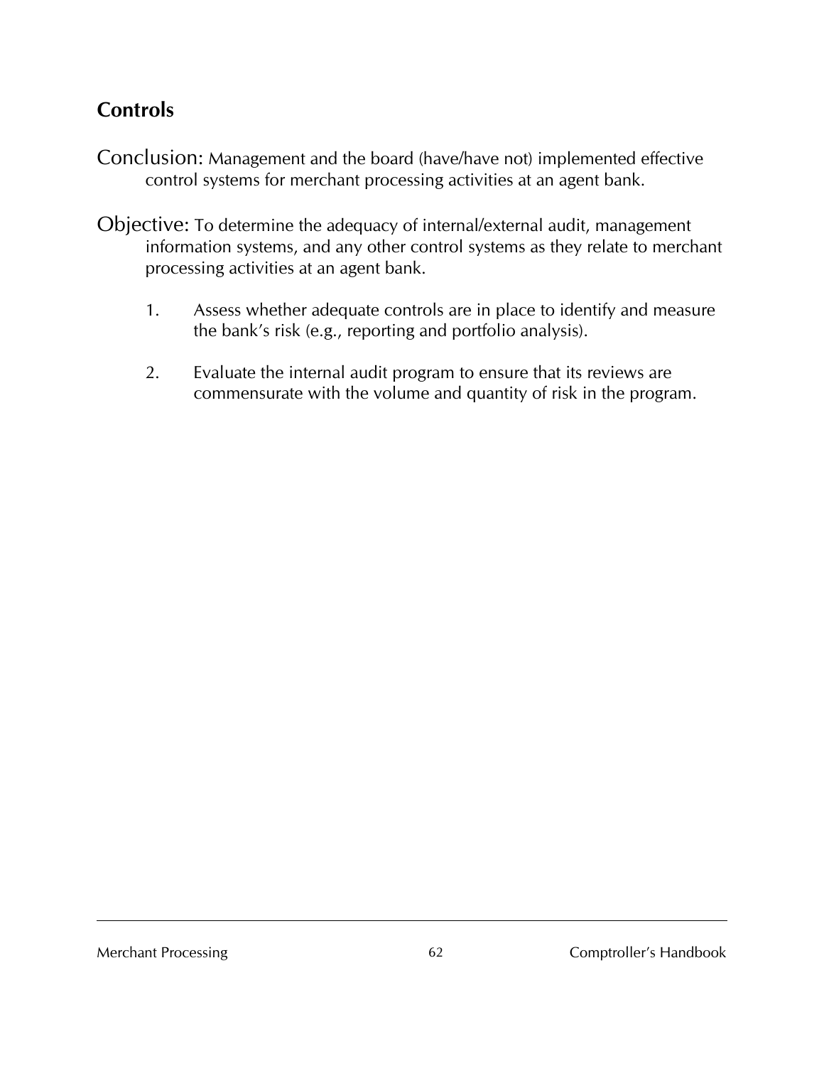## Controls

Conclusion: Management and the board (have/have not) implemented effective control systems for merchant processing activities at an agent bank.

Objective: To determine the adequacy of internal/external audit, management information systems, and any other control systems as they relate to merchant processing activities at an agent bank.

1. Assess whether adequate controls are in place to identify and measure the bank's risk (e.g., reporting and portfolio analysis).

2. Evaluate the internal audit program to ensure that its reviews are commensurate with the volume and quantity of risk in the program.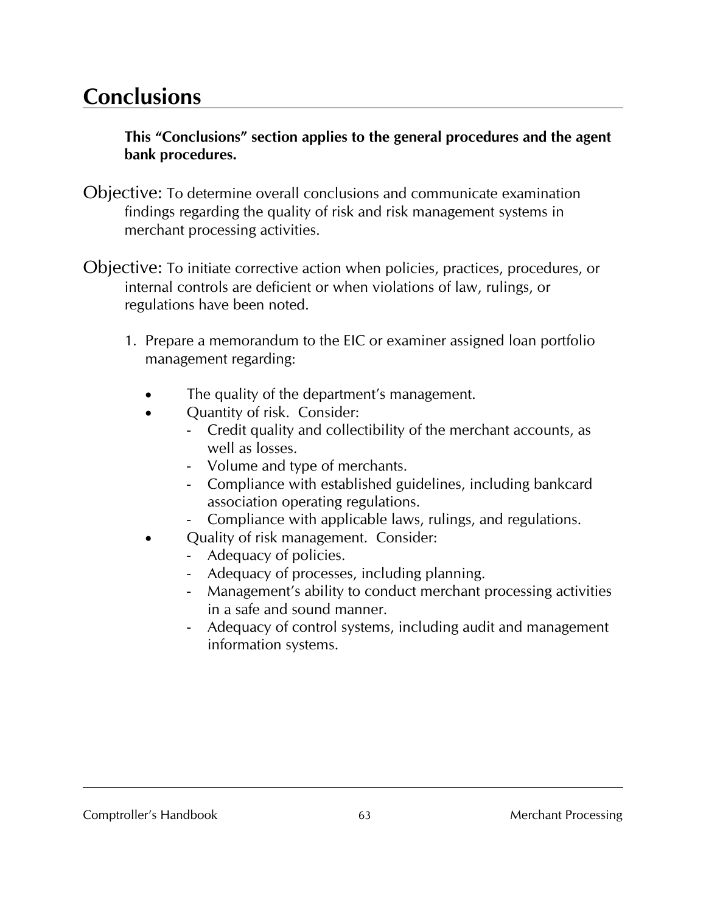# Conclusions

**This "Conclusions" section applies to the general procedures and the agent bank procedures.**

Objective: To determine overall conclusions and communicate examination findings regarding the quality of risk and risk management systems in merchant processing activities.

Objective: To initiate corrective action when policies, practices, procedures, or internal controls are deficient or when violations of law, rulings, or regulations have been noted.

1. Prepare a memorandum to the EIC or examiner assigned loan portfolio management regarding:

   - The quality of the department's management.
   - Quantity of risk. Consider:
     - Credit quality and collectibility of the merchant accounts, as well as losses.
     - Volume and type of merchants.
     - Compliance with established guidelines, including bankcard association operating regulations.
     - Compliance with applicable laws, rulings, and regulations.
   - Quality of risk management. Consider:
     - Adequacy of policies.
     - Adequacy of processes, including planning.
     - Management's ability to conduct merchant processing activities in a safe and sound manner.
     - Adequacy of control systems, including audit and management information systems.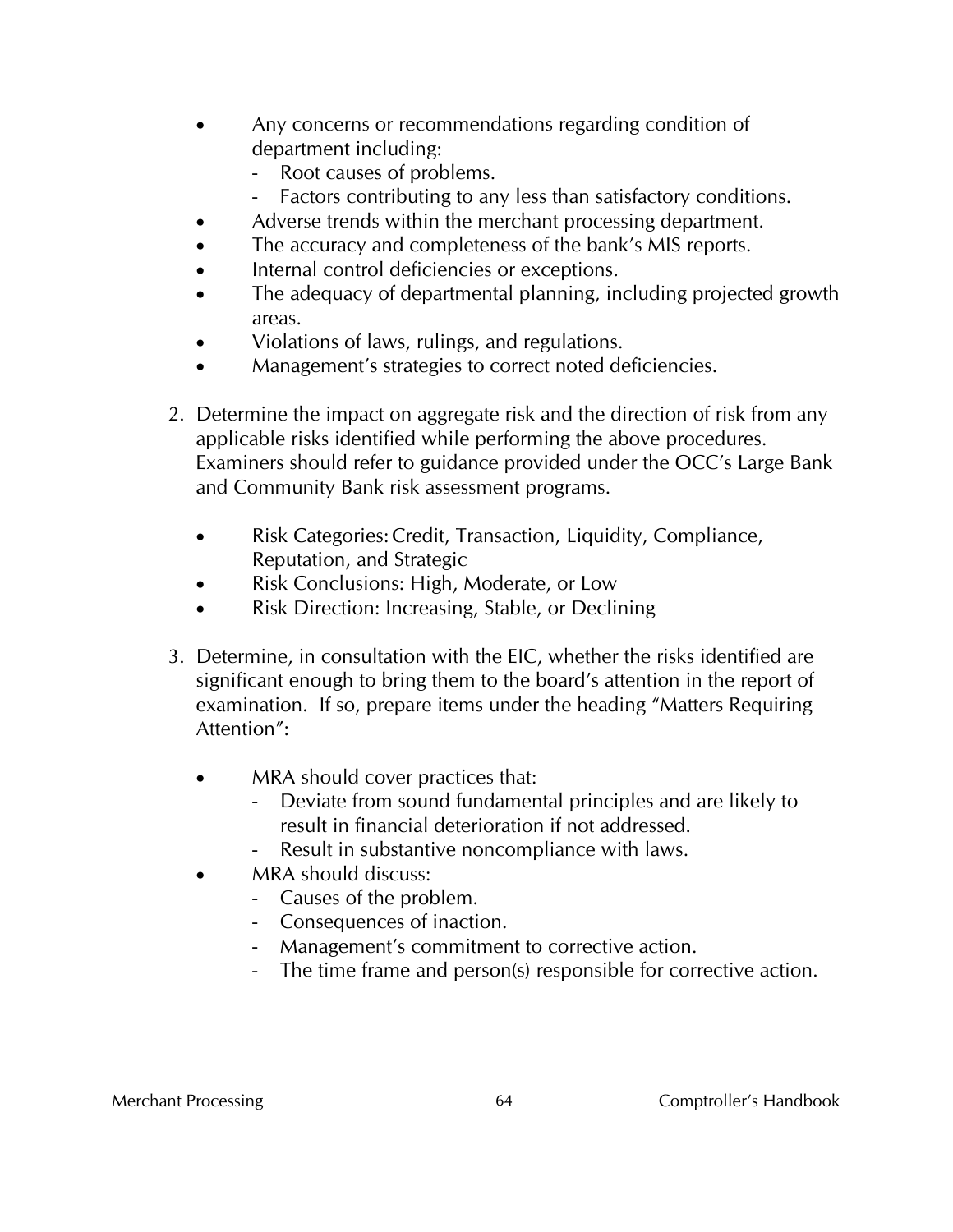- Any concerns or recommendations regarding condition of department including:
  - Root causes of problems.
  - Factors contributing to any less than satisfactory conditions.
- Adverse trends within the merchant processing department.
- The accuracy and completeness of the bank's MIS reports.
- Internal control deficiencies or exceptions.
- The adequacy of departmental planning, including projected growth areas.
- Violations of laws, rulings, and regulations.
- Management's strategies to correct noted deficiencies.

2. Determine the impact on aggregate risk and the direction of risk from any applicable risks identified while performing the above procedures. Examiners should refer to guidance provided under the OCC's Large Bank and Community Bank risk assessment programs.

   - Risk Categories: Credit, Transaction, Liquidity, Compliance, Reputation, and Strategic
   - Risk Conclusions: High, Moderate, or Low
   - Risk Direction: Increasing, Stable, or Declining

3. Determine, in consultation with the EIC, whether the risks identified are significant enough to bring them to the board's attention in the report of examination. If so, prepare items under the heading "Matters Requiring Attention":

   - MRA should cover practices that:
     - Deviate from sound fundamental principles and are likely to result in financial deterioration if not addressed.
     - Result in substantive noncompliance with laws.
   - MRA should discuss:
     - Causes of the problem.
     - Consequences of inaction.
     - Management's commitment to corrective action.
     - The time frame and person(s) responsible for corrective action.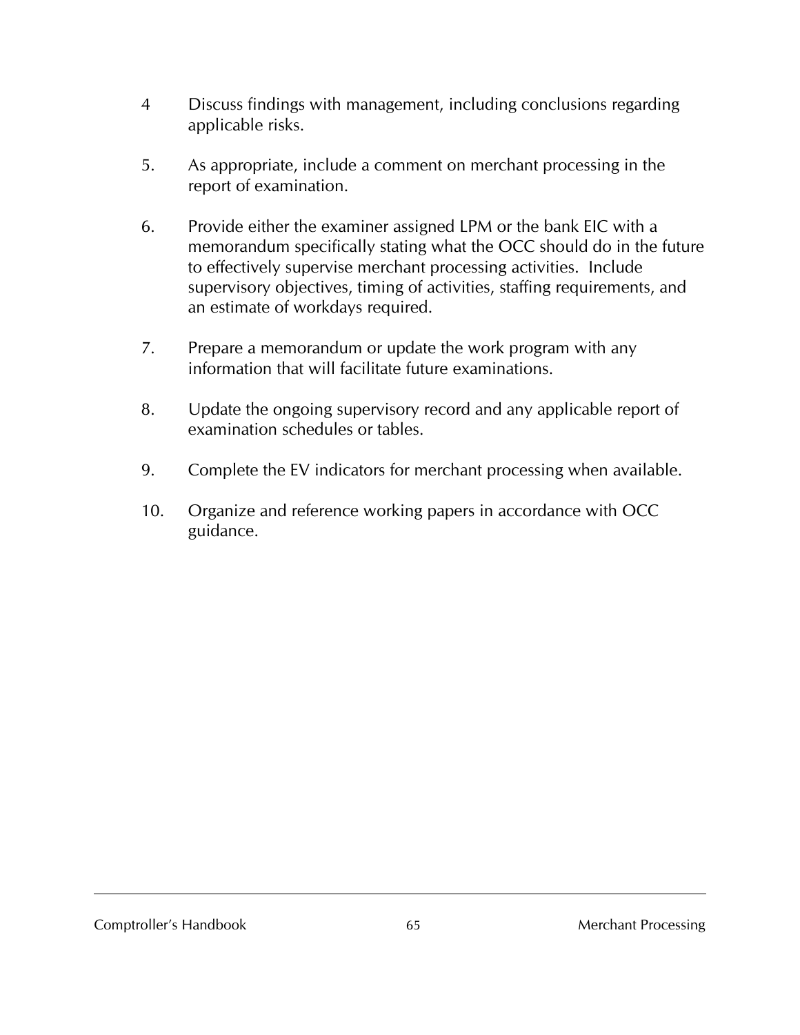4 Discuss findings with management, including conclusions regarding applicable risks.

5. As appropriate, include a comment on merchant processing in the report of examination.

6. Provide either the examiner assigned LPM or the bank EIC with a memorandum specifically stating what the OCC should do in the future to effectively supervise merchant processing activities. Include supervisory objectives, timing of activities, staffing requirements, and an estimate of workdays required.

7. Prepare a memorandum or update the work program with any information that will facilitate future examinations.

8. Update the ongoing supervisory record and any applicable report of examination schedules or tables.

9. Complete the EV indicators for merchant processing when available.

10. Organize and reference working papers in accordance with OCC guidance.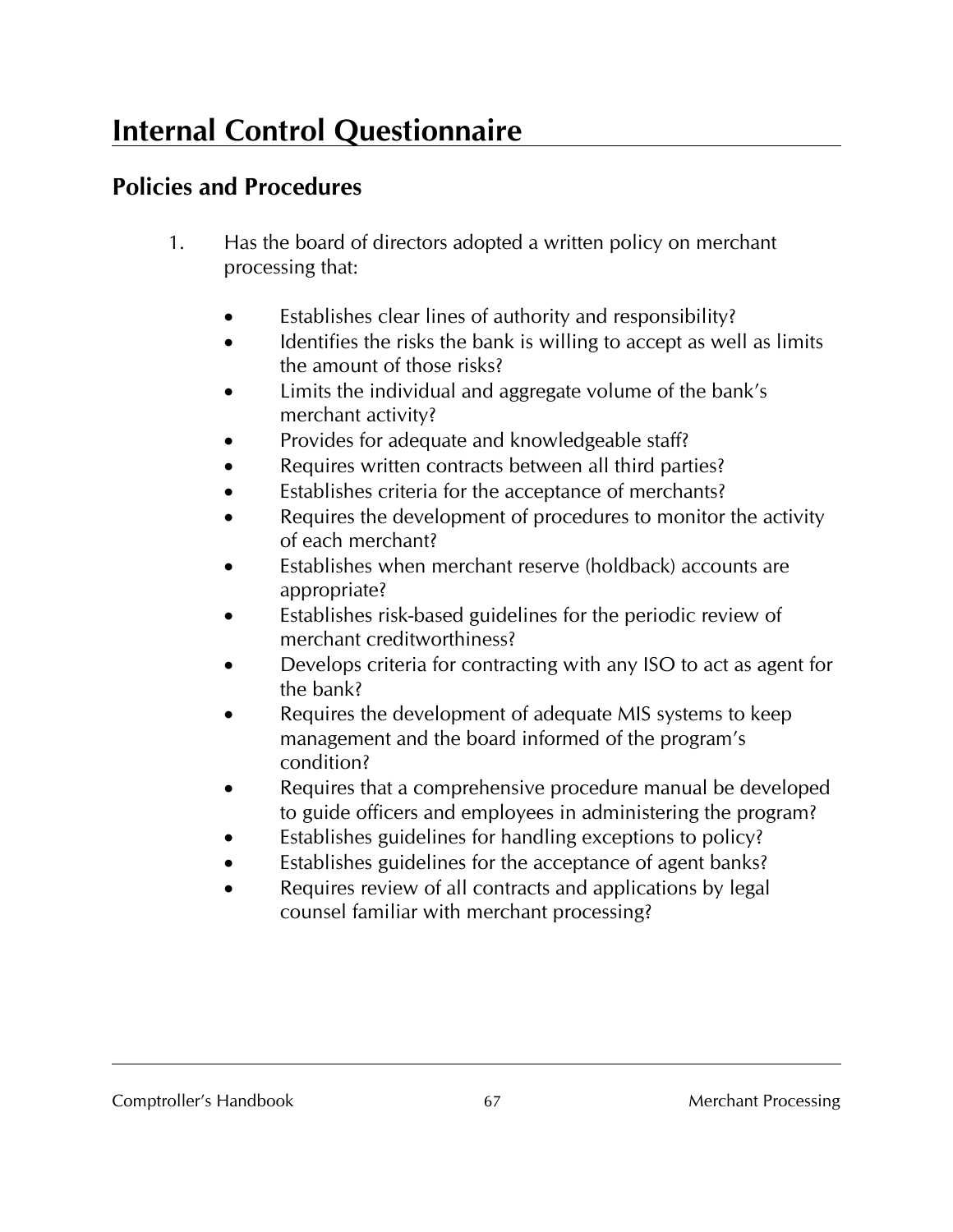# Internal Control Questionnaire

## Policies and Procedures

1. Has the board of directors adopted a written policy on merchant processing that:

   - Establishes clear lines of authority and responsibility?
   - Identifies the risks the bank is willing to accept as well as limits the amount of those risks?
   - Limits the individual and aggregate volume of the bank's merchant activity?
   - Provides for adequate and knowledgeable staff?
   - Requires written contracts between all third parties?
   - Establishes criteria for the acceptance of merchants?
   - Requires the development of procedures to monitor the activity of each merchant?
   - Establishes when merchant reserve (holdback) accounts are appropriate?
   - Establishes risk-based guidelines for the periodic review of merchant creditworthiness?
   - Develops criteria for contracting with any ISO to act as agent for the bank?
   - Requires the development of adequate MIS systems to keep management and the board informed of the program's condition?
   - Requires that a comprehensive procedure manual be developed to guide officers and employees in administering the program?
   - Establishes guidelines for handling exceptions to policy?
   - Establishes guidelines for the acceptance of agent banks?
   - Requires review of all contracts and applications by legal counsel familiar with merchant processing?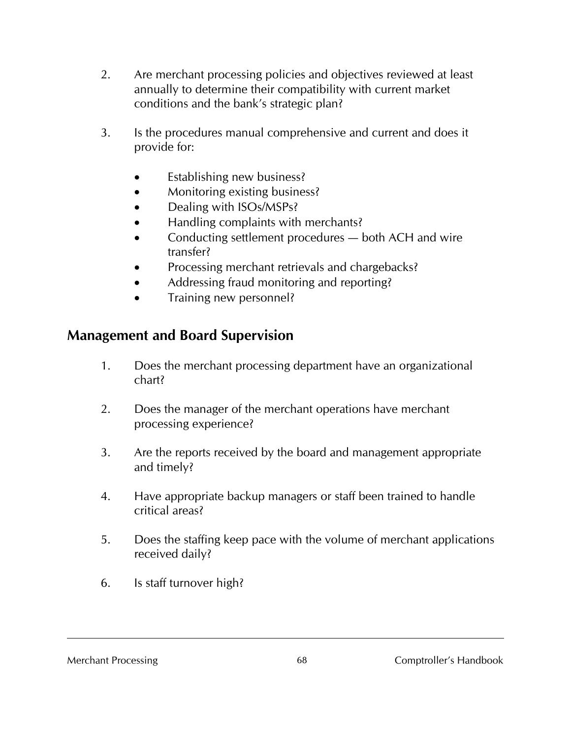2. Are merchant processing policies and objectives reviewed at least annually to determine their compatibility with current market conditions and the bank's strategic plan?

3. Is the procedures manual comprehensive and current and does it provide for:

    - Establishing new business?
    - Monitoring existing business?
    - Dealing with ISOs/MSPs?
    - Handling complaints with merchants?
    - Conducting settlement procedures — both ACH and wire transfer?
    - Processing merchant retrievals and chargebacks?
    - Addressing fraud monitoring and reporting?
    - Training new personnel?

## Management and Board Supervision

1. Does the merchant processing department have an organizational chart?

2. Does the manager of the merchant operations have merchant processing experience?

3. Are the reports received by the board and management appropriate and timely?

4. Have appropriate backup managers or staff been trained to handle critical areas?

5. Does the staffing keep pace with the volume of merchant applications received daily?

6. Is staff turnover high?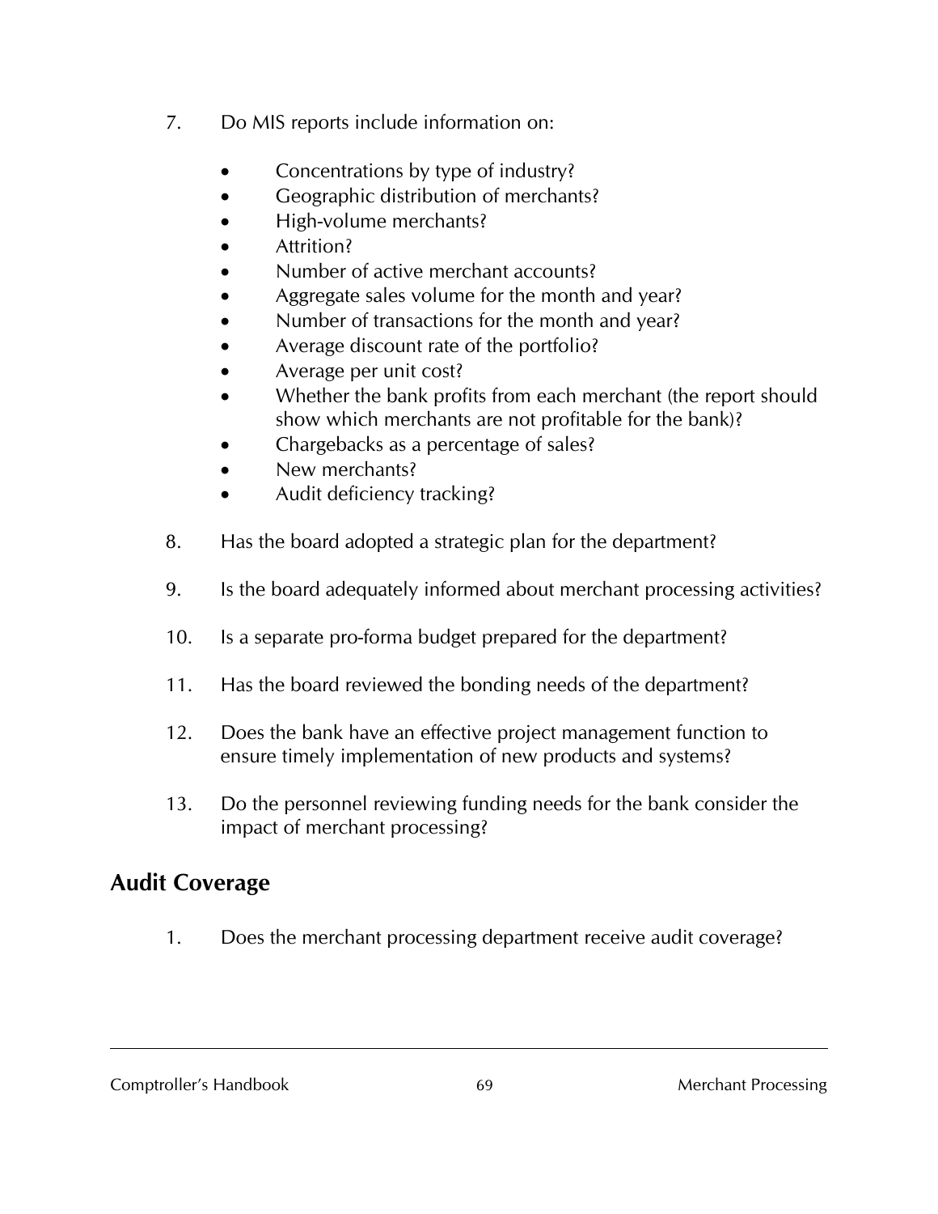7. Do MIS reports include information on:

   - Concentrations by type of industry?
   - Geographic distribution of merchants?
   - High-volume merchants?
   - Attrition?
   - Number of active merchant accounts?
   - Aggregate sales volume for the month and year?
   - Number of transactions for the month and year?
   - Average discount rate of the portfolio?
   - Average per unit cost?
   - Whether the bank profits from each merchant (the report should show which merchants are not profitable for the bank)?
   - Chargebacks as a percentage of sales?
   - New merchants?
   - Audit deficiency tracking?

8. Has the board adopted a strategic plan for the department?

9. Is the board adequately informed about merchant processing activities?

10. Is a separate pro-forma budget prepared for the department?

11. Has the board reviewed the bonding needs of the department?

12. Does the bank have an effective project management function to ensure timely implementation of new products and systems?

13. Do the personnel reviewing funding needs for the bank consider the impact of merchant processing?

## Audit Coverage

1. Does the merchant processing department receive audit coverage?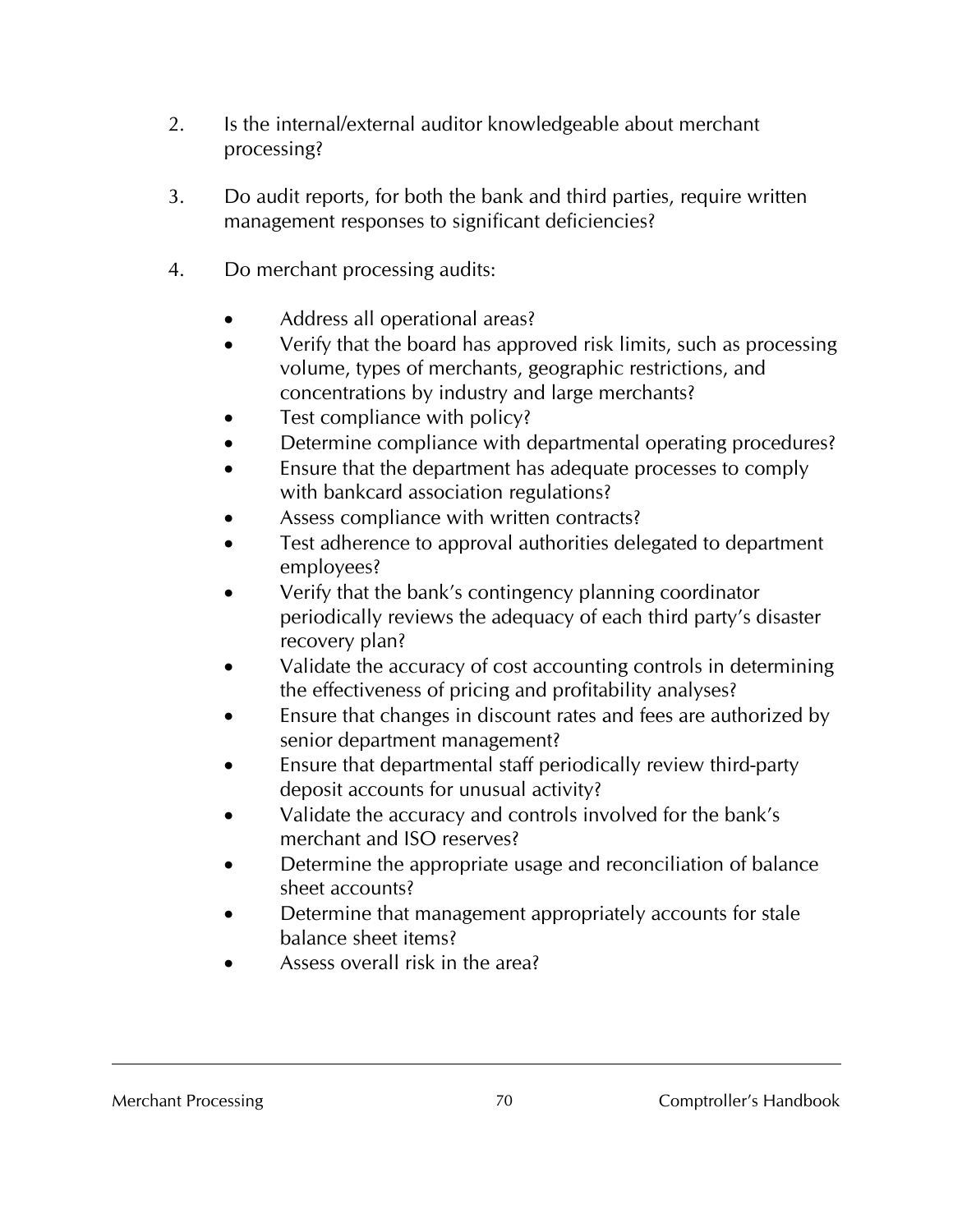2. Is the internal/external auditor knowledgeable about merchant processing?

3. Do audit reports, for both the bank and third parties, require written management responses to significant deficiencies?

4. Do merchant processing audits:

   - Address all operational areas?
   - Verify that the board has approved risk limits, such as processing volume, types of merchants, geographic restrictions, and concentrations by industry and large merchants?
   - Test compliance with policy?
   - Determine compliance with departmental operating procedures?
   - Ensure that the department has adequate processes to comply with bankcard association regulations?
   - Assess compliance with written contracts?
   - Test adherence to approval authorities delegated to department employees?
   - Verify that the bank's contingency planning coordinator periodically reviews the adequacy of each third party's disaster recovery plan?
   - Validate the accuracy of cost accounting controls in determining the effectiveness of pricing and profitability analyses?
   - Ensure that changes in discount rates and fees are authorized by senior department management?
   - Ensure that departmental staff periodically review third-party deposit accounts for unusual activity?
   - Validate the accuracy and controls involved for the bank's merchant and ISO reserves?
   - Determine the appropriate usage and reconciliation of balance sheet accounts?
   - Determine that management appropriately accounts for stale balance sheet items?
   - Assess overall risk in the area?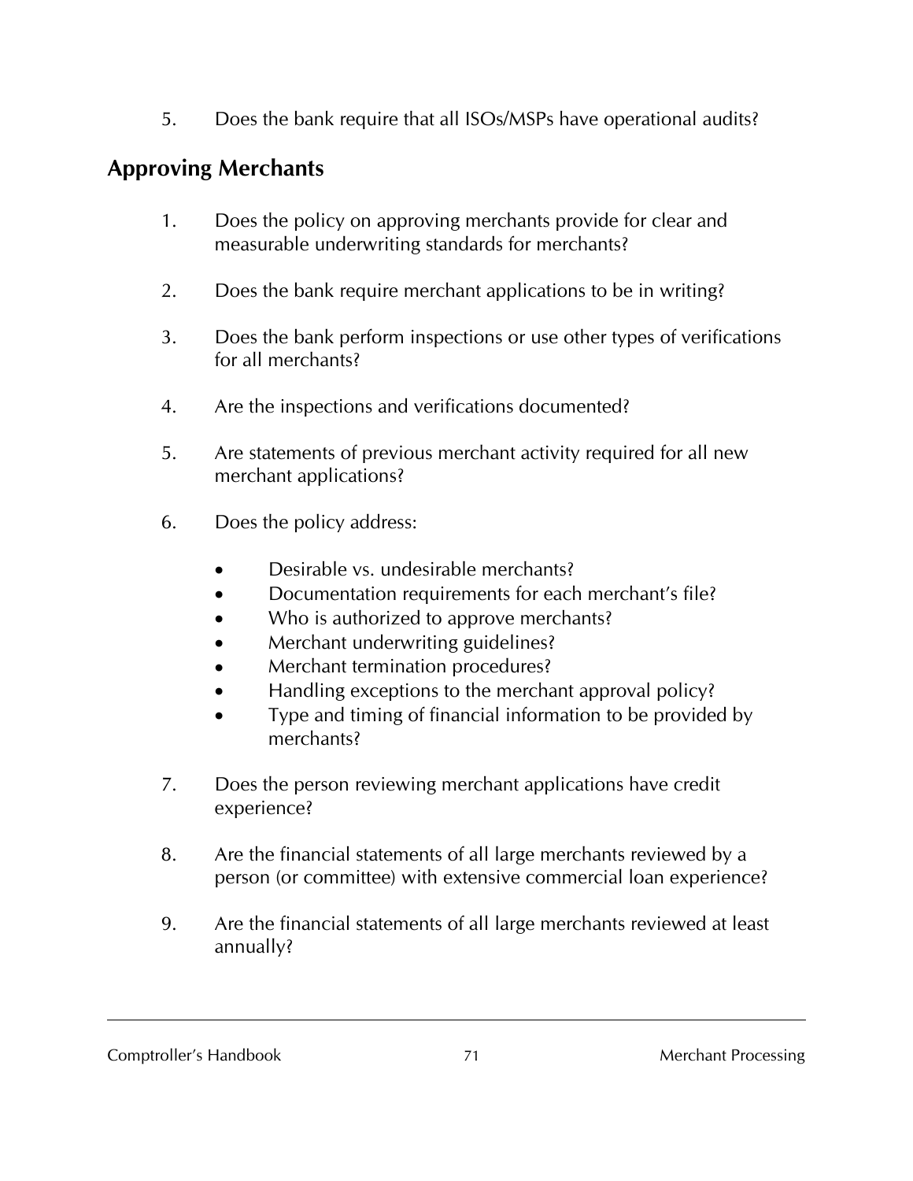5. Does the bank require that all ISOs/MSPs have operational audits?

## Approving Merchants

1. Does the policy on approving merchants provide for clear and measurable underwriting standards for merchants?

2. Does the bank require merchant applications to be in writing?

3. Does the bank perform inspections or use other types of verifications for all merchants?

4. Are the inspections and verifications documented?

5. Are statements of previous merchant activity required for all new merchant applications?

6. Does the policy address:

    - Desirable vs. undesirable merchants?
    - Documentation requirements for each merchant's file?
    - Who is authorized to approve merchants?
    - Merchant underwriting guidelines?
    - Merchant termination procedures?
    - Handling exceptions to the merchant approval policy?
    - Type and timing of financial information to be provided by merchants?

7. Does the person reviewing merchant applications have credit experience?

8. Are the financial statements of all large merchants reviewed by a person (or committee) with extensive commercial loan experience?

9. Are the financial statements of all large merchants reviewed at least annually?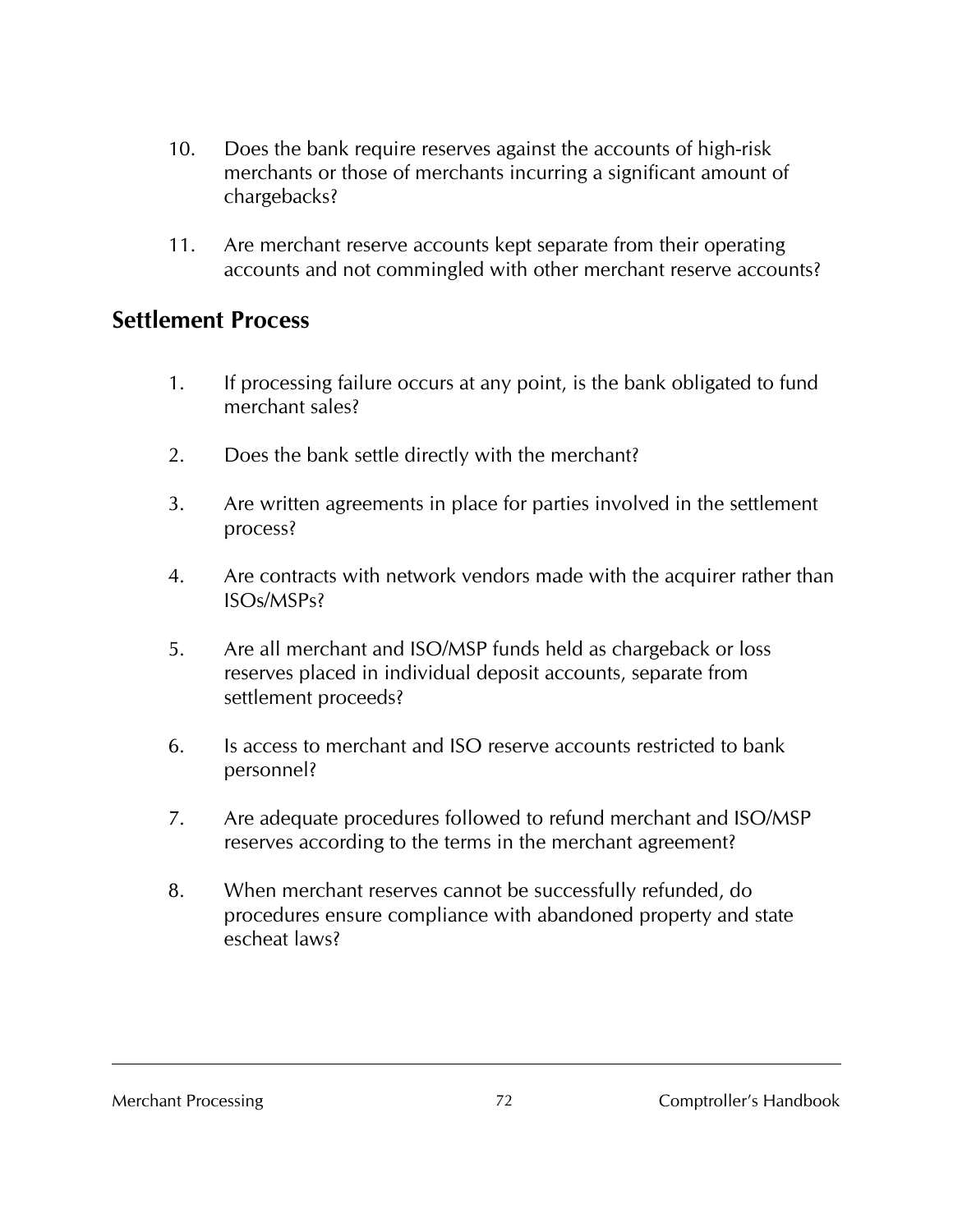10. Does the bank require reserves against the accounts of high-risk merchants or those of merchants incurring a significant amount of chargebacks?

11. Are merchant reserve accounts kept separate from their operating accounts and not commingled with other merchant reserve accounts?

## Settlement Process

1. If processing failure occurs at any point, is the bank obligated to fund merchant sales?

2. Does the bank settle directly with the merchant?

3. Are written agreements in place for parties involved in the settlement process?

4. Are contracts with network vendors made with the acquirer rather than ISOs/MSPs?

5. Are all merchant and ISO/MSP funds held as chargeback or loss reserves placed in individual deposit accounts, separate from settlement proceeds?

6. Is access to merchant and ISO reserve accounts restricted to bank personnel?

7. Are adequate procedures followed to refund merchant and ISO/MSP reserves according to the terms in the merchant agreement?

8. When merchant reserves cannot be successfully refunded, do procedures ensure compliance with abandoned property and state escheat laws?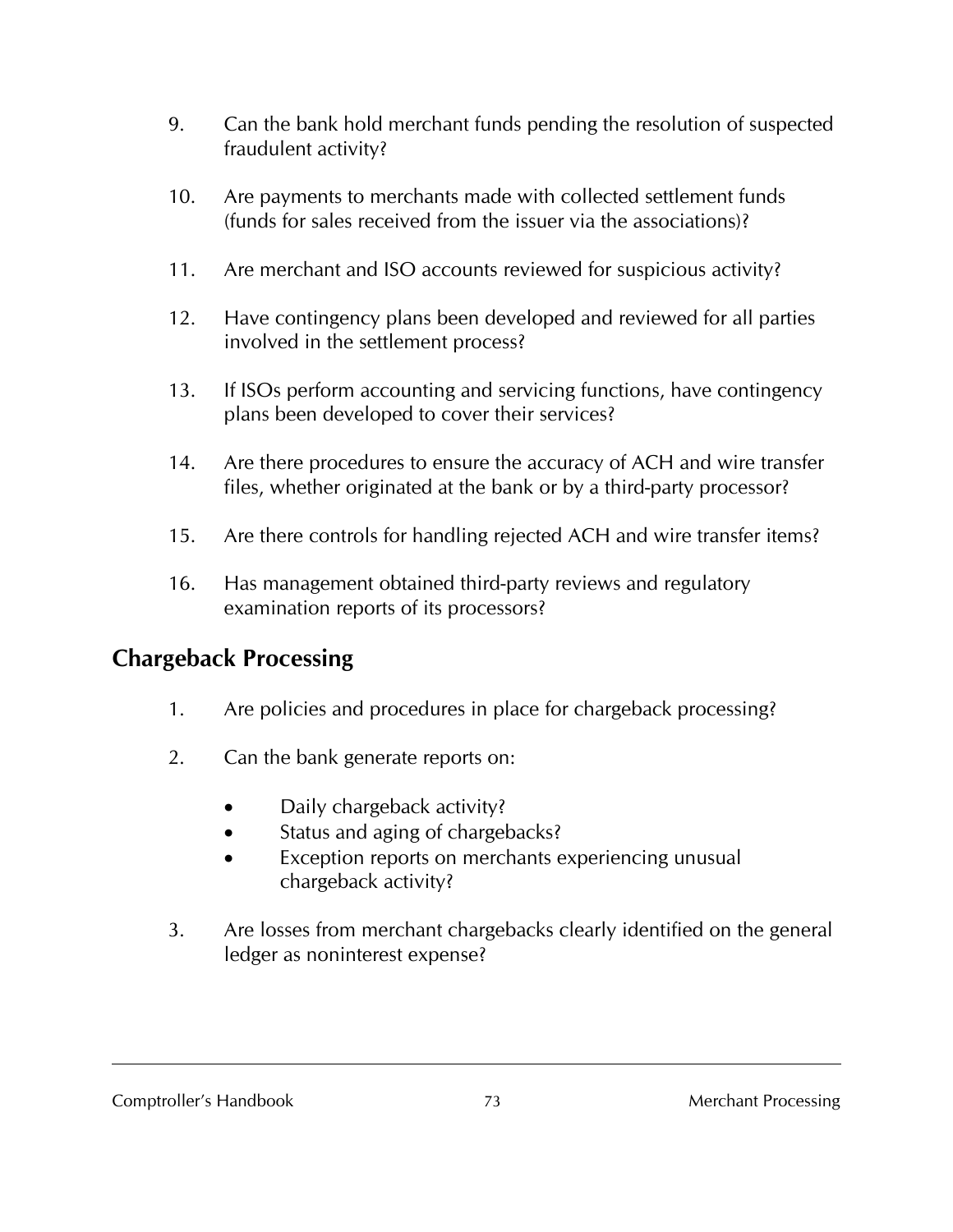9. Can the bank hold merchant funds pending the resolution of suspected fraudulent activity?

10. Are payments to merchants made with collected settlement funds (funds for sales received from the issuer via the associations)?

11. Are merchant and ISO accounts reviewed for suspicious activity?

12. Have contingency plans been developed and reviewed for all parties involved in the settlement process?

13. If ISOs perform accounting and servicing functions, have contingency plans been developed to cover their services?

14. Are there procedures to ensure the accuracy of ACH and wire transfer files, whether originated at the bank or by a third-party processor?

15. Are there controls for handling rejected ACH and wire transfer items?

16. Has management obtained third-party reviews and regulatory examination reports of its processors?

## Chargeback Processing

1. Are policies and procedures in place for chargeback processing?

2. Can the bank generate reports on:

   - Daily chargeback activity?
   - Status and aging of chargebacks?
   - Exception reports on merchants experiencing unusual chargeback activity?

3. Are losses from merchant chargebacks clearly identified on the general ledger as noninterest expense?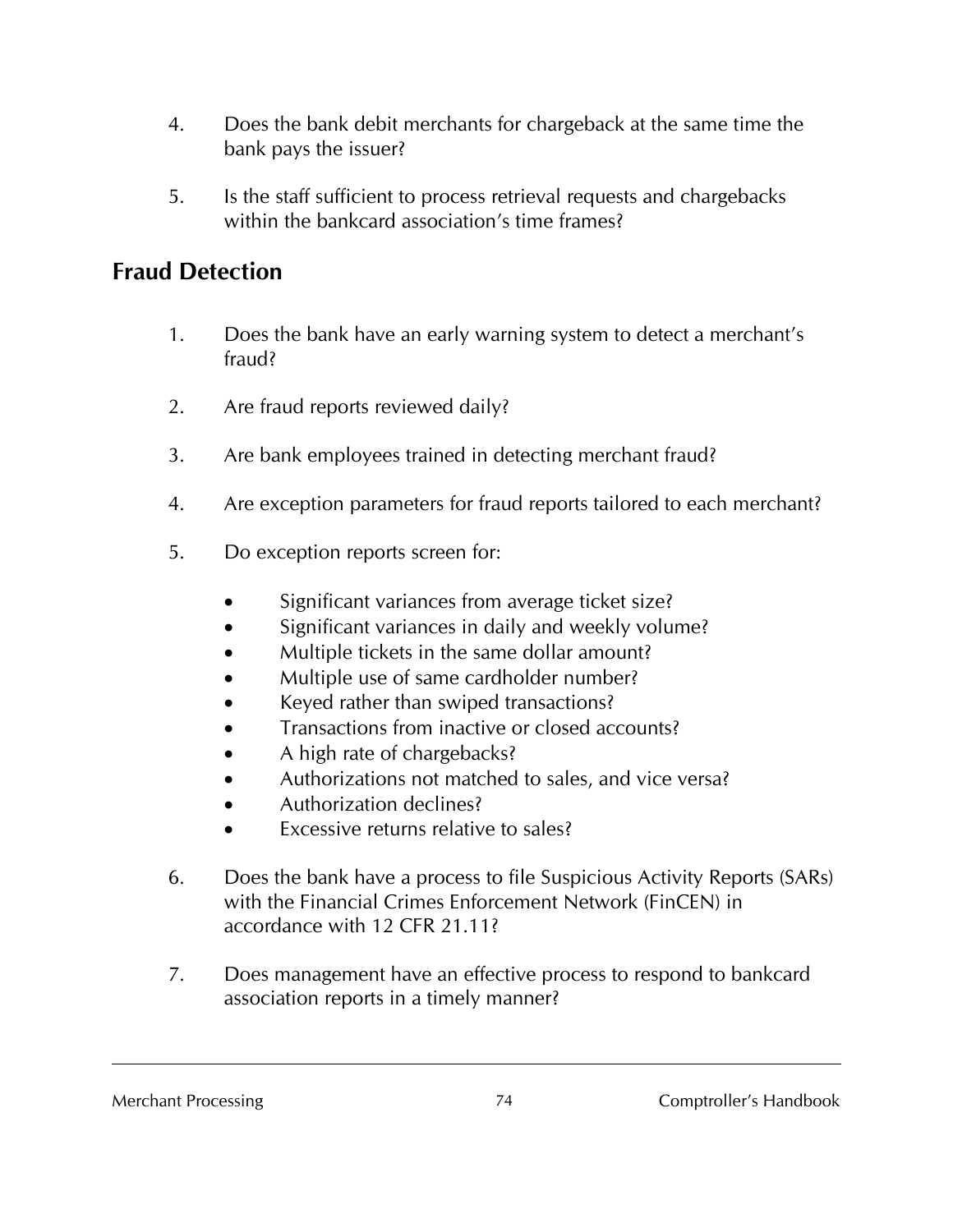4. Does the bank debit merchants for chargeback at the same time the bank pays the issuer?

5. Is the staff sufficient to process retrieval requests and chargebacks within the bankcard association's time frames?

## Fraud Detection

1. Does the bank have an early warning system to detect a merchant's fraud?

2. Are fraud reports reviewed daily?

3. Are bank employees trained in detecting merchant fraud?

4. Are exception parameters for fraud reports tailored to each merchant?

5. Do exception reports screen for:

   - Significant variances from average ticket size?
   - Significant variances in daily and weekly volume?
   - Multiple tickets in the same dollar amount?
   - Multiple use of same cardholder number?
   - Keyed rather than swiped transactions?
   - Transactions from inactive or closed accounts?
   - A high rate of chargebacks?
   - Authorizations not matched to sales, and vice versa?
   - Authorization declines?
   - Excessive returns relative to sales?

6. Does the bank have a process to file Suspicious Activity Reports (SARs) with the Financial Crimes Enforcement Network (FinCEN) in accordance with 12 CFR 21.11?

7. Does management have an effective process to respond to bankcard association reports in a timely manner?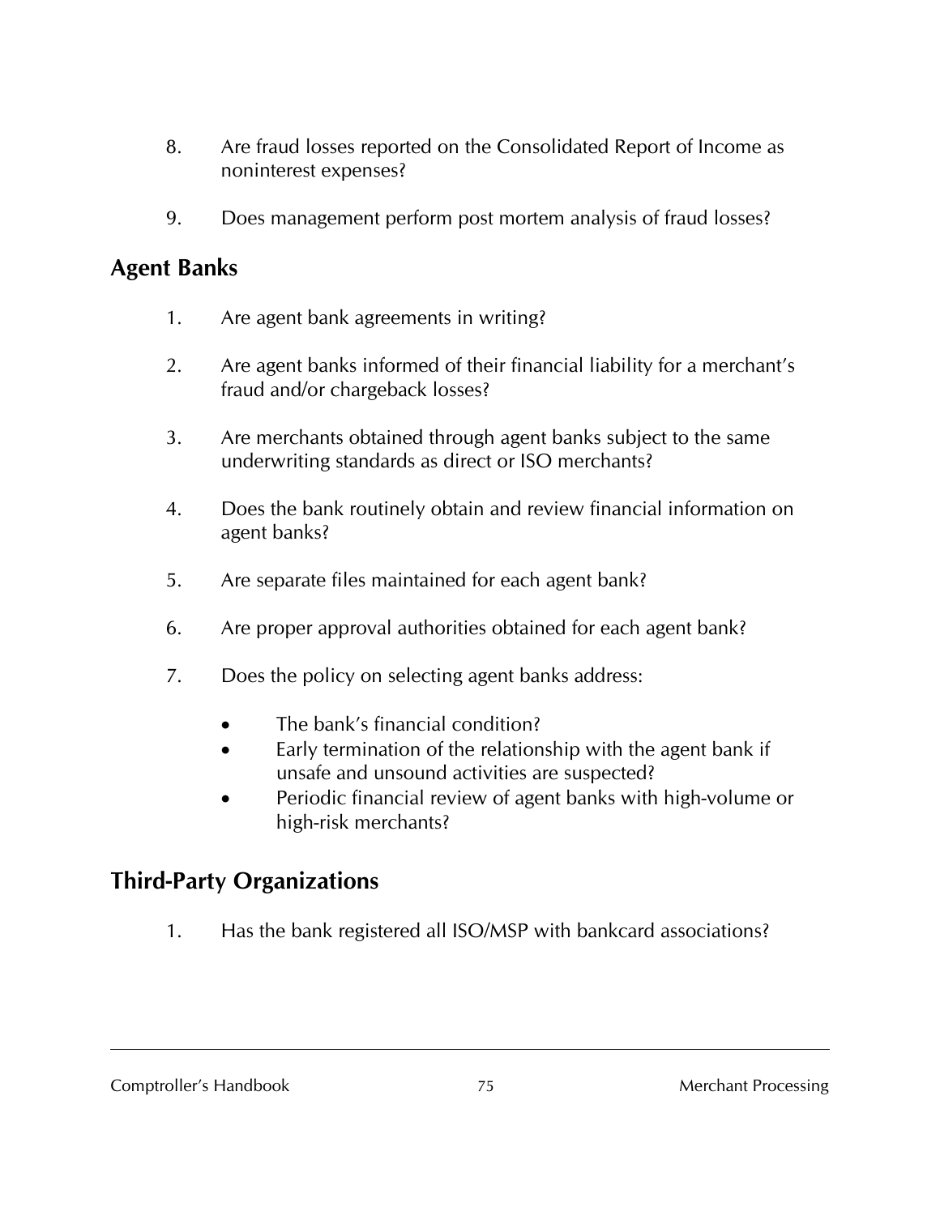8. Are fraud losses reported on the Consolidated Report of Income as noninterest expenses?

9. Does management perform post mortem analysis of fraud losses?

## Agent Banks

1. Are agent bank agreements in writing?

2. Are agent banks informed of their financial liability for a merchant's fraud and/or chargeback losses?

3. Are merchants obtained through agent banks subject to the same underwriting standards as direct or ISO merchants?

4. Does the bank routinely obtain and review financial information on agent banks?

5. Are separate files maintained for each agent bank?

6. Are proper approval authorities obtained for each agent bank?

7. Does the policy on selecting agent banks address:

   - The bank's financial condition?
   - Early termination of the relationship with the agent bank if unsafe and unsound activities are suspected?
   - Periodic financial review of agent banks with high-volume or high-risk merchants?

## Third-Party Organizations

1. Has the bank registered all ISO/MSP with bankcard associations?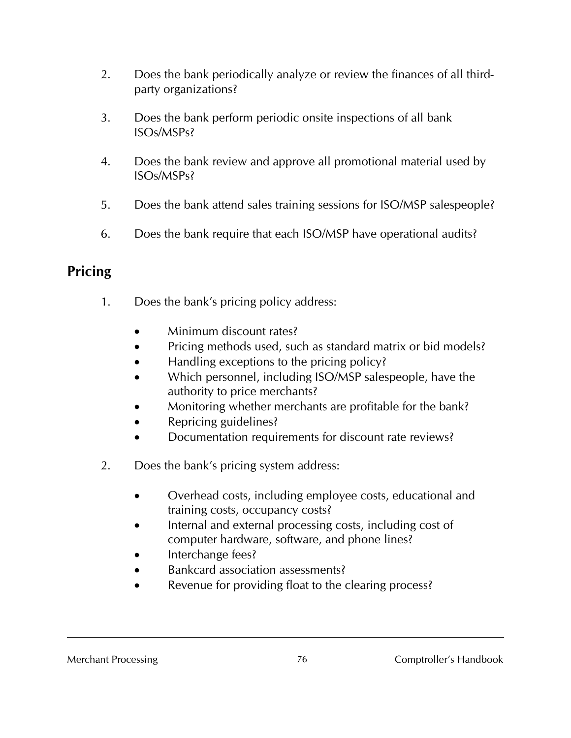2. Does the bank periodically analyze or review the finances of all third-party organizations?

3. Does the bank perform periodic onsite inspections of all bank ISOs/MSPs?

4. Does the bank review and approve all promotional material used by ISOs/MSPs?

5. Does the bank attend sales training sessions for ISO/MSP salespeople?

6. Does the bank require that each ISO/MSP have operational audits?

## Pricing

1. Does the bank's pricing policy address:

   - Minimum discount rates?
   - Pricing methods used, such as standard matrix or bid models?
   - Handling exceptions to the pricing policy?
   - Which personnel, including ISO/MSP salespeople, have the authority to price merchants?
   - Monitoring whether merchants are profitable for the bank?
   - Repricing guidelines?
   - Documentation requirements for discount rate reviews?

2. Does the bank's pricing system address:

   - Overhead costs, including employee costs, educational and training costs, occupancy costs?
   - Internal and external processing costs, including cost of computer hardware, software, and phone lines?
   - Interchange fees?
   - Bankcard association assessments?
   - Revenue for providing float to the clearing process?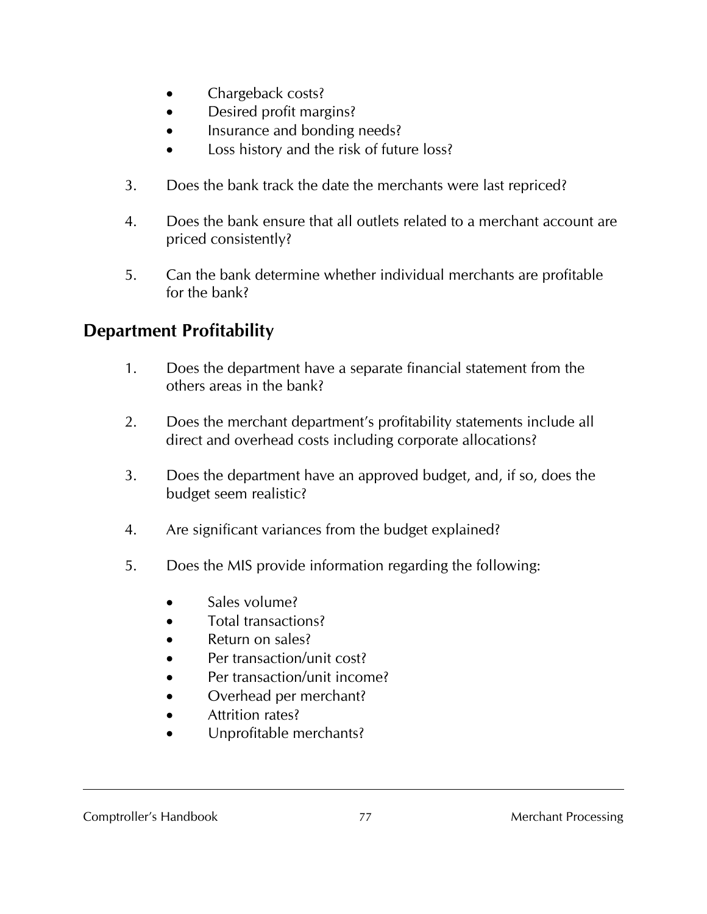- Chargeback costs?
- Desired profit margins?
- Insurance and bonding needs?
- Loss history and the risk of future loss?

3. Does the bank track the date the merchants were last repriced?

4. Does the bank ensure that all outlets related to a merchant account are priced consistently?

5. Can the bank determine whether individual merchants are profitable for the bank?

## Department Profitability

1. Does the department have a separate financial statement from the others areas in the bank?

2. Does the merchant department's profitability statements include all direct and overhead costs including corporate allocations?

3. Does the department have an approved budget, and, if so, does the budget seem realistic?

4. Are significant variances from the budget explained?

5. Does the MIS provide information regarding the following:

   - Sales volume?
   - Total transactions?
   - Return on sales?
   - Per transaction/unit cost?
   - Per transaction/unit income?
   - Overhead per merchant?
   - Attrition rates?
   - Unprofitable merchants?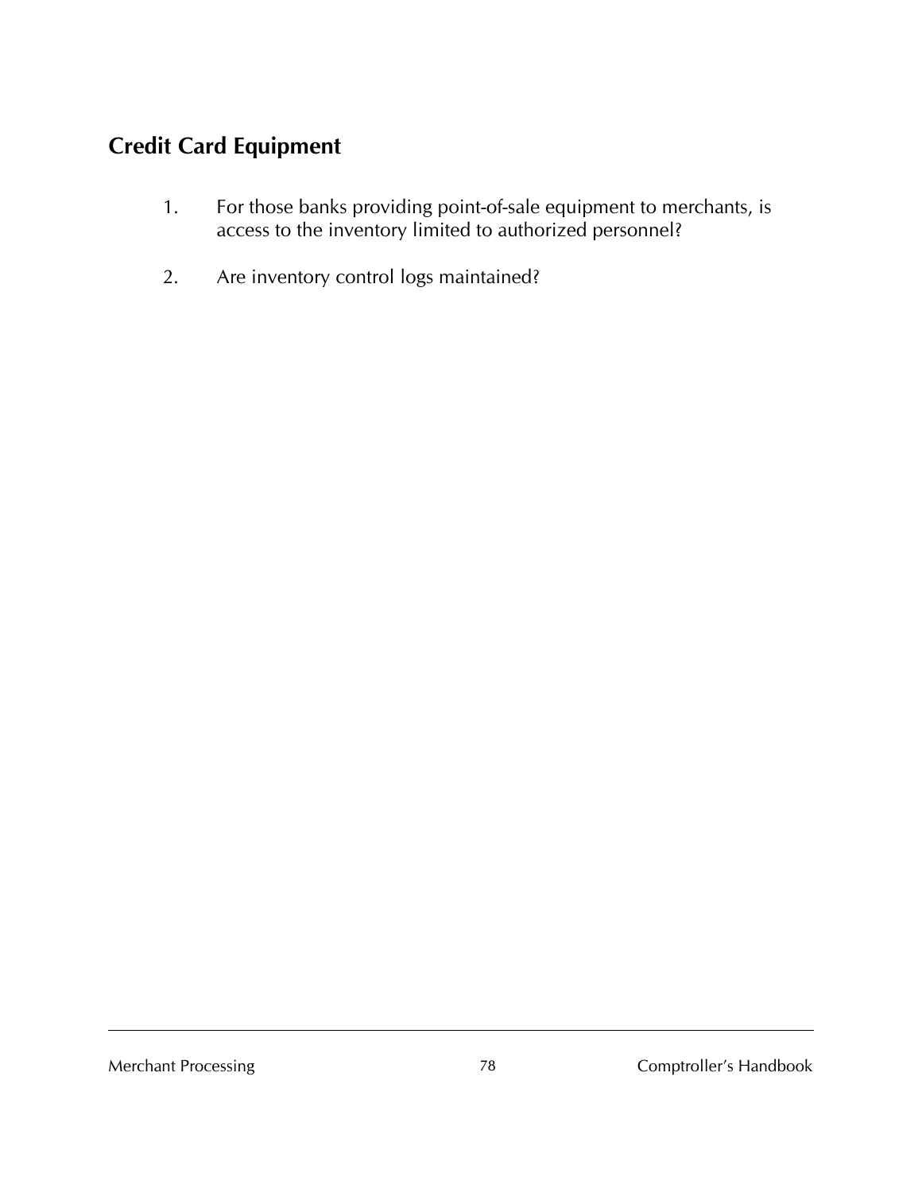## Credit Card Equipment

1. For those banks providing point-of-sale equipment to merchants, is access to the inventory limited to authorized personnel?

2. Are inventory control logs maintained?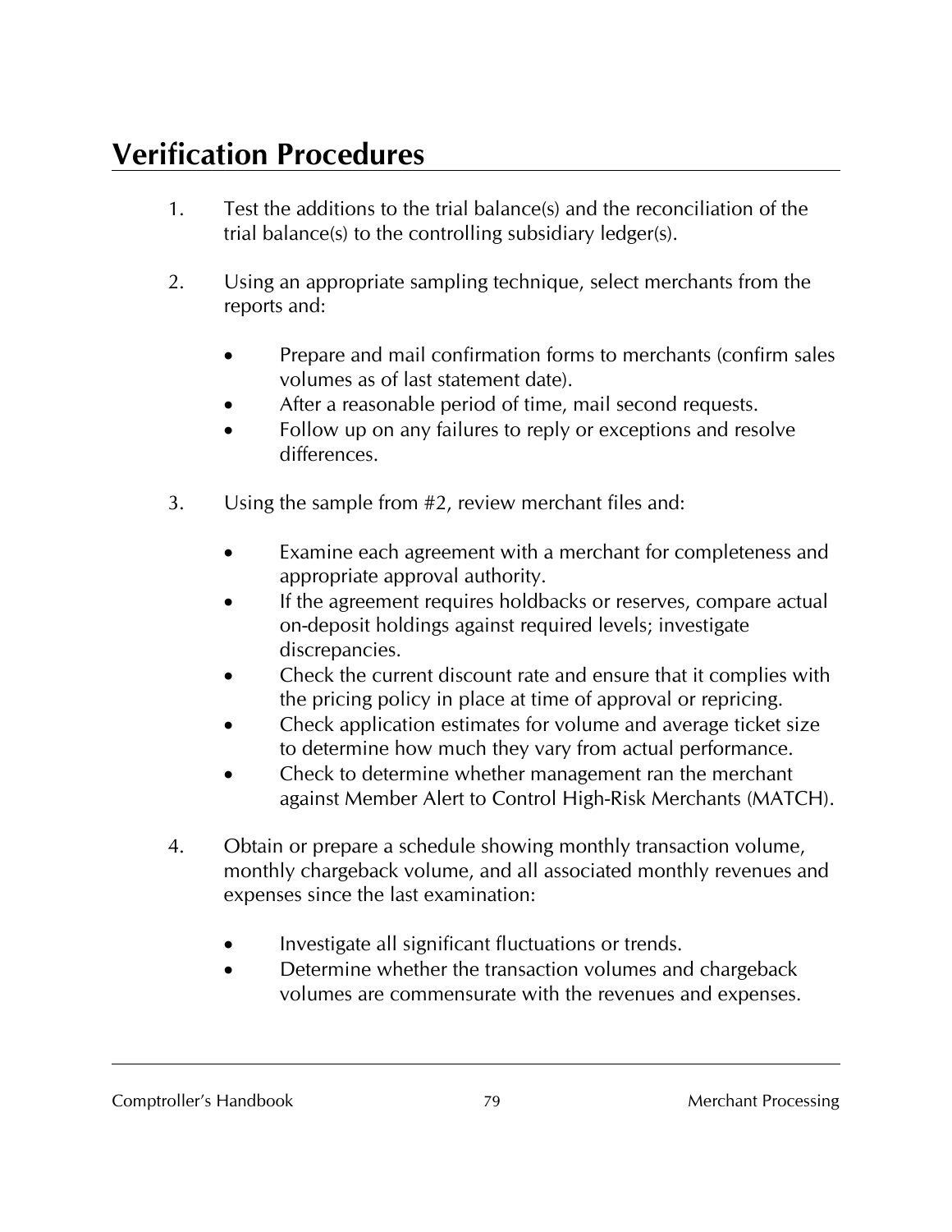## Verification Procedures

1. Test the additions to the trial balance(s) and the reconciliation of the trial balance(s) to the controlling subsidiary ledger(s).

2. Using an appropriate sampling technique, select merchants from the reports and:

   - Prepare and mail confirmation forms to merchants (confirm sales volumes as of last statement date).
   - After a reasonable period of time, mail second requests.
   - Follow up on any failures to reply or exceptions and resolve differences.

3. Using the sample from #2, review merchant files and:

   - Examine each agreement with a merchant for completeness and appropriate approval authority.
   - If the agreement requires holdbacks or reserves, compare actual on-deposit holdings against required levels; investigate discrepancies.
   - Check the current discount rate and ensure that it complies with the pricing policy in place at time of approval or repricing.
   - Check application estimates for volume and average ticket size to determine how much they vary from actual performance.
   - Check to determine whether management ran the merchant against Member Alert to Control High-Risk Merchants (MATCH).

4. Obtain or prepare a schedule showing monthly transaction volume, monthly chargeback volume, and all associated monthly revenues and expenses since the last examination:

   - Investigate all significant fluctuations or trends.
   - Determine whether the transaction volumes and chargeback volumes are commensurate with the revenues and expenses.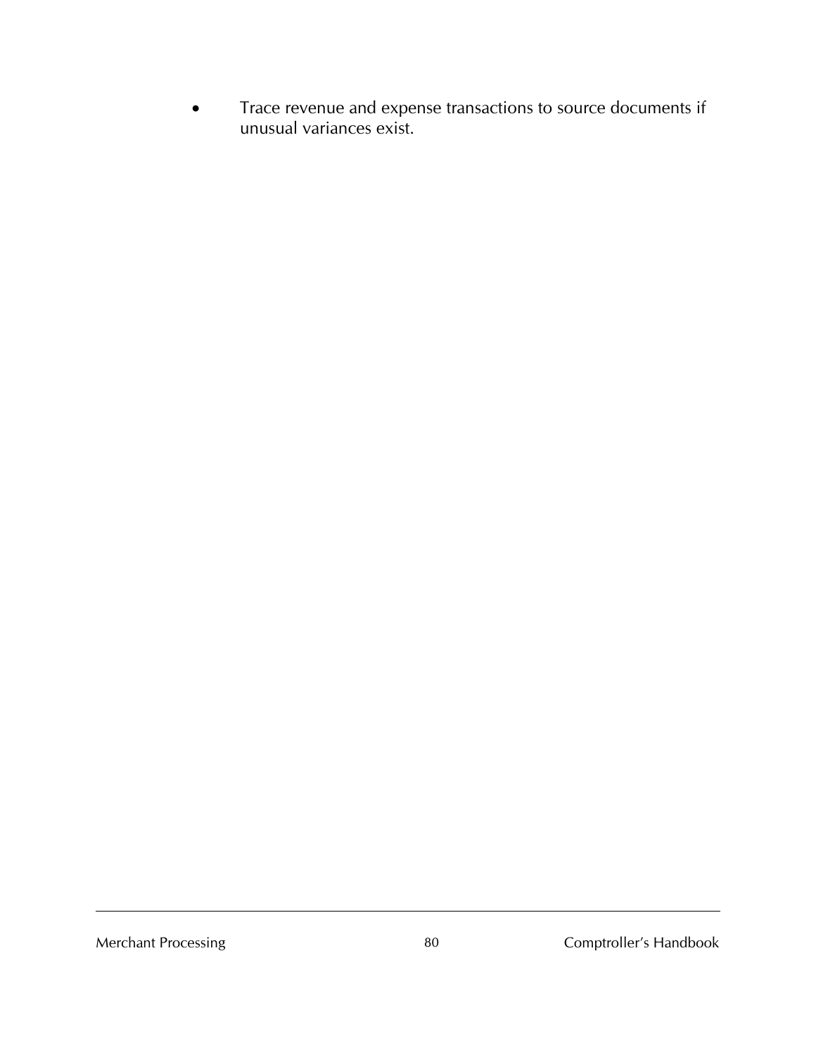- Trace revenue and expense transactions to source documents if unusual variances exist.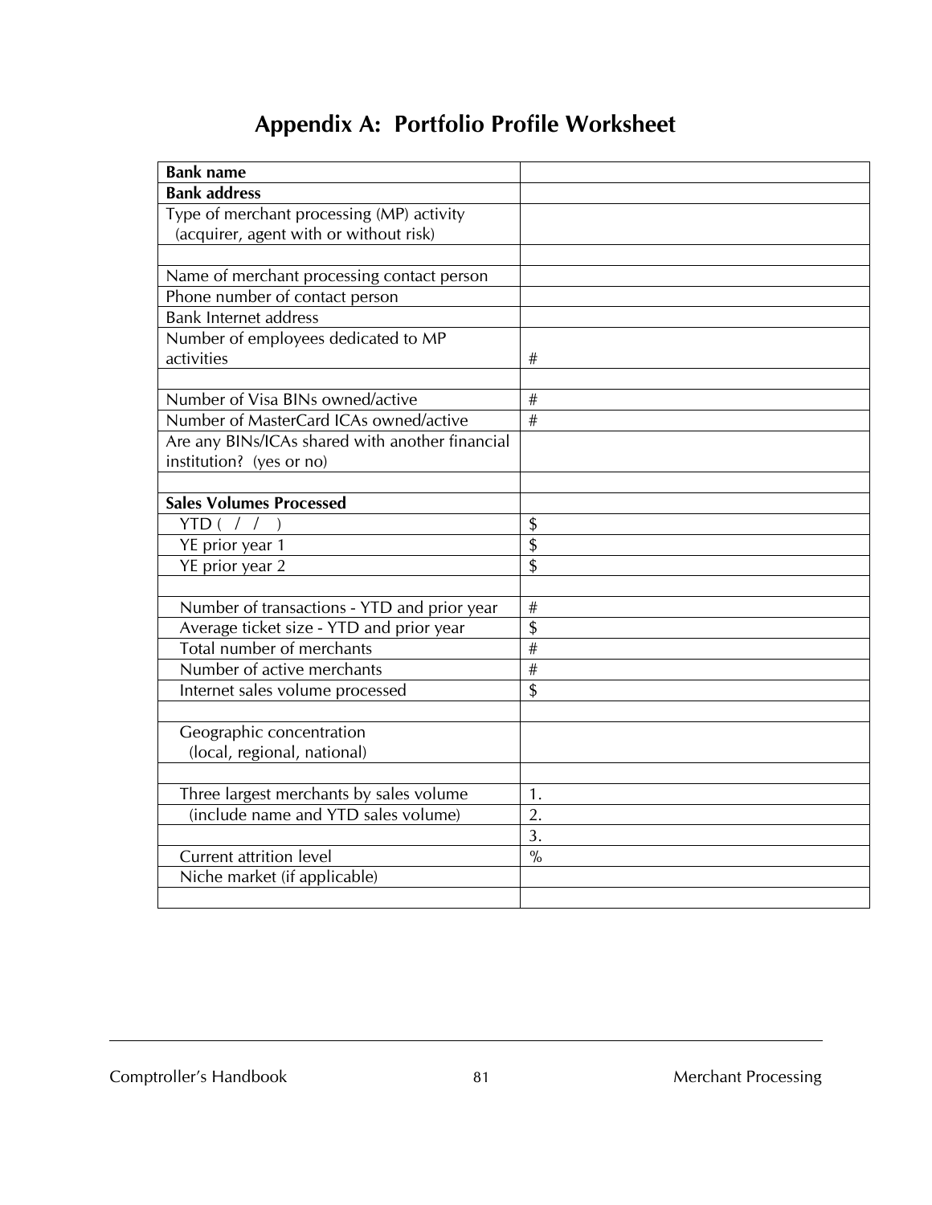# Appendix A: Portfolio Profile Worksheet

| **Bank name** | |
|---|---|
| **Bank address** | |
| Type of merchant processing (MP) activity (acquirer, agent with or without risk) | |
| | |
| Name of merchant processing contact person | |
| Phone number of contact person | |
| Bank Internet address | |
| Number of employees dedicated to MP activities | # |
| | |
| Number of Visa BINs owned/active | # |
| Number of MasterCard ICAs owned/active | # |
| Are any BINs/ICAs shared with another financial institution? (yes or no) | |
| | |
| **Sales Volumes Processed** | |
| YTD ( / / ) | $ |
| YE prior year 1 | $ |
| YE prior year 2 | $ |
| | |
| Number of transactions - YTD and prior year | # |
| Average ticket size - YTD and prior year | $ |
| Total number of merchants | # |
| Number of active merchants | # |
| Internet sales volume processed | $ |
| | |
| Geographic concentration (local, regional, national) | |
| | |
| Three largest merchants by sales volume | 1. |
| (include name and YTD sales volume) | 2. |
| | 3. |
| Current attrition level | % |
| Niche market (if applicable) | |
| | |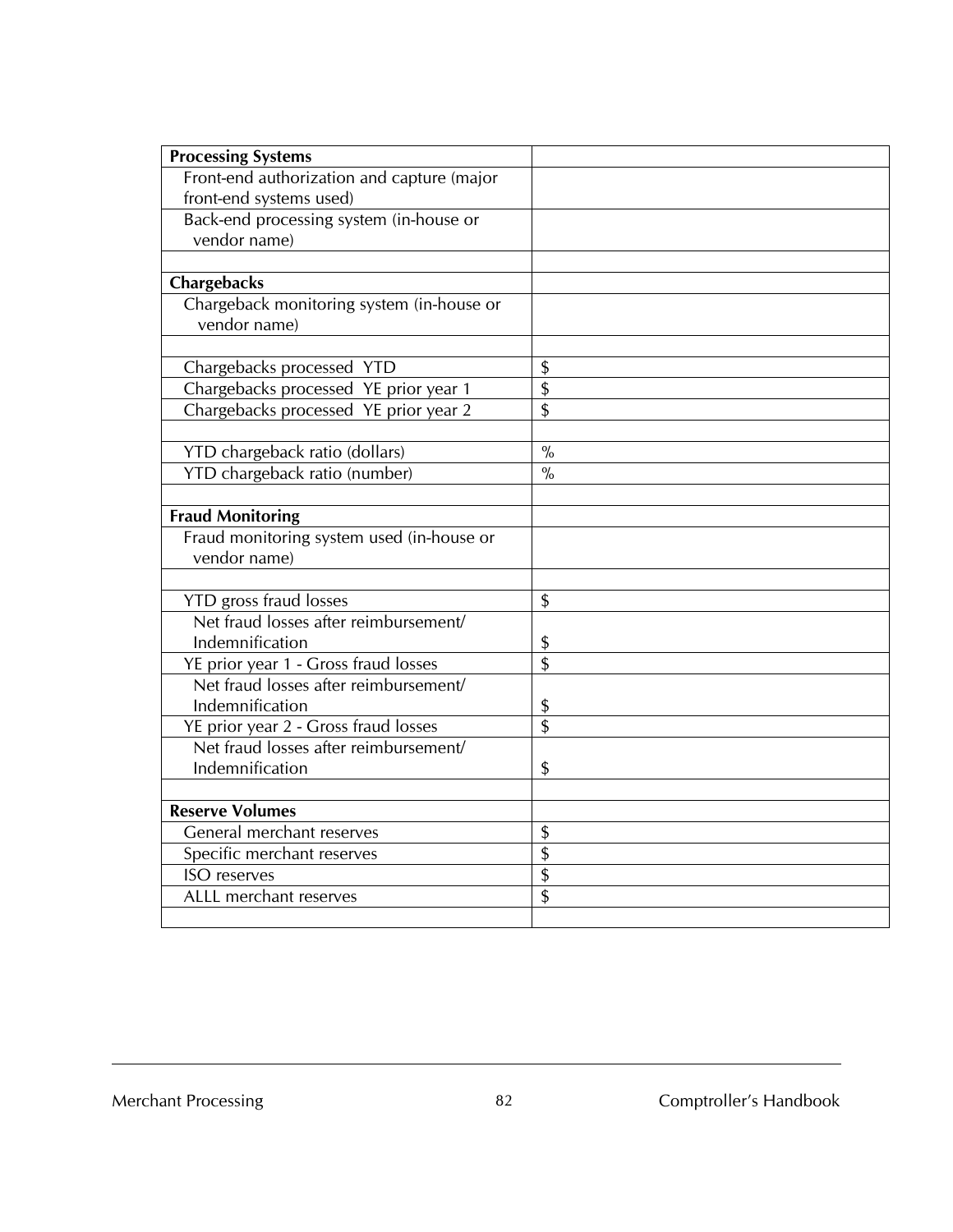| **Processing Systems** | |
|---|---|
| Front-end authorization and capture (major front-end systems used) | |
| Back-end processing system (in-house or vendor name) | |
| | |
| **Chargebacks** | |
| Chargeback monitoring system (in-house or vendor name) | |
| | |
| Chargebacks processed YTD | $ |
| Chargebacks processed YE prior year 1 | $ |
| Chargebacks processed YE prior year 2 | $ |
| | |
| YTD chargeback ratio (dollars) | % |
| YTD chargeback ratio (number) | % |
| | |
| **Fraud Monitoring** | |
| Fraud monitoring system used (in-house or vendor name) | |
| | |
| YTD gross fraud losses | $ |
| Net fraud losses after reimbursement/ Indemnification | $ |
| YE prior year 1 - Gross fraud losses | $ |
| Net fraud losses after reimbursement/ Indemnification | $ |
| YE prior year 2 - Gross fraud losses | $ |
| Net fraud losses after reimbursement/ Indemnification | $ |
| | |
| **Reserve Volumes** | |
| General merchant reserves | $ |
| Specific merchant reserves | $ |
| ISO reserves | $ |
| ALLL merchant reserves | $ |
| | |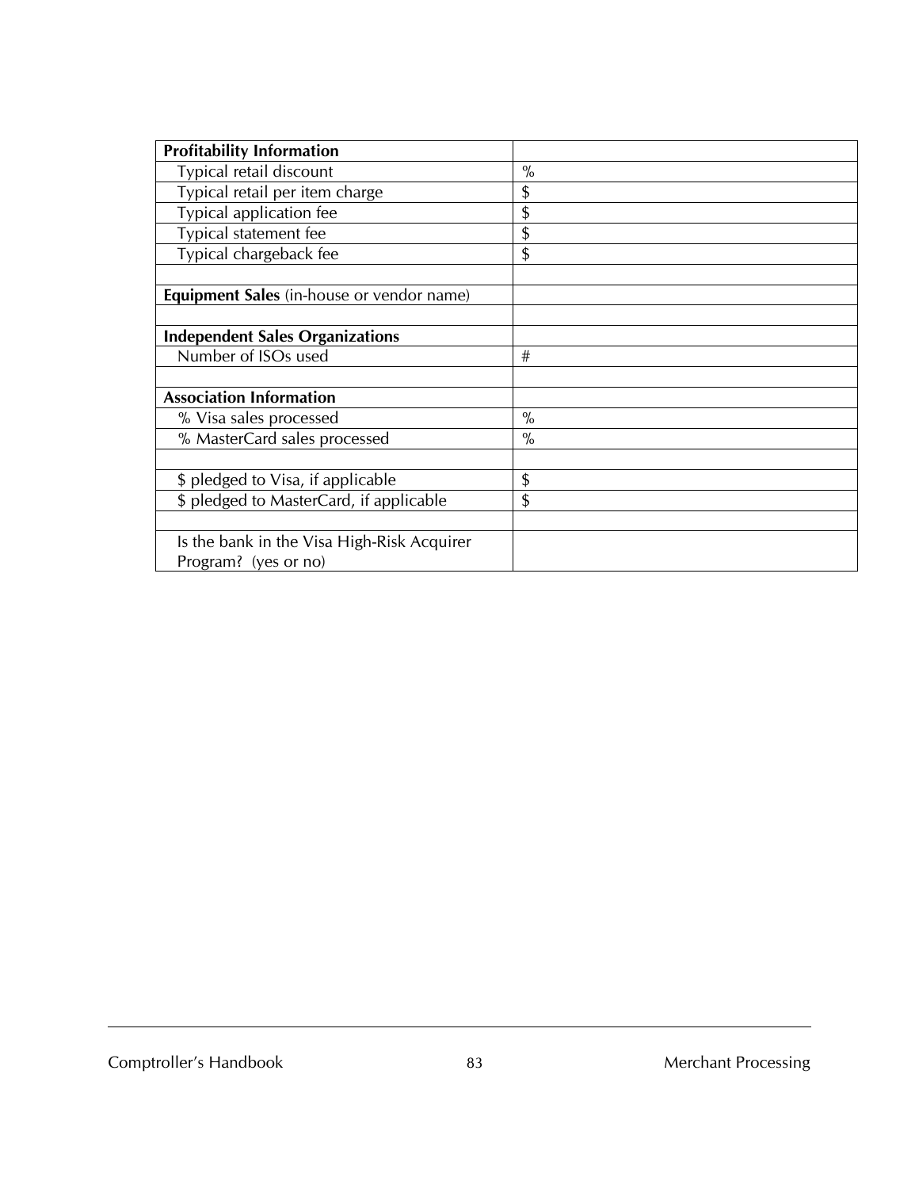| **Profitability Information** | |
|---|---|
| Typical retail discount | % |
| Typical retail per item charge | $ |
| Typical application fee | $ |
| Typical statement fee | $ |
| Typical chargeback fee | $ |
| | |
| **Equipment Sales** (in-house or vendor name) | |
| | |
| **Independent Sales Organizations** | |
| Number of ISOs used | # |
| | |
| **Association Information** | |
| % Visa sales processed | % |
| % MasterCard sales processed | % |
| | |
| $ pledged to Visa, if applicable | $ |
| $ pledged to MasterCard, if applicable | $ |
| | |
| Is the bank in the Visa High-Risk Acquirer Program? (yes or no) | |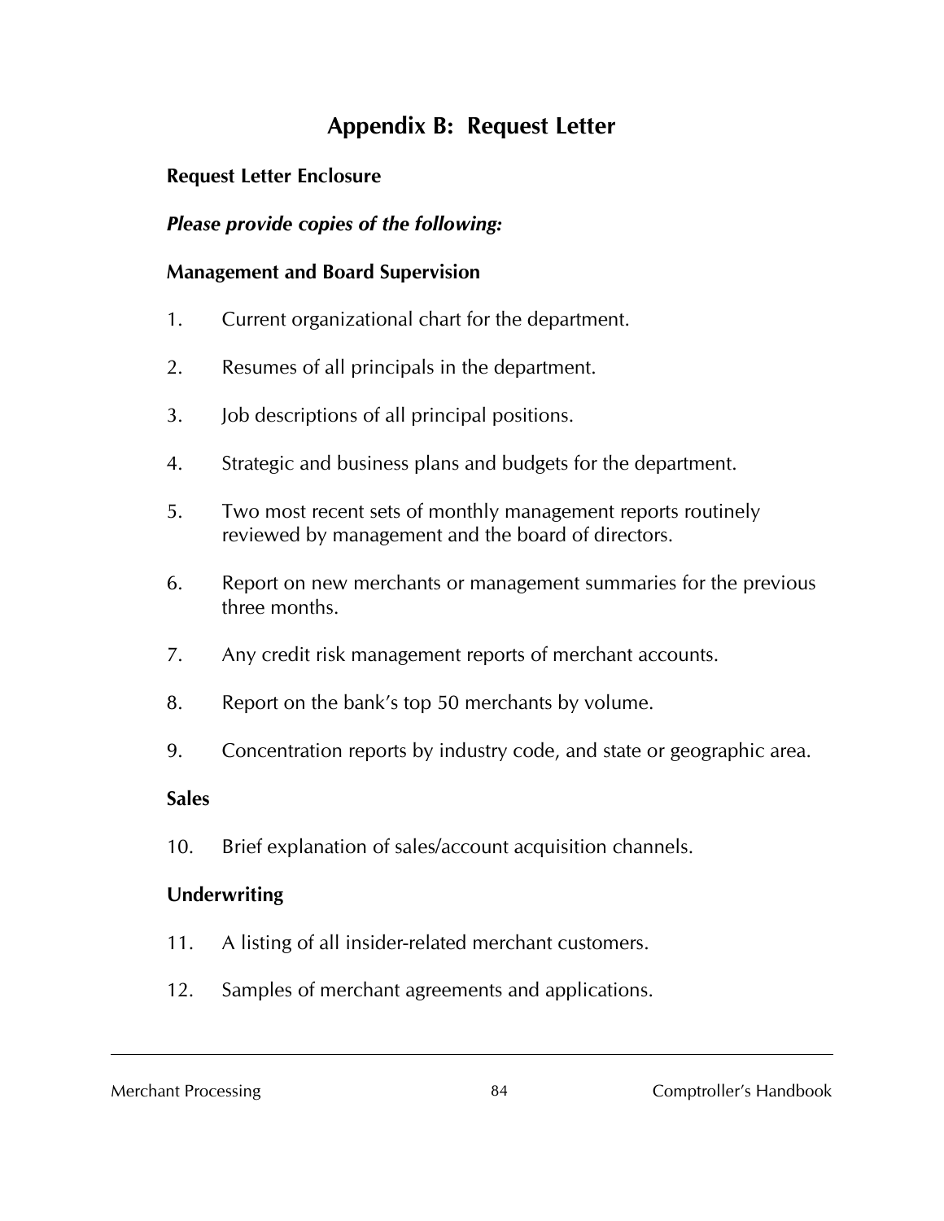# Appendix B: Request Letter

**Request Letter Enclosure**

***Please provide copies of the following:***

**Management and Board Supervision**

1. Current organizational chart for the department.

2. Resumes of all principals in the department.

3. Job descriptions of all principal positions.

4. Strategic and business plans and budgets for the department.

5. Two most recent sets of monthly management reports routinely reviewed by management and the board of directors.

6. Report on new merchants or management summaries for the previous three months.

7. Any credit risk management reports of merchant accounts.

8. Report on the bank's top 50 merchants by volume.

9. Concentration reports by industry code, and state or geographic area.

**Sales**

10. Brief explanation of sales/account acquisition channels.

**Underwriting**

11. A listing of all insider-related merchant customers.

12. Samples of merchant agreements and applications.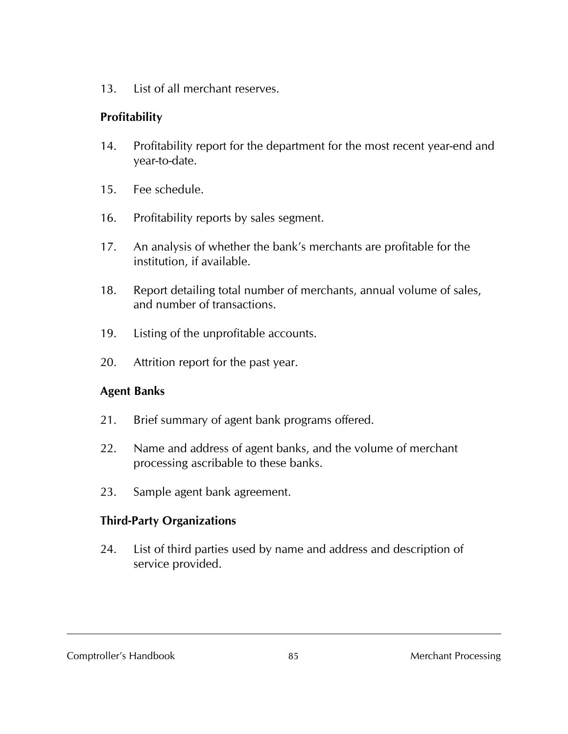13. List of all merchant reserves.

**Profitability**

14. Profitability report for the department for the most recent year-end and year-to-date.

15. Fee schedule.

16. Profitability reports by sales segment.

17. An analysis of whether the bank's merchants are profitable for the institution, if available.

18. Report detailing total number of merchants, annual volume of sales, and number of transactions.

19. Listing of the unprofitable accounts.

20. Attrition report for the past year.

**Agent Banks**

21. Brief summary of agent bank programs offered.

22. Name and address of agent banks, and the volume of merchant processing ascribable to these banks.

23. Sample agent bank agreement.

**Third-Party Organizations**

24. List of third parties used by name and address and description of service provided.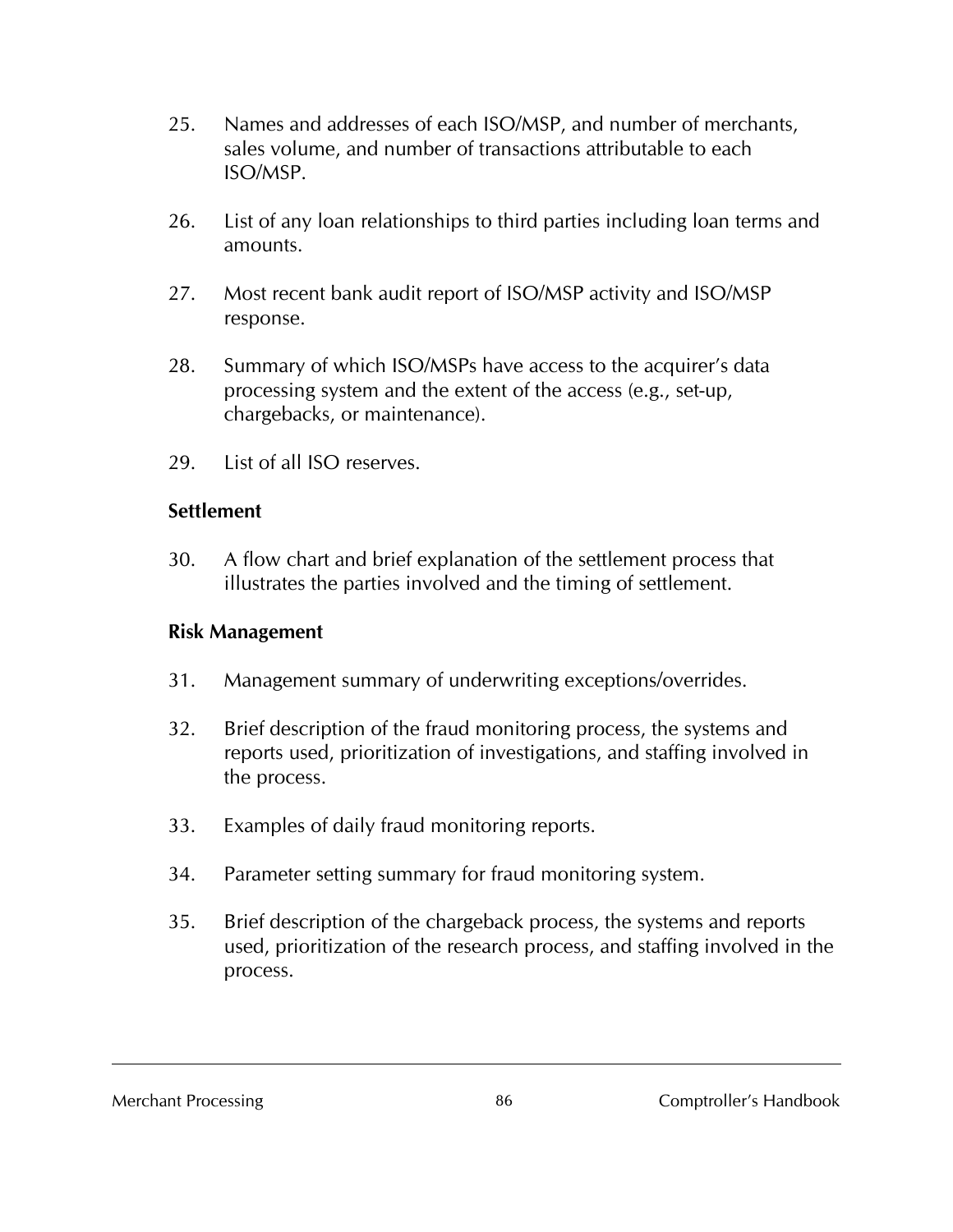25. Names and addresses of each ISO/MSP, and number of merchants, sales volume, and number of transactions attributable to each ISO/MSP.

26. List of any loan relationships to third parties including loan terms and amounts.

27. Most recent bank audit report of ISO/MSP activity and ISO/MSP response.

28. Summary of which ISO/MSPs have access to the acquirer's data processing system and the extent of the access (e.g., set-up, chargebacks, or maintenance).

29. List of all ISO reserves.

**Settlement**

30. A flow chart and brief explanation of the settlement process that illustrates the parties involved and the timing of settlement.

**Risk Management**

31. Management summary of underwriting exceptions/overrides.

32. Brief description of the fraud monitoring process, the systems and reports used, prioritization of investigations, and staffing involved in the process.

33. Examples of daily fraud monitoring reports.

34. Parameter setting summary for fraud monitoring system.

35. Brief description of the chargeback process, the systems and reports used, prioritization of the research process, and staffing involved in the process.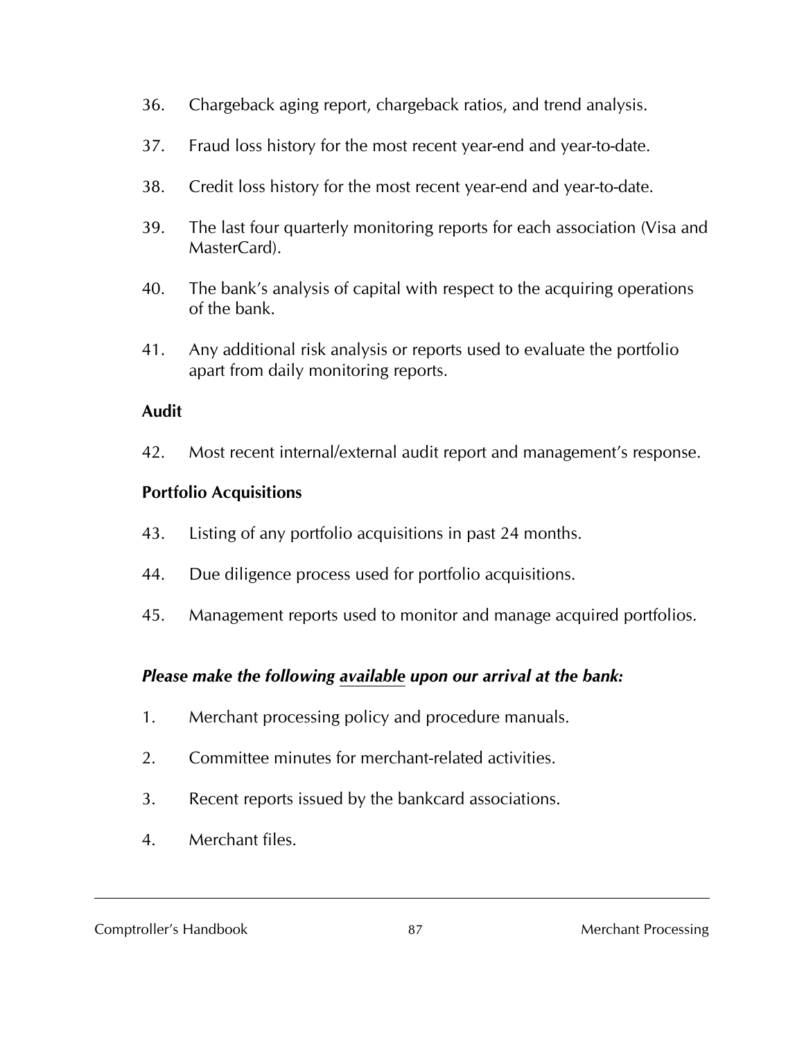36. Chargeback aging report, chargeback ratios, and trend analysis.

37. Fraud loss history for the most recent year-end and year-to-date.

38. Credit loss history for the most recent year-end and year-to-date.

39. The last four quarterly monitoring reports for each association (Visa and MasterCard).

40. The bank's analysis of capital with respect to the acquiring operations of the bank.

41. Any additional risk analysis or reports used to evaluate the portfolio apart from daily monitoring reports.

**Audit**

42. Most recent internal/external audit report and management's response.

**Portfolio Acquisitions**

43. Listing of any portfolio acquisitions in past 24 months.

44. Due diligence process used for portfolio acquisitions.

45. Management reports used to monitor and manage acquired portfolios.

***Please make the following <u>available</u> upon our arrival at the bank:***

1. Merchant processing policy and procedure manuals.

2. Committee minutes for merchant-related activities.

3. Recent reports issued by the bankcard associations.

4. Merchant files.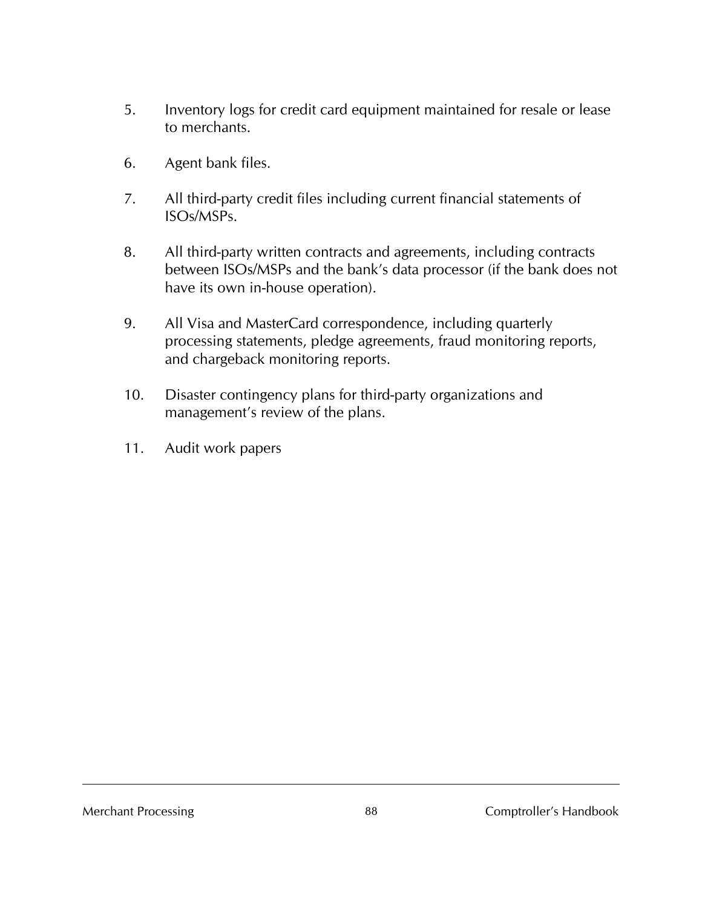5. Inventory logs for credit card equipment maintained for resale or lease to merchants.

6. Agent bank files.

7. All third-party credit files including current financial statements of ISOs/MSPs.

8. All third-party written contracts and agreements, including contracts between ISOs/MSPs and the bank's data processor (if the bank does not have its own in-house operation).

9. All Visa and MasterCard correspondence, including quarterly processing statements, pledge agreements, fraud monitoring reports, and chargeback monitoring reports.

10. Disaster contingency plans for third-party organizations and management's review of the plans.

11. Audit work papers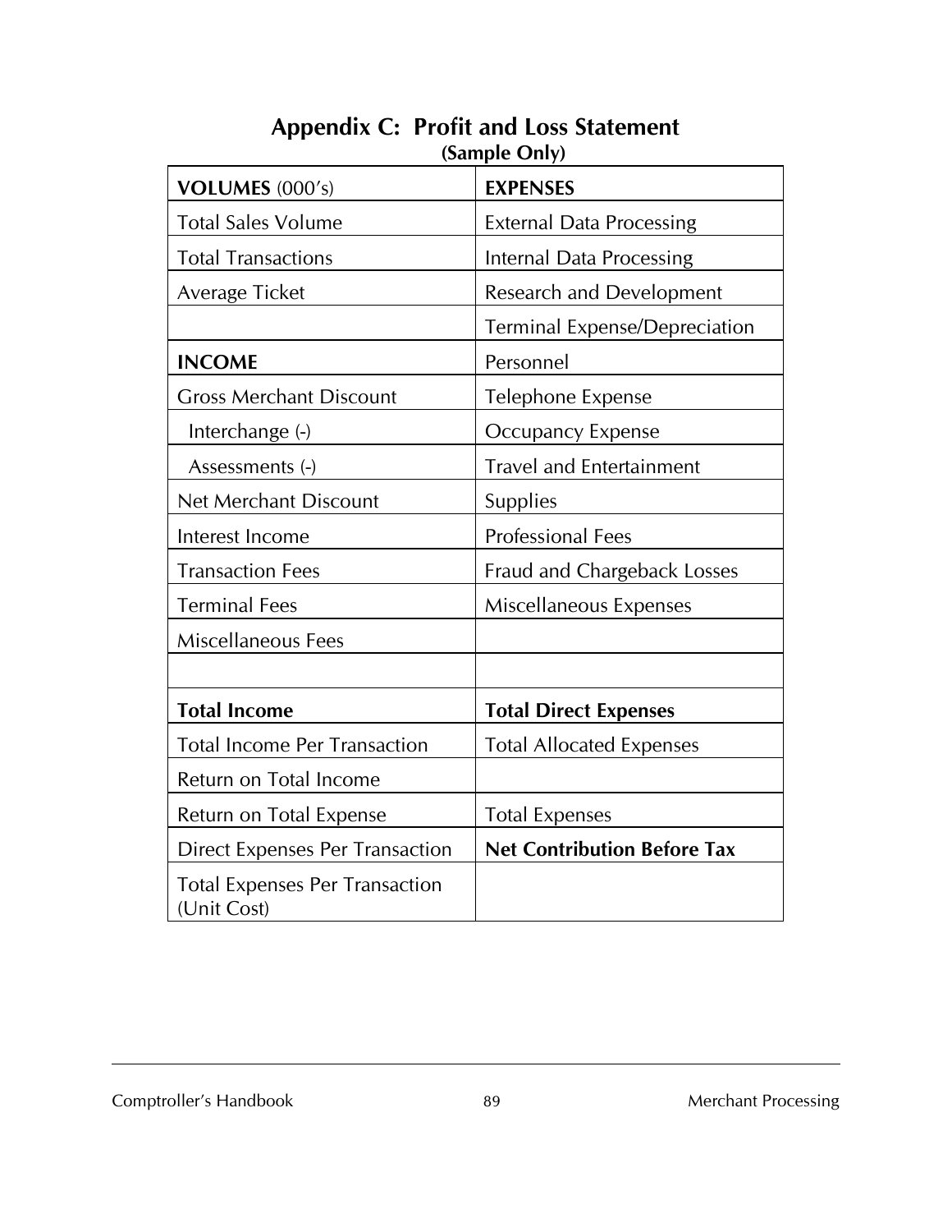# Appendix C: Profit and Loss Statement

**(Sample Only)**

| **VOLUMES** (000's) | **EXPENSES** |
|---|---|
| Total Sales Volume | External Data Processing |
| Total Transactions | Internal Data Processing |
| Average Ticket | Research and Development |
| | Terminal Expense/Depreciation |
| **INCOME** | Personnel |
| Gross Merchant Discount | Telephone Expense |
| Interchange (-) | Occupancy Expense |
| Assessments (-) | Travel and Entertainment |
| Net Merchant Discount | Supplies |
| Interest Income | Professional Fees |
| Transaction Fees | Fraud and Chargeback Losses |
| Terminal Fees | Miscellaneous Expenses |
| Miscellaneous Fees | |
| | |
| **Total Income** | **Total Direct Expenses** |
| Total Income Per Transaction | Total Allocated Expenses |
| Return on Total Income | |
| Return on Total Expense | Total Expenses |
| Direct Expenses Per Transaction | **Net Contribution Before Tax** |
| Total Expenses Per Transaction (Unit Cost) | |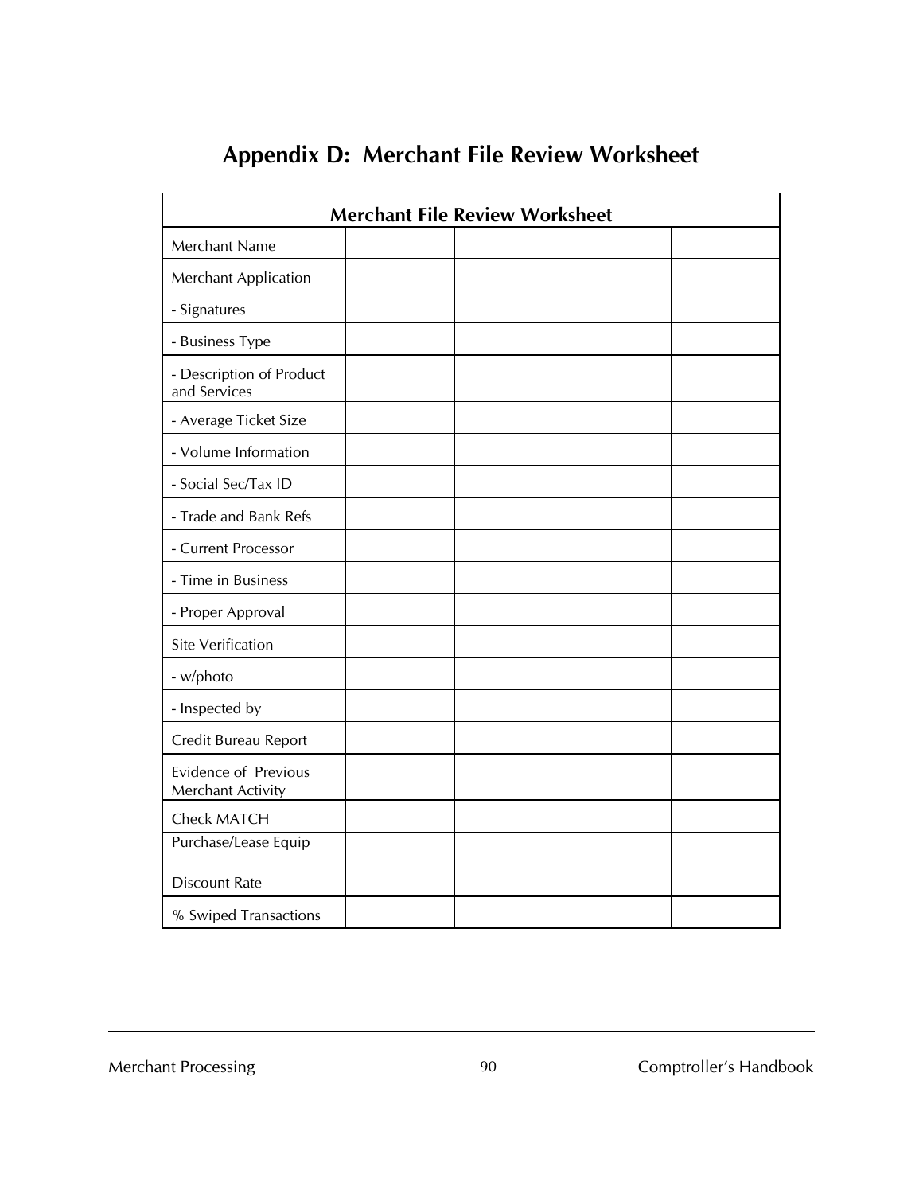# Appendix D: Merchant File Review Worksheet

| Merchant File Review Worksheet | | | | |
|---|---|---|---|---|
| Merchant Name | | | | |
| Merchant Application | | | | |
| - Signatures | | | | |
| - Business Type | | | | |
| - Description of Product and Services | | | | |
| - Average Ticket Size | | | | |
| - Volume Information | | | | |
| - Social Sec/Tax ID | | | | |
| - Trade and Bank Refs | | | | |
| - Current Processor | | | | |
| - Time in Business | | | | |
| - Proper Approval | | | | |
| Site Verification | | | | |
| - w/photo | | | | |
| - Inspected by | | | | |
| Credit Bureau Report | | | | |
| Evidence of Previous Merchant Activity | | | | |
| Check MATCH | | | | |
| Purchase/Lease Equip | | | | |
| Discount Rate | | | | |
| % Swiped Transactions | | | | |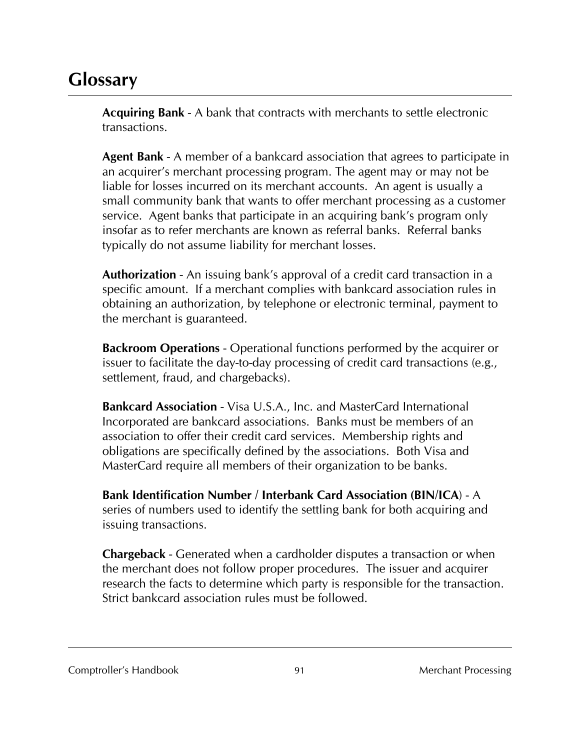# Glossary

**Acquiring Bank** - A bank that contracts with merchants to settle electronic transactions.

**Agent Bank** - A member of a bankcard association that agrees to participate in an acquirer's merchant processing program. The agent may or may not be liable for losses incurred on its merchant accounts. An agent is usually a small community bank that wants to offer merchant processing as a customer service. Agent banks that participate in an acquiring bank's program only insofar as to refer merchants are known as referral banks. Referral banks typically do not assume liability for merchant losses.

**Authorization** - An issuing bank's approval of a credit card transaction in a specific amount. If a merchant complies with bankcard association rules in obtaining an authorization, by telephone or electronic terminal, payment to the merchant is guaranteed.

**Backroom Operations** - Operational functions performed by the acquirer or issuer to facilitate the day-to-day processing of credit card transactions (e.g., settlement, fraud, and chargebacks).

**Bankcard Association** - Visa U.S.A., Inc. and MasterCard International Incorporated are bankcard associations. Banks must be members of an association to offer their credit card services. Membership rights and obligations are specifically defined by the associations. Both Visa and MasterCard require all members of their organization to be banks.

**Bank Identification Number / Interbank Card Association (BIN/ICA)** - A series of numbers used to identify the settling bank for both acquiring and issuing transactions.

**Chargeback** - Generated when a cardholder disputes a transaction or when the merchant does not follow proper procedures. The issuer and acquirer research the facts to determine which party is responsible for the transaction. Strict bankcard association rules must be followed.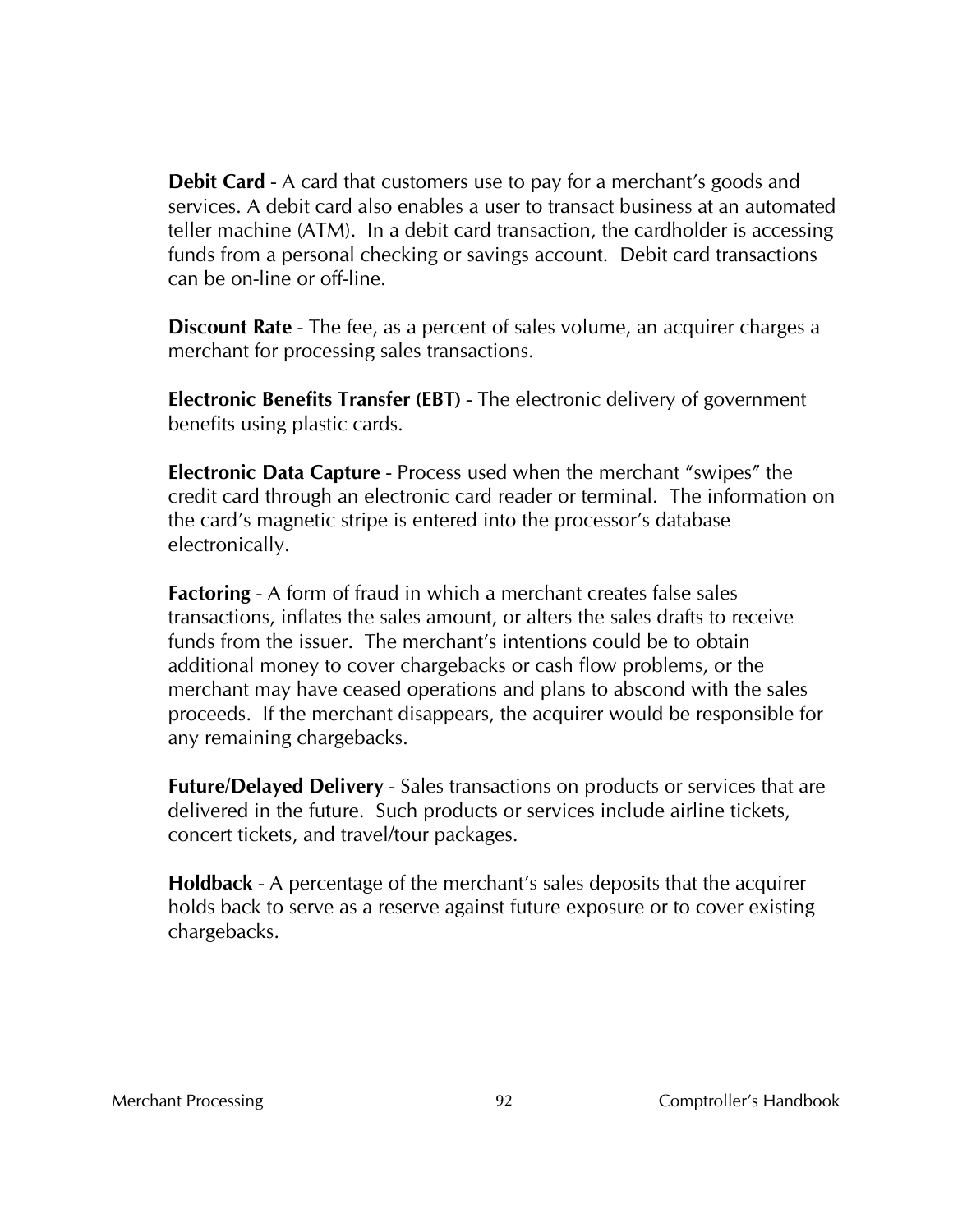**Debit Card** - A card that customers use to pay for a merchant's goods and services. A debit card also enables a user to transact business at an automated teller machine (ATM). In a debit card transaction, the cardholder is accessing funds from a personal checking or savings account. Debit card transactions can be on-line or off-line.

**Discount Rate** - The fee, as a percent of sales volume, an acquirer charges a merchant for processing sales transactions.

**Electronic Benefits Transfer (EBT)** - The electronic delivery of government benefits using plastic cards.

**Electronic Data Capture** - Process used when the merchant "swipes" the credit card through an electronic card reader or terminal. The information on the card's magnetic stripe is entered into the processor's database electronically.

**Factoring** - A form of fraud in which a merchant creates false sales transactions, inflates the sales amount, or alters the sales drafts to receive funds from the issuer. The merchant's intentions could be to obtain additional money to cover chargebacks or cash flow problems, or the merchant may have ceased operations and plans to abscond with the sales proceeds. If the merchant disappears, the acquirer would be responsible for any remaining chargebacks.

**Future/Delayed Delivery** - Sales transactions on products or services that are delivered in the future. Such products or services include airline tickets, concert tickets, and travel/tour packages.

**Holdback** - A percentage of the merchant's sales deposits that the acquirer holds back to serve as a reserve against future exposure or to cover existing chargebacks.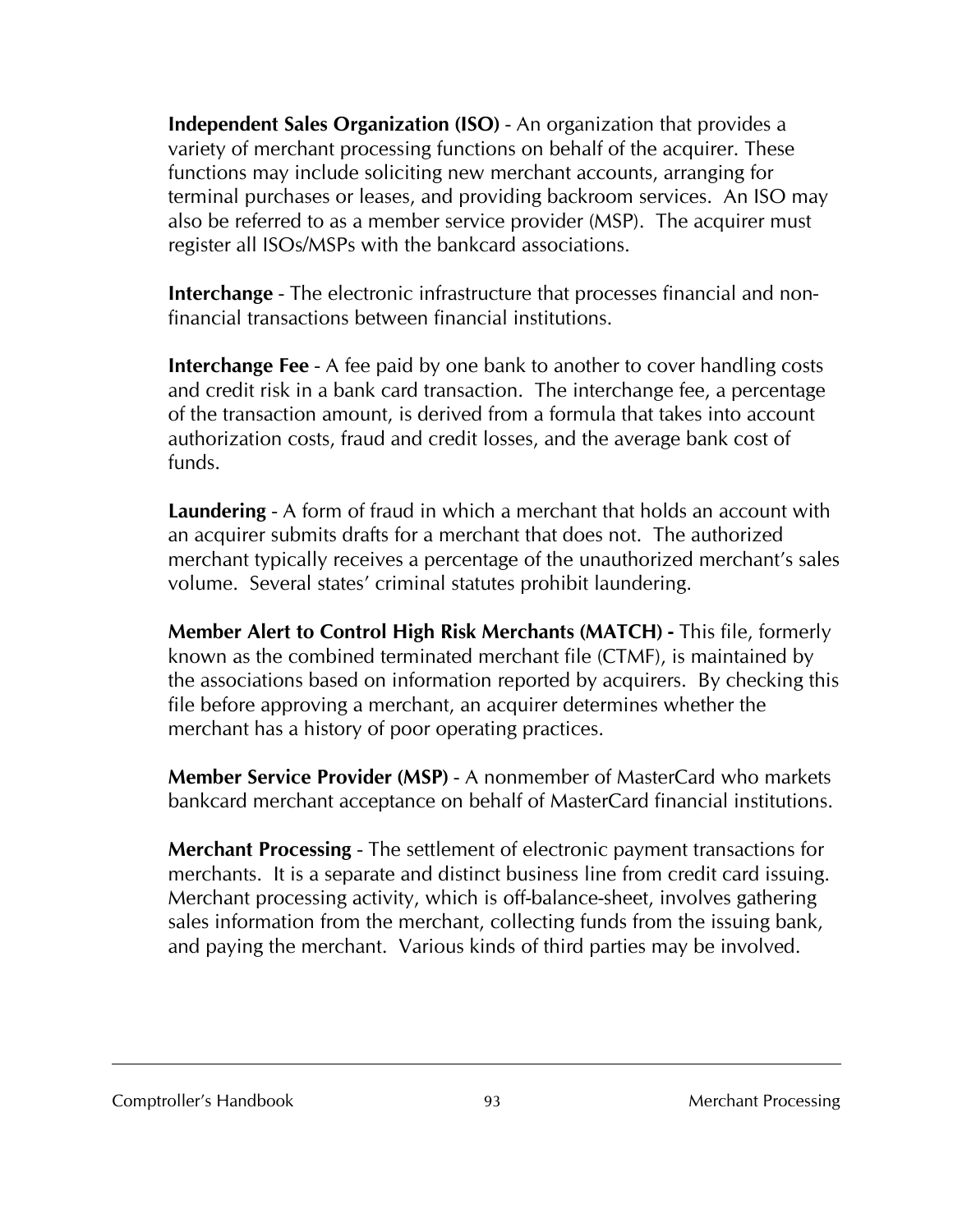**Independent Sales Organization (ISO)** - An organization that provides a variety of merchant processing functions on behalf of the acquirer. These functions may include soliciting new merchant accounts, arranging for terminal purchases or leases, and providing backroom services. An ISO may also be referred to as a member service provider (MSP). The acquirer must register all ISOs/MSPs with the bankcard associations.

**Interchange** - The electronic infrastructure that processes financial and non-financial transactions between financial institutions.

**Interchange Fee** - A fee paid by one bank to another to cover handling costs and credit risk in a bank card transaction. The interchange fee, a percentage of the transaction amount, is derived from a formula that takes into account authorization costs, fraud and credit losses, and the average bank cost of funds.

**Laundering** - A form of fraud in which a merchant that holds an account with an acquirer submits drafts for a merchant that does not. The authorized merchant typically receives a percentage of the unauthorized merchant's sales volume. Several states' criminal statutes prohibit laundering.

**Member Alert to Control High Risk Merchants (MATCH) -** This file, formerly known as the combined terminated merchant file (CTMF), is maintained by the associations based on information reported by acquirers. By checking this file before approving a merchant, an acquirer determines whether the merchant has a history of poor operating practices.

**Member Service Provider (MSP)** - A nonmember of MasterCard who markets bankcard merchant acceptance on behalf of MasterCard financial institutions.

**Merchant Processing** - The settlement of electronic payment transactions for merchants. It is a separate and distinct business line from credit card issuing. Merchant processing activity, which is off-balance-sheet, involves gathering sales information from the merchant, collecting funds from the issuing bank, and paying the merchant. Various kinds of third parties may be involved.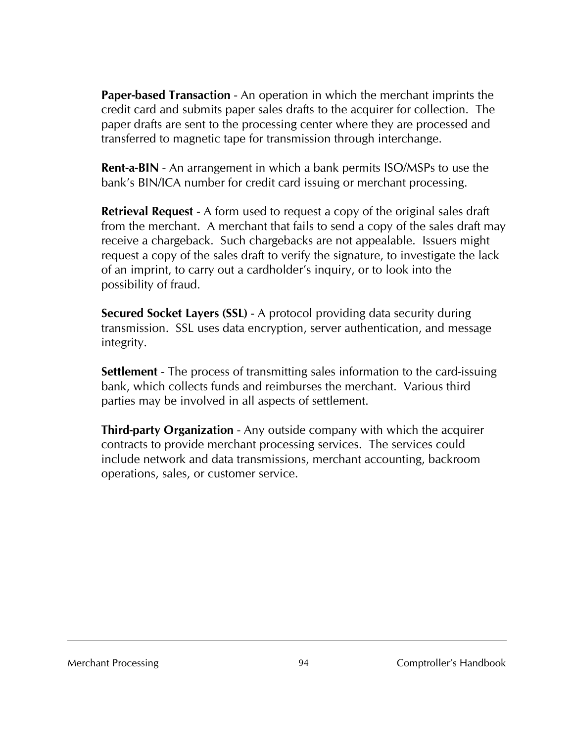**Paper-based Transaction** - An operation in which the merchant imprints the credit card and submits paper sales drafts to the acquirer for collection. The paper drafts are sent to the processing center where they are processed and transferred to magnetic tape for transmission through interchange.

**Rent-a-BIN** - An arrangement in which a bank permits ISO/MSPs to use the bank's BIN/ICA number for credit card issuing or merchant processing.

**Retrieval Request** - A form used to request a copy of the original sales draft from the merchant. A merchant that fails to send a copy of the sales draft may receive a chargeback. Such chargebacks are not appealable. Issuers might request a copy of the sales draft to verify the signature, to investigate the lack of an imprint, to carry out a cardholder's inquiry, or to look into the possibility of fraud.

**Secured Socket Layers (SSL)** - A protocol providing data security during transmission. SSL uses data encryption, server authentication, and message integrity.

**Settlement** - The process of transmitting sales information to the card-issuing bank, which collects funds and reimburses the merchant. Various third parties may be involved in all aspects of settlement.

**Third-party Organization** - Any outside company with which the acquirer contracts to provide merchant processing services. The services could include network and data transmissions, merchant accounting, backroom operations, sales, or customer service.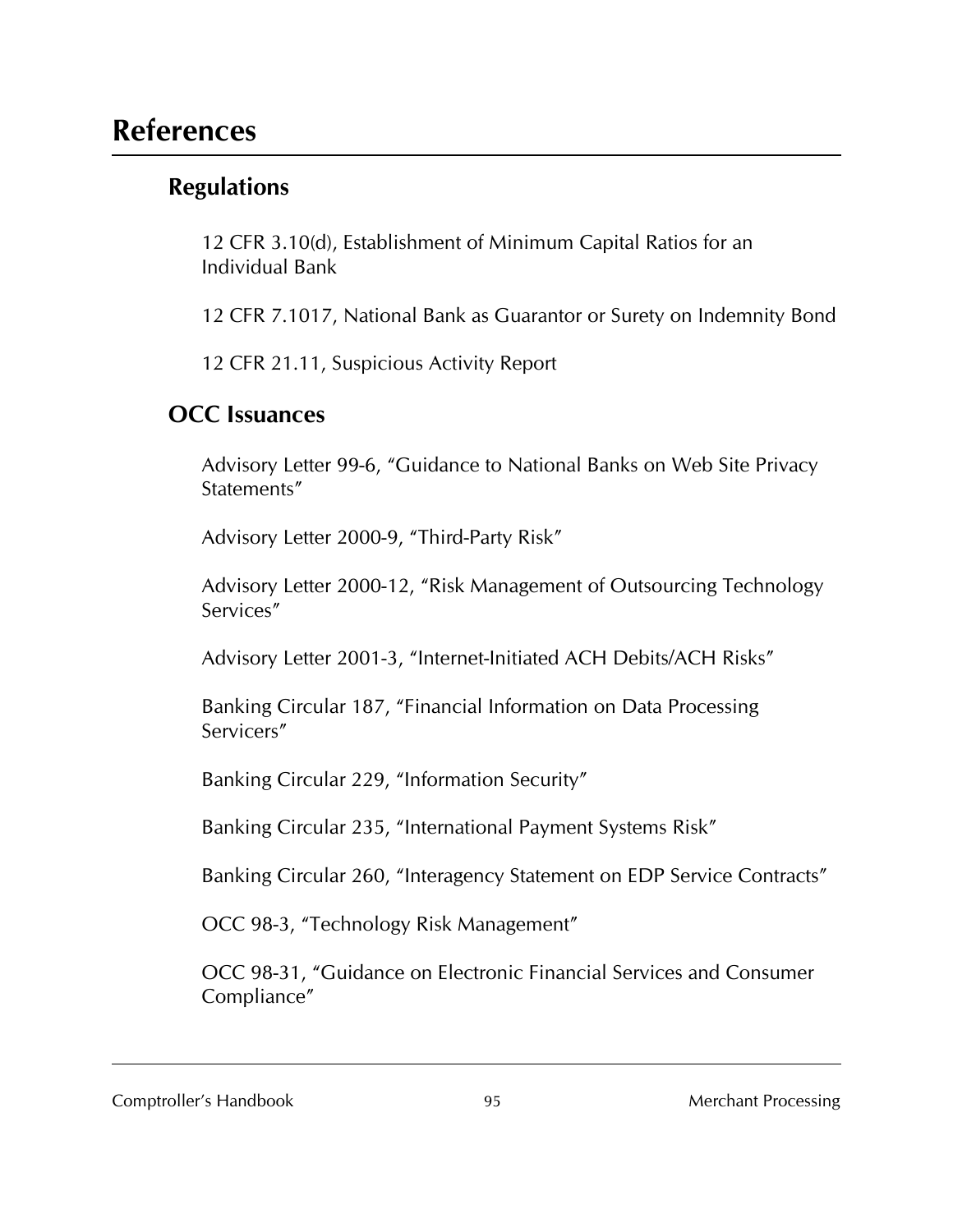# References

## Regulations

12 CFR 3.10(d), Establishment of Minimum Capital Ratios for an Individual Bank

12 CFR 7.1017, National Bank as Guarantor or Surety on Indemnity Bond

12 CFR 21.11, Suspicious Activity Report

## OCC Issuances

Advisory Letter 99-6, "Guidance to National Banks on Web Site Privacy Statements"

Advisory Letter 2000-9, "Third-Party Risk"

Advisory Letter 2000-12, "Risk Management of Outsourcing Technology Services"

Advisory Letter 2001-3, "Internet-Initiated ACH Debits/ACH Risks"

Banking Circular 187, "Financial Information on Data Processing Servicers"

Banking Circular 229, "Information Security"

Banking Circular 235, "International Payment Systems Risk"

Banking Circular 260, "Interagency Statement on EDP Service Contracts"

OCC 98-3, "Technology Risk Management"

OCC 98-31, "Guidance on Electronic Financial Services and Consumer Compliance"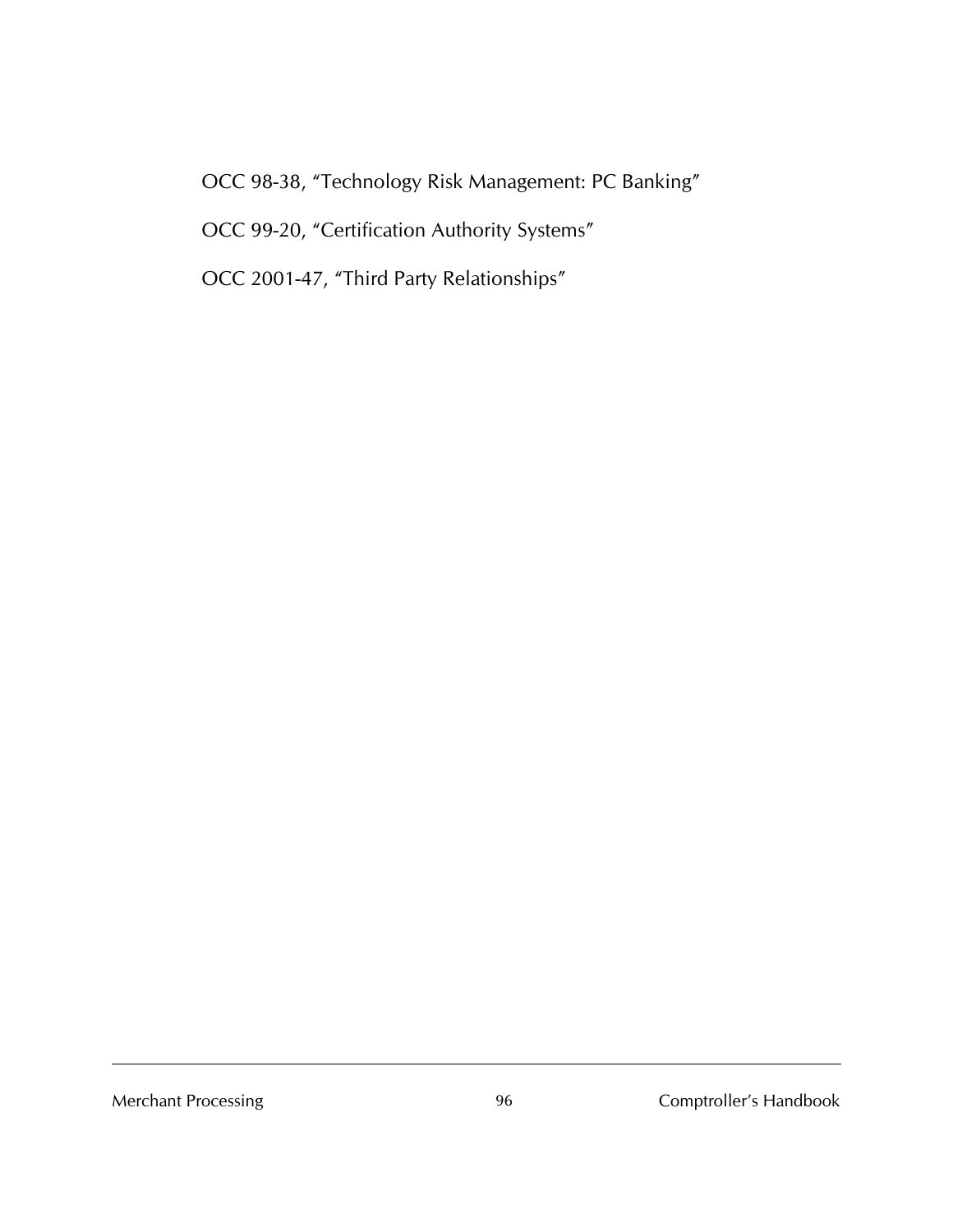OCC 98-38, "Technology Risk Management: PC Banking"

OCC 99-20, "Certification Authority Systems"

OCC 2001-47, "Third Party Relationships"